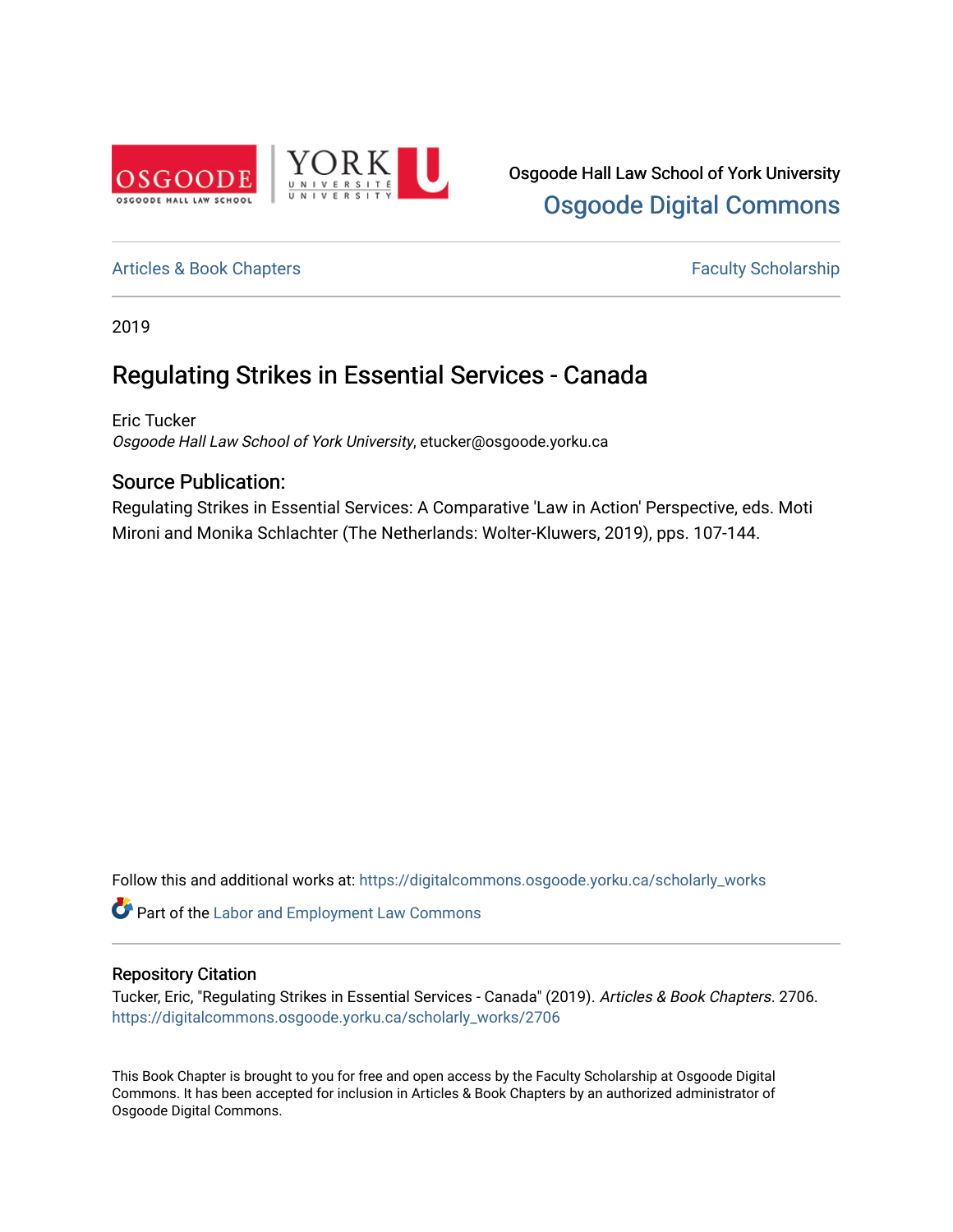Osgoode Hall Law School of York University

Osgoode Digital Commons

Articles & Book Chapters

Faculty Scholarship

2019

# Regulating Strikes in Essential Services - Canada

Eric Tucker
*Osgoode Hall Law School of York University*, etucker@osgoode.yorku.ca

## Source Publication:

Regulating Strikes in Essential Services: A Comparative 'Law in Action' Perspective, eds. Moti Mironi and Monika Schlachter (The Netherlands: Wolter-Kluwers, 2019), pps. 107-144.

Follow this and additional works at: https://digitalcommons.osgoode.yorku.ca/scholarly_works

Part of the Labor and Employment Law Commons

## Repository Citation

Tucker, Eric, "Regulating Strikes in Essential Services - Canada" (2019). *Articles & Book Chapters*. 2706.
https://digitalcommons.osgoode.yorku.ca/scholarly_works/2706

This Book Chapter is brought to you for free and open access by the Faculty Scholarship at Osgoode Digital Commons. It has been accepted for inclusion in Articles & Book Chapters by an authorized administrator of Osgoode Digital Commons.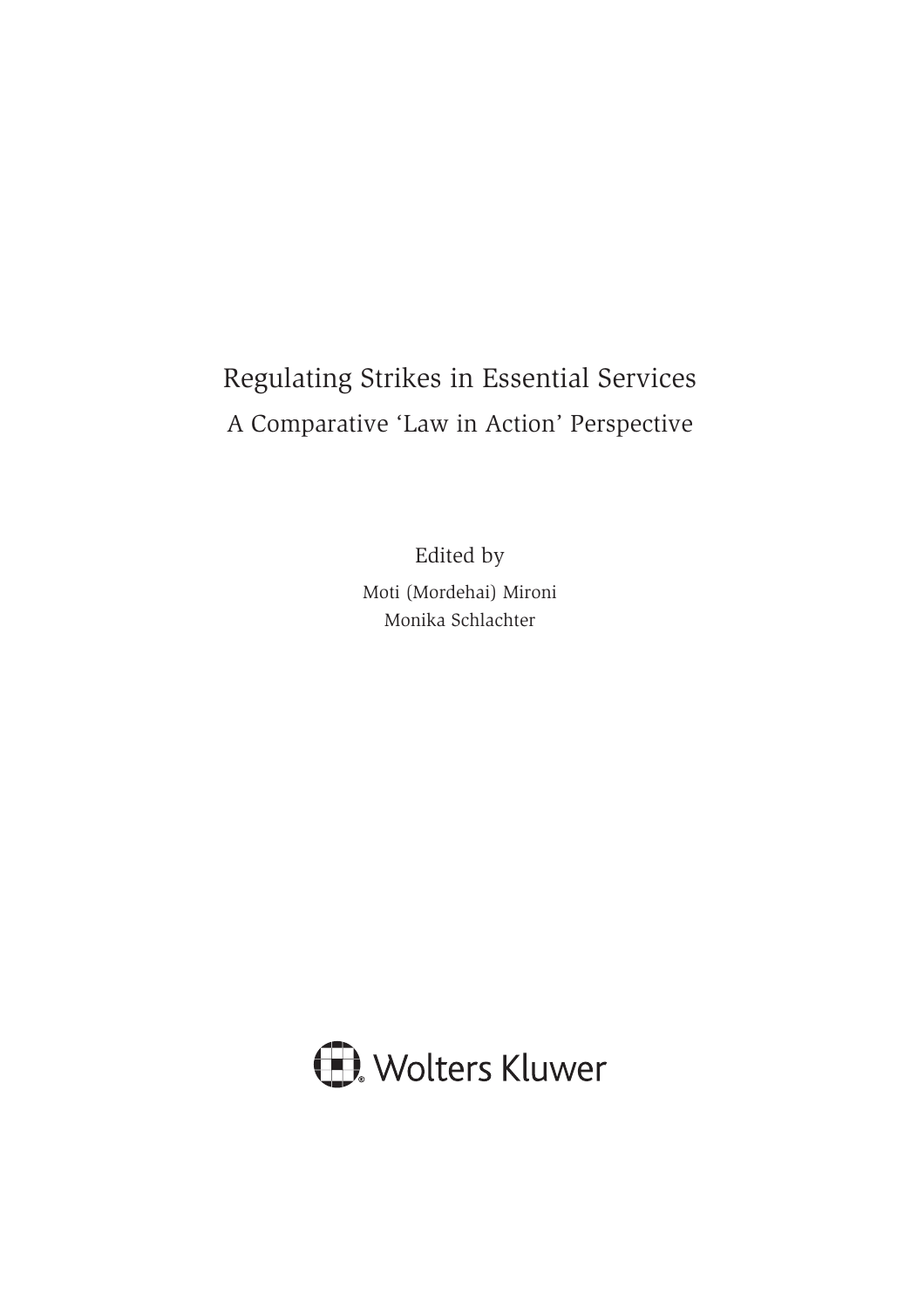# Regulating Strikes in Essential Services

## A Comparative 'Law in Action' Perspective

Edited by

Moti (Mordehai) Mironi

Monika Schlachter

Wolters Kluwer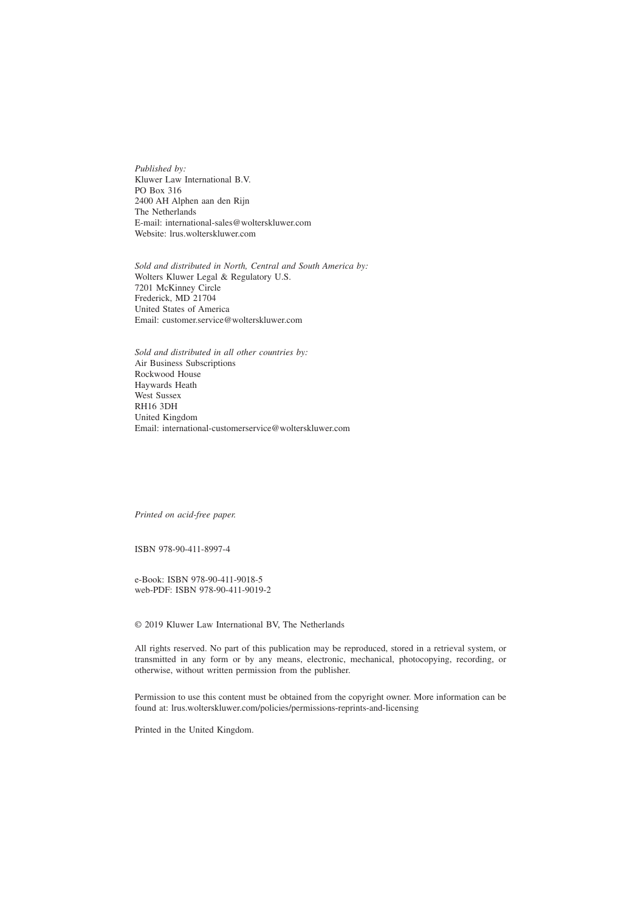*Published by:*
Kluwer Law International B.V.
PO Box 316
2400 AH Alphen aan den Rijn
The Netherlands
E-mail: international-sales@wolterskluwer.com
Website: lrus.wolterskluwer.com

*Sold and distributed in North, Central and South America by:*
Wolters Kluwer Legal & Regulatory U.S.
7201 McKinney Circle
Frederick, MD 21704
United States of America
Email: customer.service@wolterskluwer.com

*Sold and distributed in all other countries by:*
Air Business Subscriptions
Rockwood House
Haywards Heath
West Sussex
RH16 3DH
United Kingdom
Email: international-customerservice@wolterskluwer.com

*Printed on acid-free paper.*

ISBN 978-90-411-8997-4

e-Book: ISBN 978-90-411-9018-5
web-PDF: ISBN 978-90-411-9019-2

© 2019 Kluwer Law International BV, The Netherlands

All rights reserved. No part of this publication may be reproduced, stored in a retrieval system, or transmitted in any form or by any means, electronic, mechanical, photocopying, recording, or otherwise, without written permission from the publisher.

Permission to use this content must be obtained from the copyright owner. More information can be found at: lrus.wolterskluwer.com/policies/permissions-reprints-and-licensing

Printed in the United Kingdom.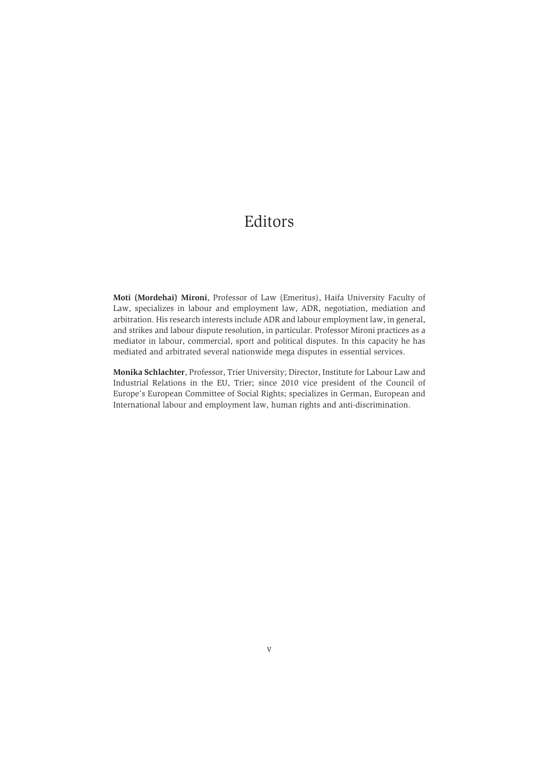# Editors

**Moti (Mordehai) Mironi**, Professor of Law (Emeritus), Haifa University Faculty of Law, specializes in labour and employment law, ADR, negotiation, mediation and arbitration. His research interests include ADR and labour employment law, in general, and strikes and labour dispute resolution, in particular. Professor Mironi practices as a mediator in labour, commercial, sport and political disputes. In this capacity he has mediated and arbitrated several nationwide mega disputes in essential services.

**Monika Schlachter**, Professor, Trier University; Director, Institute for Labour Law and Industrial Relations in the EU, Trier; since 2010 vice president of the Council of Europe's European Committee of Social Rights; specializes in German, European and International labour and employment law, human rights and anti-discrimination.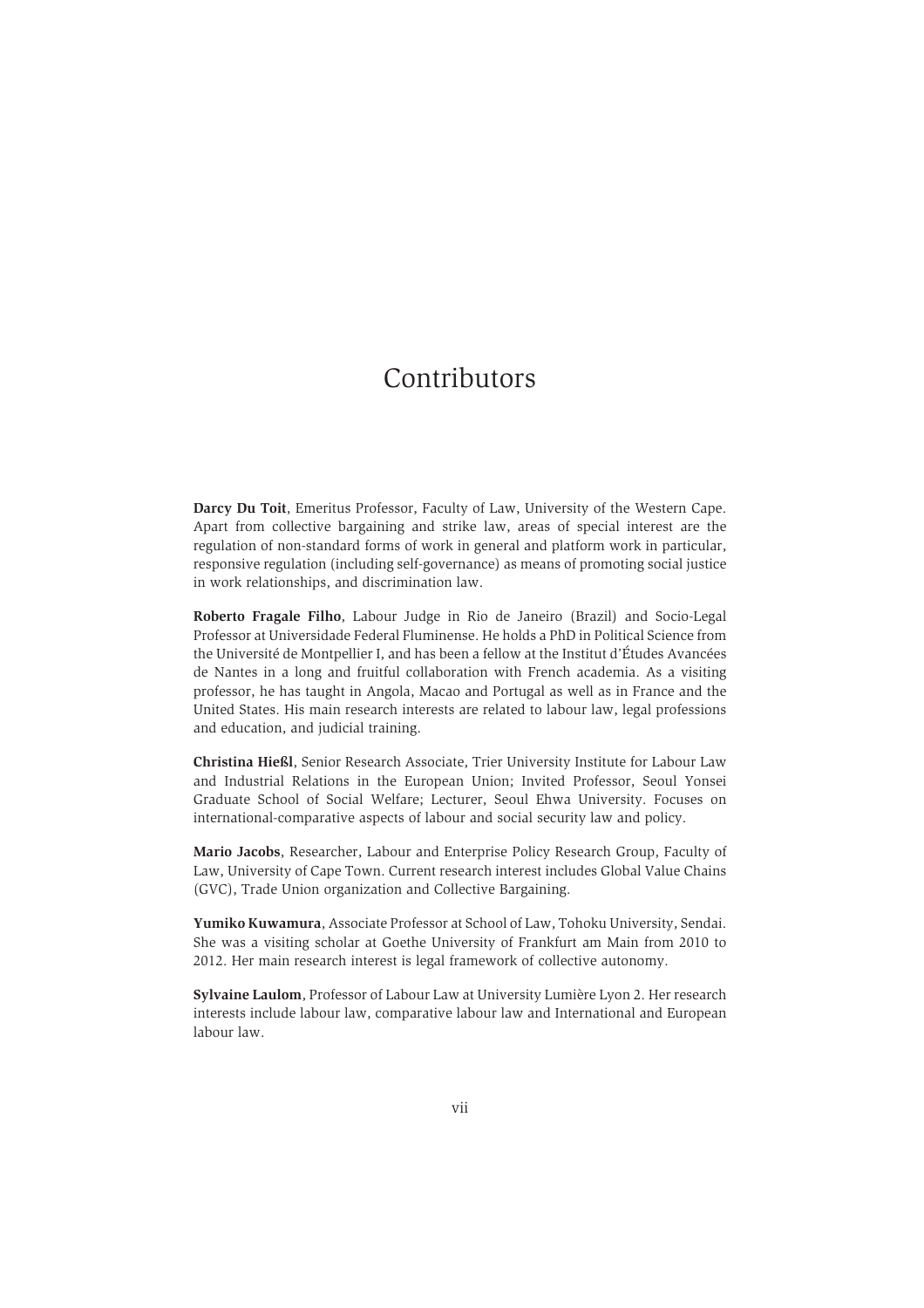# Contributors

**Darcy Du Toit**, Emeritus Professor, Faculty of Law, University of the Western Cape. Apart from collective bargaining and strike law, areas of special interest are the regulation of non-standard forms of work in general and platform work in particular, responsive regulation (including self-governance) as means of promoting social justice in work relationships, and discrimination law.

**Roberto Fragale Filho**, Labour Judge in Rio de Janeiro (Brazil) and Socio-Legal Professor at Universidade Federal Fluminense. He holds a PhD in Political Science from the Université de Montpellier I, and has been a fellow at the Institut d'Études Avancées de Nantes in a long and fruitful collaboration with French academia. As a visiting professor, he has taught in Angola, Macao and Portugal as well as in France and the United States. His main research interests are related to labour law, legal professions and education, and judicial training.

**Christina Hießl**, Senior Research Associate, Trier University Institute for Labour Law and Industrial Relations in the European Union; Invited Professor, Seoul Yonsei Graduate School of Social Welfare; Lecturer, Seoul Ehwa University. Focuses on international-comparative aspects of labour and social security law and policy.

**Mario Jacobs**, Researcher, Labour and Enterprise Policy Research Group, Faculty of Law, University of Cape Town. Current research interest includes Global Value Chains (GVC), Trade Union organization and Collective Bargaining.

**Yumiko Kuwamura**, Associate Professor at School of Law, Tohoku University, Sendai. She was a visiting scholar at Goethe University of Frankfurt am Main from 2010 to 2012. Her main research interest is legal framework of collective autonomy.

**Sylvaine Laulom**, Professor of Labour Law at University Lumière Lyon 2. Her research interests include labour law, comparative labour law and International and European labour law.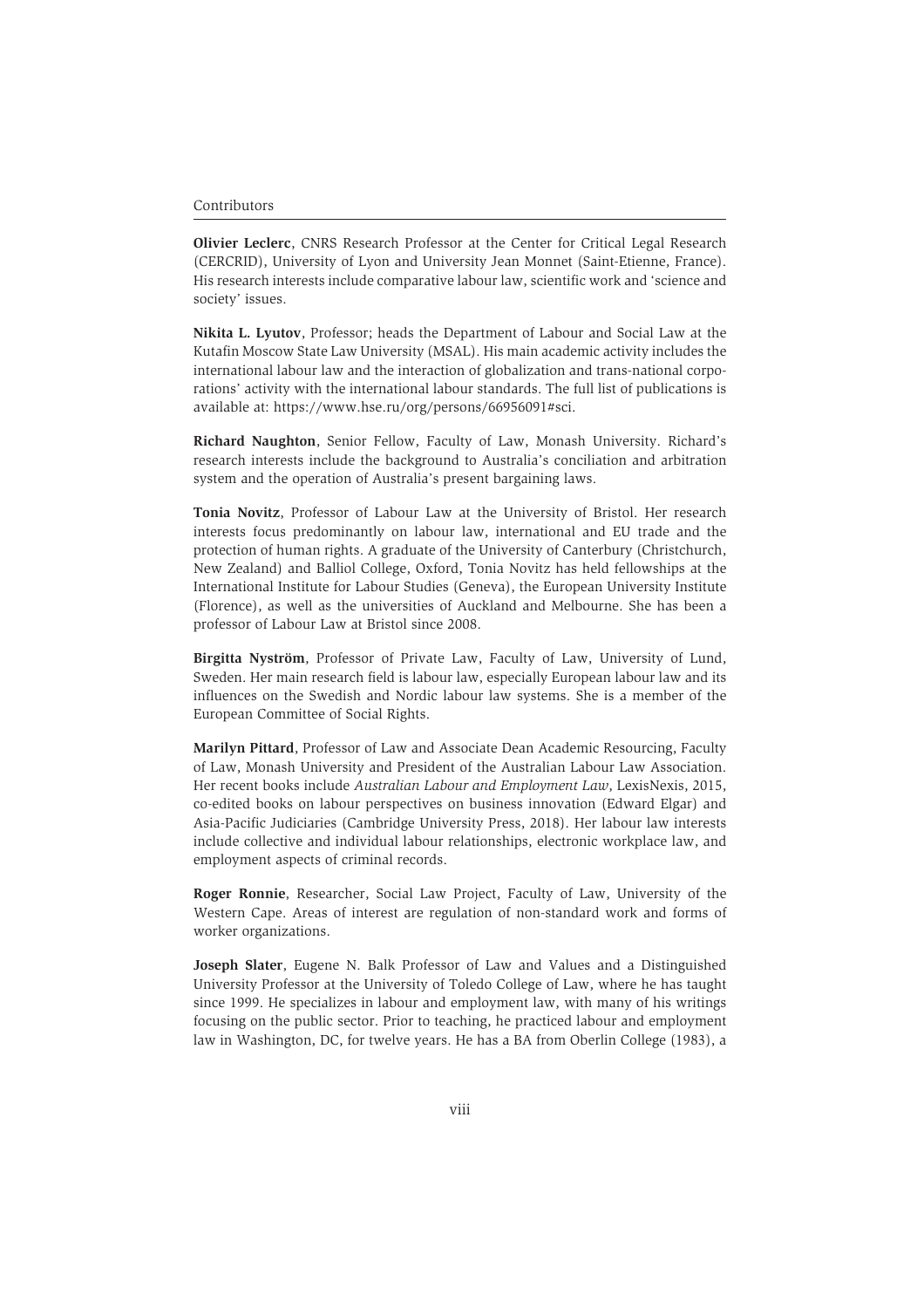**Olivier Leclerc**, CNRS Research Professor at the Center for Critical Legal Research (CERCRID), University of Lyon and University Jean Monnet (Saint-Etienne, France). His research interests include comparative labour law, scientific work and 'science and society' issues.

**Nikita L. Lyutov**, Professor; heads the Department of Labour and Social Law at the Kutafin Moscow State Law University (MSAL). His main academic activity includes the international labour law and the interaction of globalization and trans-national corporations' activity with the international labour standards. The full list of publications is available at: https://www.hse.ru/org/persons/66956091#sci.

**Richard Naughton**, Senior Fellow, Faculty of Law, Monash University. Richard's research interests include the background to Australia's conciliation and arbitration system and the operation of Australia's present bargaining laws.

**Tonia Novitz**, Professor of Labour Law at the University of Bristol. Her research interests focus predominantly on labour law, international and EU trade and the protection of human rights. A graduate of the University of Canterbury (Christchurch, New Zealand) and Balliol College, Oxford, Tonia Novitz has held fellowships at the International Institute for Labour Studies (Geneva), the European University Institute (Florence), as well as the universities of Auckland and Melbourne. She has been a professor of Labour Law at Bristol since 2008.

**Birgitta Nyström**, Professor of Private Law, Faculty of Law, University of Lund, Sweden. Her main research field is labour law, especially European labour law and its influences on the Swedish and Nordic labour law systems. She is a member of the European Committee of Social Rights.

**Marilyn Pittard**, Professor of Law and Associate Dean Academic Resourcing, Faculty of Law, Monash University and President of the Australian Labour Law Association. Her recent books include *Australian Labour and Employment Law*, LexisNexis, 2015, co-edited books on labour perspectives on business innovation (Edward Elgar) and Asia-Pacific Judiciaries (Cambridge University Press, 2018). Her labour law interests include collective and individual labour relationships, electronic workplace law, and employment aspects of criminal records.

**Roger Ronnie**, Researcher, Social Law Project, Faculty of Law, University of the Western Cape. Areas of interest are regulation of non-standard work and forms of worker organizations.

**Joseph Slater**, Eugene N. Balk Professor of Law and Values and a Distinguished University Professor at the University of Toledo College of Law, where he has taught since 1999. He specializes in labour and employment law, with many of his writings focusing on the public sector. Prior to teaching, he practiced labour and employment law in Washington, DC, for twelve years. He has a BA from Oberlin College (1983), a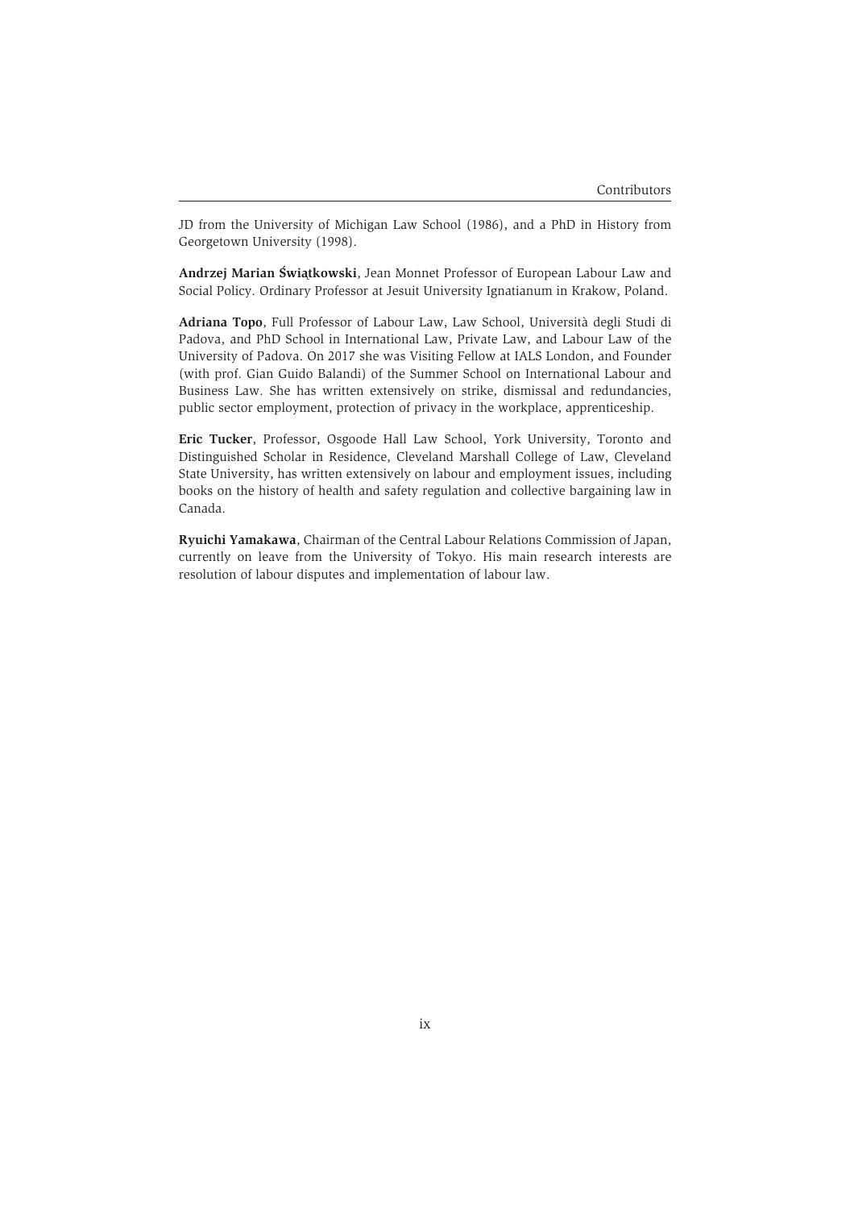JD from the University of Michigan Law School (1986), and a PhD in History from Georgetown University (1998).

**Andrzej Marian Świątkowski**, Jean Monnet Professor of European Labour Law and Social Policy. Ordinary Professor at Jesuit University Ignatianum in Krakow, Poland.

**Adriana Topo**, Full Professor of Labour Law, Law School, Università degli Studi di Padova, and PhD School in International Law, Private Law, and Labour Law of the University of Padova. On 2017 she was Visiting Fellow at IALS London, and Founder (with prof. Gian Guido Balandi) of the Summer School on International Labour and Business Law. She has written extensively on strike, dismissal and redundancies, public sector employment, protection of privacy in the workplace, apprenticeship.

**Eric Tucker**, Professor, Osgoode Hall Law School, York University, Toronto and Distinguished Scholar in Residence, Cleveland Marshall College of Law, Cleveland State University, has written extensively on labour and employment issues, including books on the history of health and safety regulation and collective bargaining law in Canada.

**Ryuichi Yamakawa**, Chairman of the Central Labour Relations Commission of Japan, currently on leave from the University of Tokyo. His main research interests are resolution of labour disputes and implementation of labour law.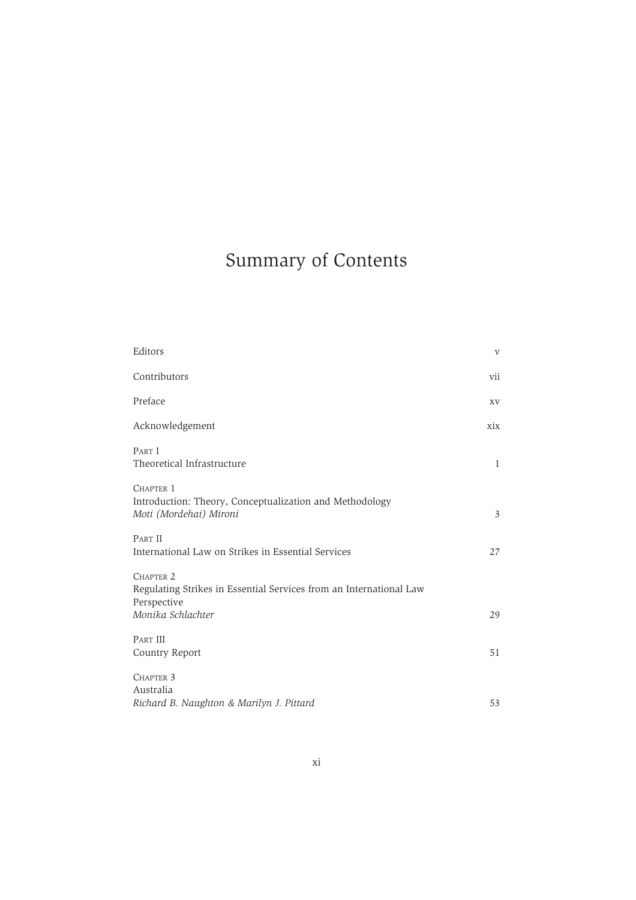# Summary of Contents

| | |
|---|---|
| Editors | v |
| Contributors | vii |
| Preface | xv |
| Acknowledgement | xix |
| PART I<br>Theoretical Infrastructure | 1 |
| CHAPTER 1<br>Introduction: Theory, Conceptualization and Methodology<br>*Moti (Mordehai) Mironi* | 3 |
| PART II<br>International Law on Strikes in Essential Services | 27 |
| CHAPTER 2<br>Regulating Strikes in Essential Services from an International Law Perspective<br>*Monika Schlachter* | 29 |
| PART III<br>Country Report | 51 |
| CHAPTER 3<br>Australia<br>*Richard B. Naughton & Marilyn J. Pittard* | 53 |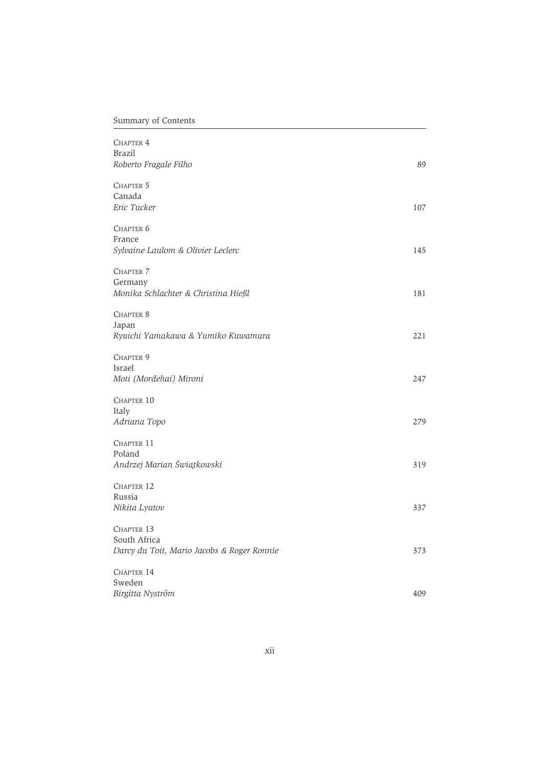Chapter 4
Brazil
*Roberto Fragale Filho* 89

Chapter 5
Canada
*Eric Tucker* 107

Chapter 6
France
*Sylvaine Laulom & Olivier Leclerc* 145

Chapter 7
Germany
*Monika Schlachter & Christina Hießl* 181

Chapter 8
Japan
*Ryuichi Yamakawa & Yumiko Kuwamura* 221

Chapter 9
Israel
*Moti (Mordehai) Mironi* 247

Chapter 10
Italy
*Adriana Topo* 279

Chapter 11
Poland
*Andrzej Marian Świątkowski* 319

Chapter 12
Russia
*Nikita Lyutov* 337

Chapter 13
South Africa
*Darcy du Toit, Mario Jacobs & Roger Ronnie* 373

Chapter 14
Sweden
*Birgitta Nyström* 409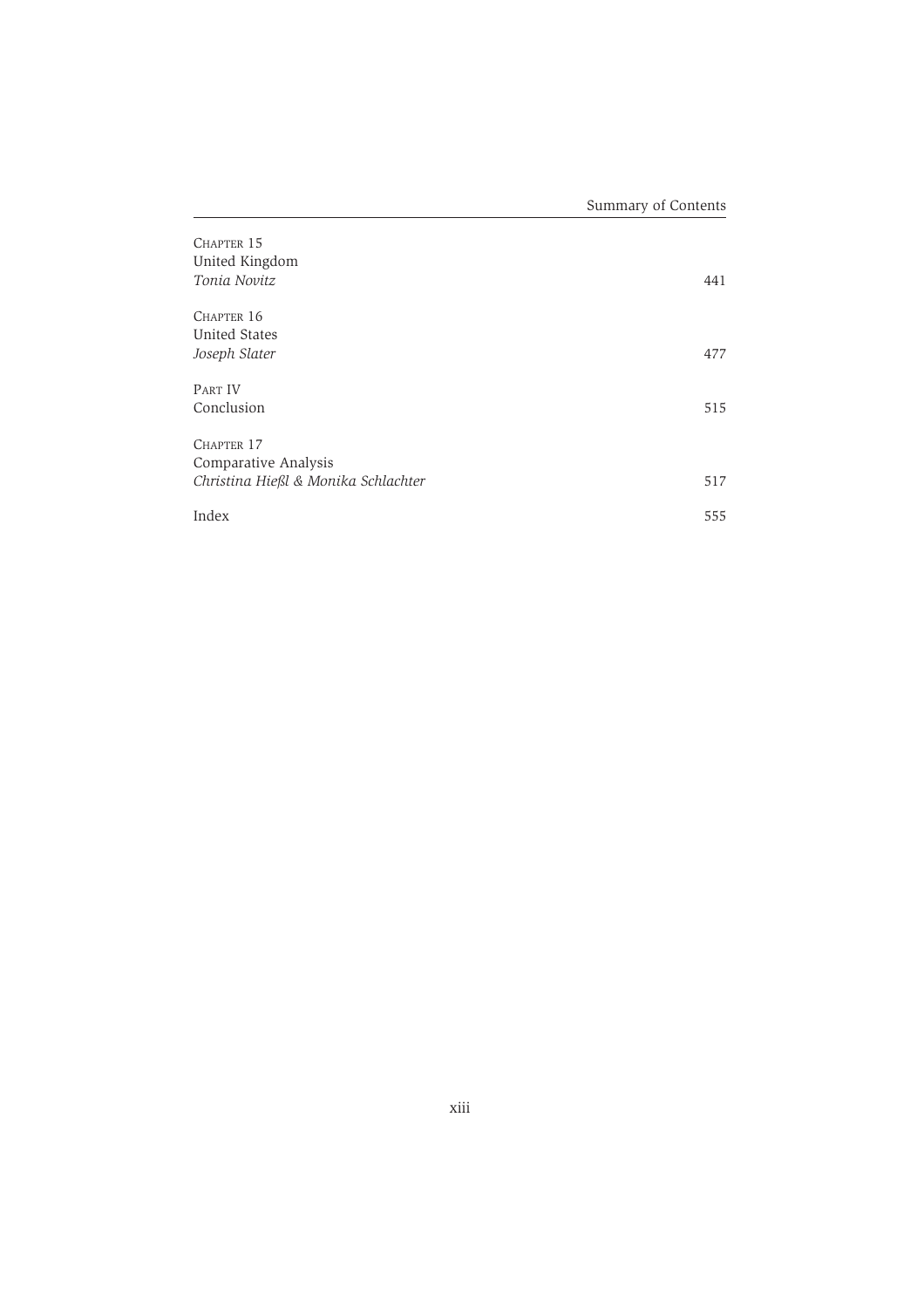CHAPTER 15
United Kingdom
*Tonia Novitz* 441

CHAPTER 16
United States
*Joseph Slater* 477

PART IV
Conclusion 515

CHAPTER 17
Comparative Analysis
*Christina Hießl & Monika Schlachter* 517

Index 555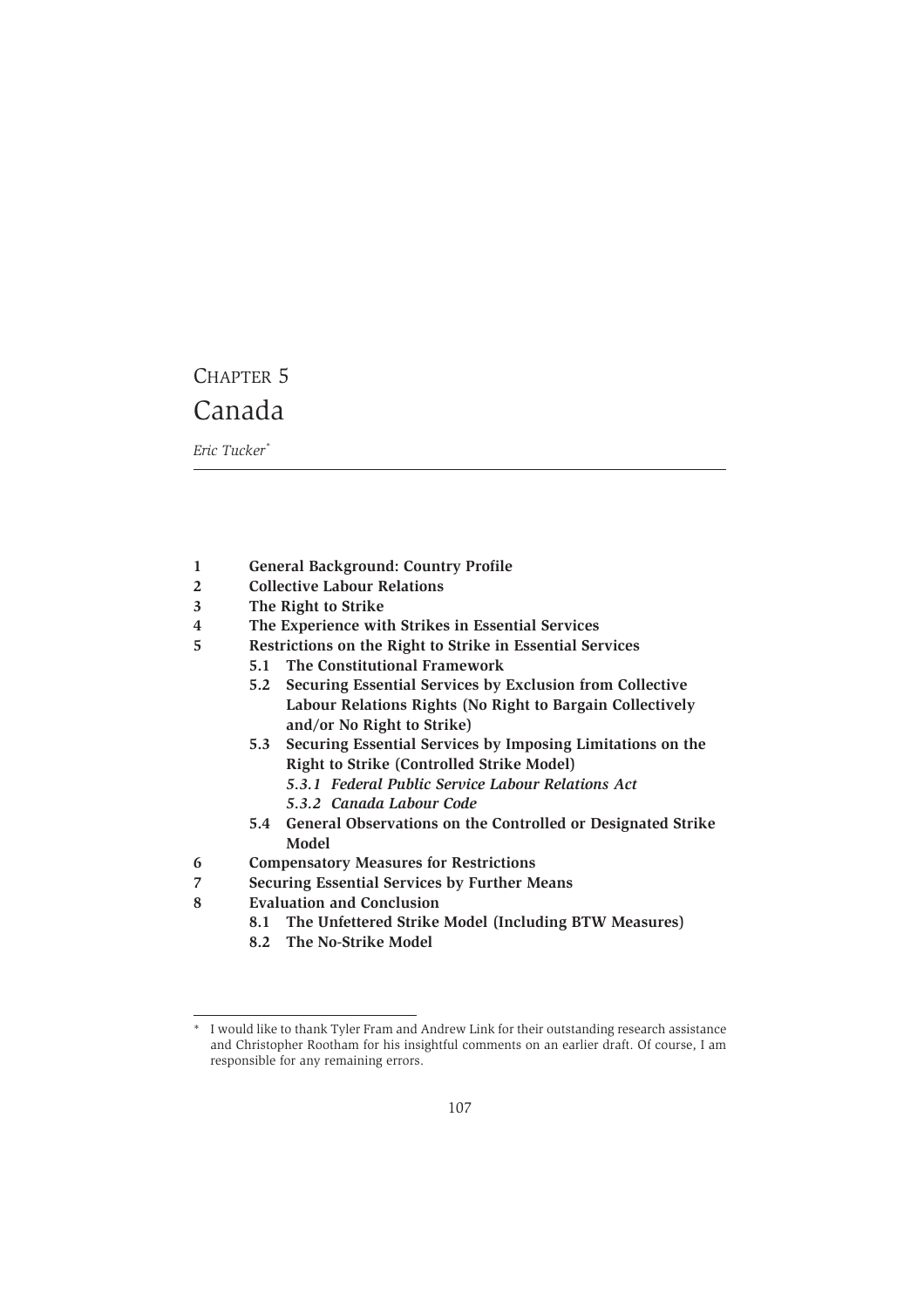# CHAPTER 5

# Canada

*Eric Tucker*[*]

1 **General Background: Country Profile**
2 **Collective Labour Relations**
3 **The Right to Strike**
4 **The Experience with Strikes in Essential Services**
5 **Restrictions on the Right to Strike in Essential Services**
   5.1 **The Constitutional Framework**
   5.2 **Securing Essential Services by Exclusion from Collective Labour Relations Rights (No Right to Bargain Collectively and/or No Right to Strike)**
   5.3 **Securing Essential Services by Imposing Limitations on the Right to Strike (Controlled Strike Model)**
      *5.3.1 Federal Public Service Labour Relations Act*
      *5.3.2 Canada Labour Code*
   5.4 **General Observations on the Controlled or Designated Strike Model**
6 **Compensatory Measures for Restrictions**
7 **Securing Essential Services by Further Means**
8 **Evaluation and Conclusion**
   8.1 **The Unfettered Strike Model (Including BTW Measures)**
   8.2 **The No-Strike Model**

---

[*] I would like to thank Tyler Fram and Andrew Link for their outstanding research assistance and Christopher Rootham for his insightful comments on an earlier draft. Of course, I am responsible for any remaining errors.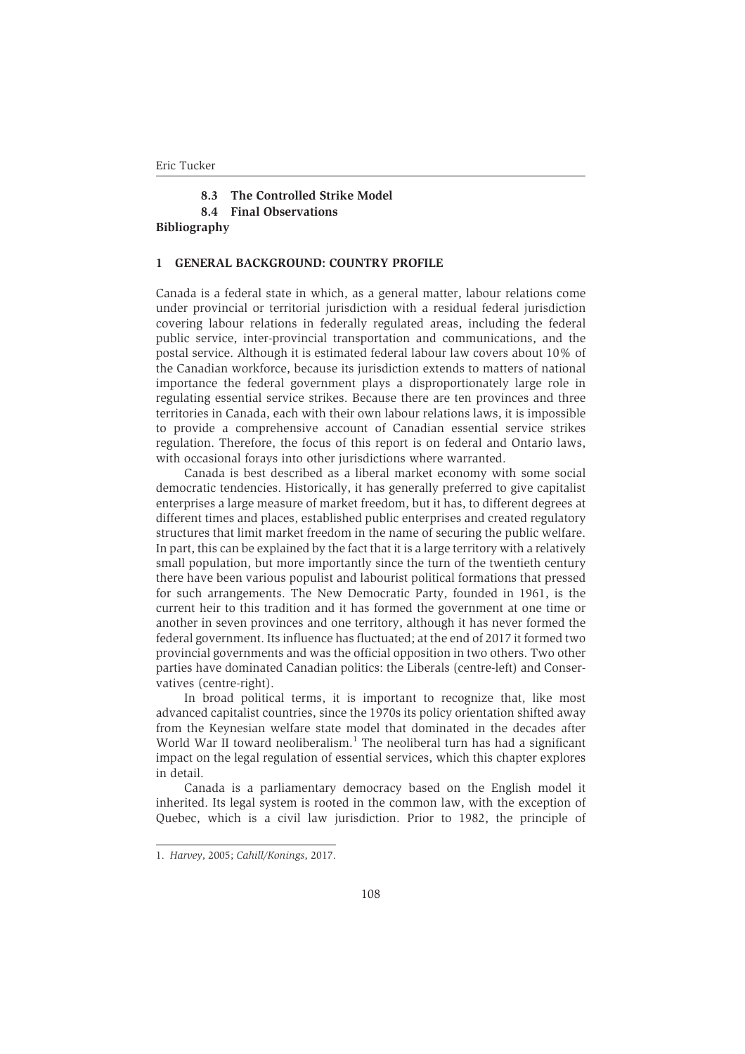8.3 The Controlled Strike Model
8.4 Final Observations

Bibliography

## 1 GENERAL BACKGROUND: COUNTRY PROFILE

Canada is a federal state in which, as a general matter, labour relations come under provincial or territorial jurisdiction with a residual federal jurisdiction covering labour relations in federally regulated areas, including the federal public service, inter-provincial transportation and communications, and the postal service. Although it is estimated federal labour law covers about 10% of the Canadian workforce, because its jurisdiction extends to matters of national importance the federal government plays a disproportionately large role in regulating essential service strikes. Because there are ten provinces and three territories in Canada, each with their own labour relations laws, it is impossible to provide a comprehensive account of Canadian essential service strikes regulation. Therefore, the focus of this report is on federal and Ontario laws, with occasional forays into other jurisdictions where warranted.

Canada is best described as a liberal market economy with some social democratic tendencies. Historically, it has generally preferred to give capitalist enterprises a large measure of market freedom, but it has, to different degrees at different times and places, established public enterprises and created regulatory structures that limit market freedom in the name of securing the public welfare. In part, this can be explained by the fact that it is a large territory with a relatively small population, but more importantly since the turn of the twentieth century there have been various populist and labourist political formations that pressed for such arrangements. The New Democratic Party, founded in 1961, is the current heir to this tradition and it has formed the government at one time or another in seven provinces and one territory, although it has never formed the federal government. Its influence has fluctuated; at the end of 2017 it formed two provincial governments and was the official opposition in two others. Two other parties have dominated Canadian politics: the Liberals (centre-left) and Conservatives (centre-right).

In broad political terms, it is important to recognize that, like most advanced capitalist countries, since the 1970s its policy orientation shifted away from the Keynesian welfare state model that dominated in the decades after World War II toward neoliberalism.[1] The neoliberal turn has had a significant impact on the legal regulation of essential services, which this chapter explores in detail.

Canada is a parliamentary democracy based on the English model it inherited. Its legal system is rooted in the common law, with the exception of Quebec, which is a civil law jurisdiction. Prior to 1982, the principle of

---

1. *Harvey*, 2005; *Cahill/Konings*, 2017.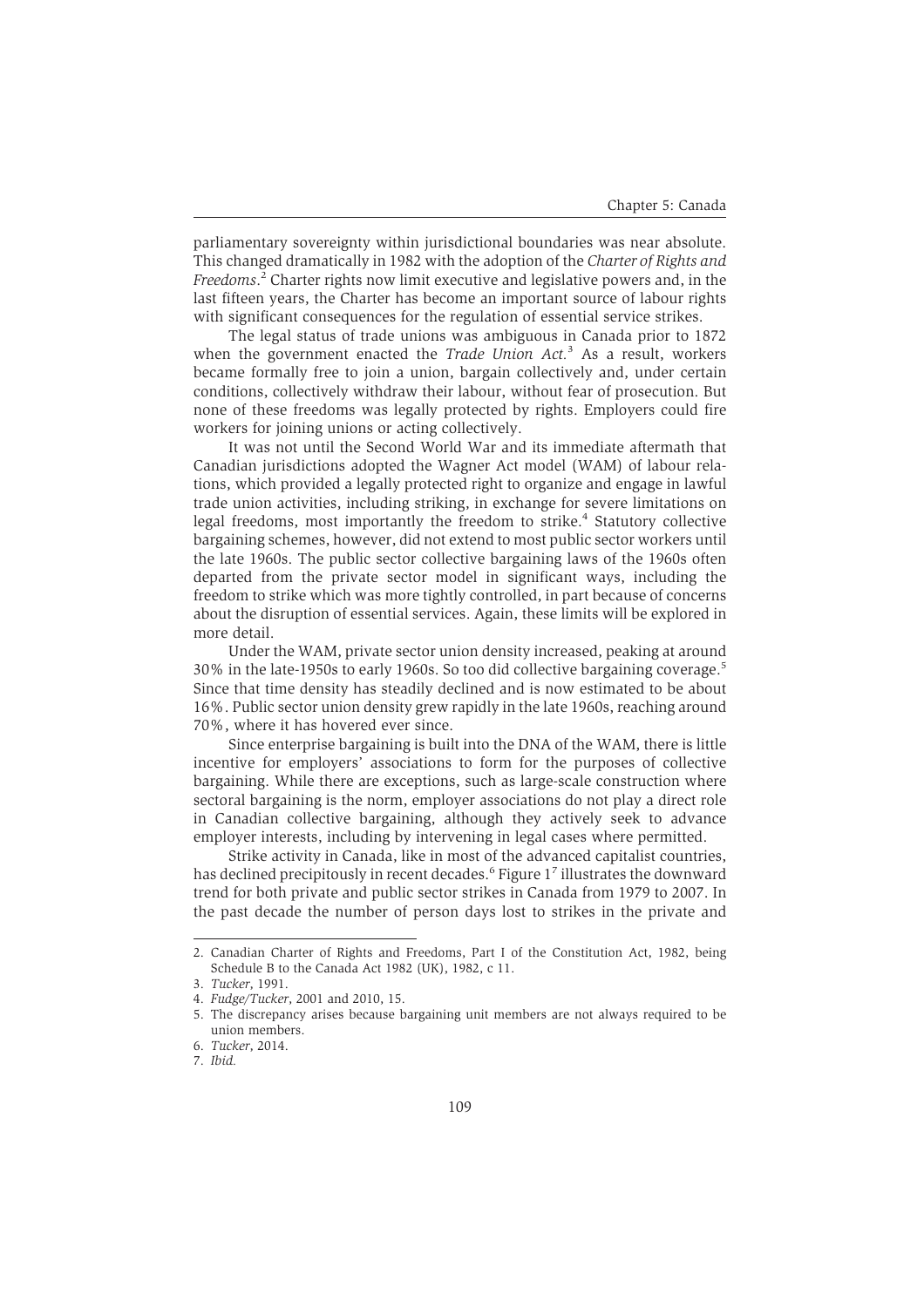parliamentary sovereignty within jurisdictional boundaries was near absolute. This changed dramatically in 1982 with the adoption of the *Charter of Rights and Freedoms*.[2] Charter rights now limit executive and legislative powers and, in the last fifteen years, the Charter has become an important source of labour rights with significant consequences for the regulation of essential service strikes.

The legal status of trade unions was ambiguous in Canada prior to 1872 when the government enacted the *Trade Union Act*.[3] As a result, workers became formally free to join a union, bargain collectively and, under certain conditions, collectively withdraw their labour, without fear of prosecution. But none of these freedoms was legally protected by rights. Employers could fire workers for joining unions or acting collectively.

It was not until the Second World War and its immediate aftermath that Canadian jurisdictions adopted the Wagner Act model (WAM) of labour relations, which provided a legally protected right to organize and engage in lawful trade union activities, including striking, in exchange for severe limitations on legal freedoms, most importantly the freedom to strike.[4] Statutory collective bargaining schemes, however, did not extend to most public sector workers until the late 1960s. The public sector collective bargaining laws of the 1960s often departed from the private sector model in significant ways, including the freedom to strike which was more tightly controlled, in part because of concerns about the disruption of essential services. Again, these limits will be explored in more detail.

Under the WAM, private sector union density increased, peaking at around 30% in the late-1950s to early 1960s. So too did collective bargaining coverage.[5] Since that time density has steadily declined and is now estimated to be about 16%. Public sector union density grew rapidly in the late 1960s, reaching around 70%, where it has hovered ever since.

Since enterprise bargaining is built into the DNA of the WAM, there is little incentive for employers' associations to form for the purposes of collective bargaining. While there are exceptions, such as large-scale construction where sectoral bargaining is the norm, employer associations do not play a direct role in Canadian collective bargaining, although they actively seek to advance employer interests, including by intervening in legal cases where permitted.

Strike activity in Canada, like in most of the advanced capitalist countries, has declined precipitously in recent decades.[6] Figure 1[7] illustrates the downward trend for both private and public sector strikes in Canada from 1979 to 2007. In the past decade the number of person days lost to strikes in the private and

---

2. Canadian Charter of Rights and Freedoms, Part I of the Constitution Act, 1982, being Schedule B to the Canada Act 1982 (UK), 1982, c 11.
3. *Tucker*, 1991.
4. *Fudge/Tucker*, 2001 and 2010, 15.
5. The discrepancy arises because bargaining unit members are not always required to be union members.
6. *Tucker*, 2014.
7. *Ibid.*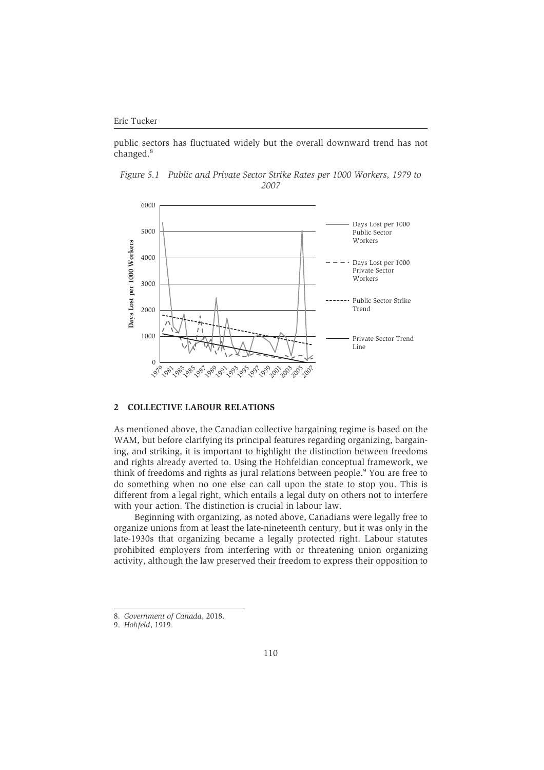public sectors has fluctuated widely but the overall downward trend has not changed.[8]

*Figure 5.1 Public and Private Sector Strike Rates per 1000 Workers, 1979 to 2007*

## 2 COLLECTIVE LABOUR RELATIONS

As mentioned above, the Canadian collective bargaining regime is based on the WAM, but before clarifying its principal features regarding organizing, bargaining, and striking, it is important to highlight the distinction between freedoms and rights already averted to. Using the Hohfeldian conceptual framework, we think of freedoms and rights as jural relations between people.[9] You are free to do something when no one else can call upon the state to stop you. This is different from a legal right, which entails a legal duty on others not to interfere with your action. The distinction is crucial in labour law.

Beginning with organizing, as noted above, Canadians were legally free to organize unions from at least the late-nineteenth century, but it was only in the late-1930s that organizing became a legally protected right. Labour statutes prohibited employers from interfering with or threatening union organizing activity, although the law preserved their freedom to express their opposition to

---

8. *Government of Canada*, 2018.

9. *Hohfeld*, 1919.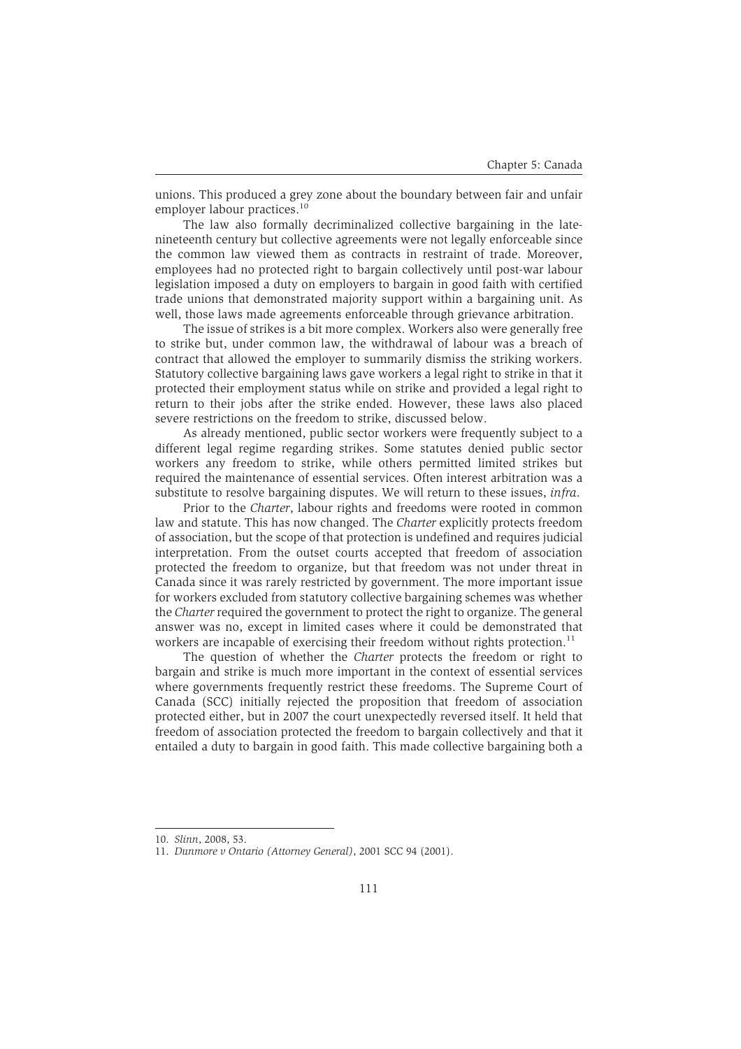unions. This produced a grey zone about the boundary between fair and unfair employer labour practices.[10]

The law also formally decriminalized collective bargaining in the late-nineteenth century but collective agreements were not legally enforceable since the common law viewed them as contracts in restraint of trade. Moreover, employees had no protected right to bargain collectively until post-war labour legislation imposed a duty on employers to bargain in good faith with certified trade unions that demonstrated majority support within a bargaining unit. As well, those laws made agreements enforceable through grievance arbitration.

The issue of strikes is a bit more complex. Workers also were generally free to strike but, under common law, the withdrawal of labour was a breach of contract that allowed the employer to summarily dismiss the striking workers. Statutory collective bargaining laws gave workers a legal right to strike in that it protected their employment status while on strike and provided a legal right to return to their jobs after the strike ended. However, these laws also placed severe restrictions on the freedom to strike, discussed below.

As already mentioned, public sector workers were frequently subject to a different legal regime regarding strikes. Some statutes denied public sector workers any freedom to strike, while others permitted limited strikes but required the maintenance of essential services. Often interest arbitration was a substitute to resolve bargaining disputes. We will return to these issues, *infra*.

Prior to the *Charter*, labour rights and freedoms were rooted in common law and statute. This has now changed. The *Charter* explicitly protects freedom of association, but the scope of that protection is undefined and requires judicial interpretation. From the outset courts accepted that freedom of association protected the freedom to organize, but that freedom was not under threat in Canada since it was rarely restricted by government. The more important issue for workers excluded from statutory collective bargaining schemes was whether the *Charter* required the government to protect the right to organize. The general answer was no, except in limited cases where it could be demonstrated that workers are incapable of exercising their freedom without rights protection.[11]

The question of whether the *Charter* protects the freedom or right to bargain and strike is much more important in the context of essential services where governments frequently restrict these freedoms. The Supreme Court of Canada (SCC) initially rejected the proposition that freedom of association protected either, but in 2007 the court unexpectedly reversed itself. It held that freedom of association protected the freedom to bargain collectively and that it entailed a duty to bargain in good faith. This made collective bargaining both a

---

10. *Slinn*, 2008, 53.

11. *Dunmore v Ontario (Attorney General)*, 2001 SCC 94 (2001).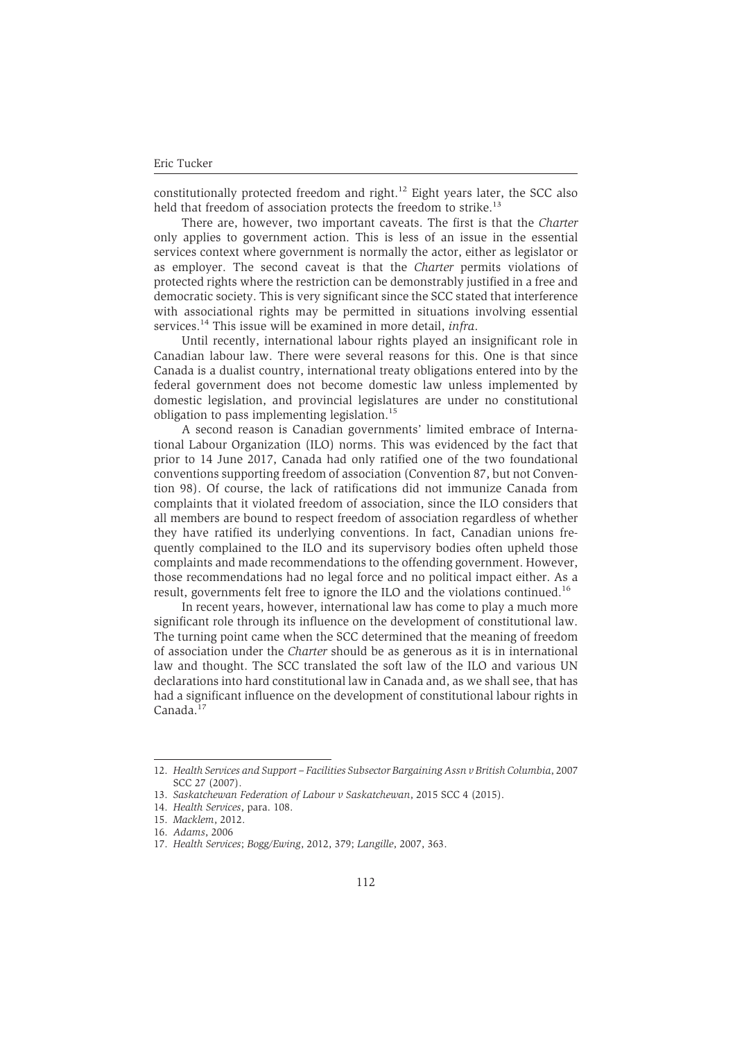constitutionally protected freedom and right.[12] Eight years later, the SCC also held that freedom of association protects the freedom to strike.[13]

There are, however, two important caveats. The first is that the *Charter* only applies to government action. This is less of an issue in the essential services context where government is normally the actor, either as legislator or as employer. The second caveat is that the *Charter* permits violations of protected rights where the restriction can be demonstrably justified in a free and democratic society. This is very significant since the SCC stated that interference with associational rights may be permitted in situations involving essential services.[14] This issue will be examined in more detail, *infra*.

Until recently, international labour rights played an insignificant role in Canadian labour law. There were several reasons for this. One is that since Canada is a dualist country, international treaty obligations entered into by the federal government does not become domestic law unless implemented by domestic legislation, and provincial legislatures are under no constitutional obligation to pass implementing legislation.[15]

A second reason is Canadian governments' limited embrace of International Labour Organization (ILO) norms. This was evidenced by the fact that prior to 14 June 2017, Canada had only ratified one of the two foundational conventions supporting freedom of association (Convention 87, but not Convention 98). Of course, the lack of ratifications did not immunize Canada from complaints that it violated freedom of association, since the ILO considers that all members are bound to respect freedom of association regardless of whether they have ratified its underlying conventions. In fact, Canadian unions frequently complained to the ILO and its supervisory bodies often upheld those complaints and made recommendations to the offending government. However, those recommendations had no legal force and no political impact either. As a result, governments felt free to ignore the ILO and the violations continued.[16]

In recent years, however, international law has come to play a much more significant role through its influence on the development of constitutional law. The turning point came when the SCC determined that the meaning of freedom of association under the *Charter* should be as generous as it is in international law and thought. The SCC translated the soft law of the ILO and various UN declarations into hard constitutional law in Canada and, as we shall see, that has had a significant influence on the development of constitutional labour rights in Canada.[17]

---

12. *Health Services and Support – Facilities Subsector Bargaining Assn v British Columbia*, 2007 SCC 27 (2007).
13. *Saskatchewan Federation of Labour v Saskatchewan*, 2015 SCC 4 (2015).
14. *Health Services*, para. 108.
15. *Macklem*, 2012.
16. *Adams*, 2006
17. *Health Services*; *Bogg/Ewing*, 2012, 379; *Langille*, 2007, 363.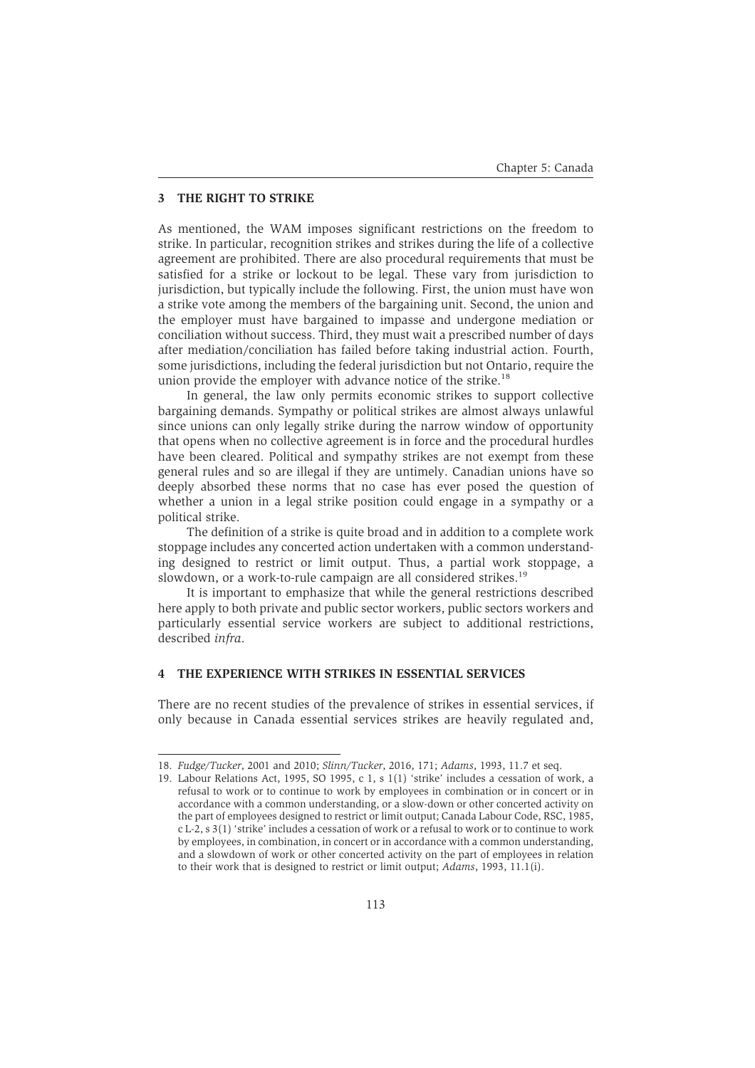## 3 THE RIGHT TO STRIKE

As mentioned, the WAM imposes significant restrictions on the freedom to strike. In particular, recognition strikes and strikes during the life of a collective agreement are prohibited. There are also procedural requirements that must be satisfied for a strike or lockout to be legal. These vary from jurisdiction to jurisdiction, but typically include the following. First, the union must have won a strike vote among the members of the bargaining unit. Second, the union and the employer must have bargained to impasse and undergone mediation or conciliation without success. Third, they must wait a prescribed number of days after mediation/conciliation has failed before taking industrial action. Fourth, some jurisdictions, including the federal jurisdiction but not Ontario, require the union provide the employer with advance notice of the strike.[18]

In general, the law only permits economic strikes to support collective bargaining demands. Sympathy or political strikes are almost always unlawful since unions can only legally strike during the narrow window of opportunity that opens when no collective agreement is in force and the procedural hurdles have been cleared. Political and sympathy strikes are not exempt from these general rules and so are illegal if they are untimely. Canadian unions have so deeply absorbed these norms that no case has ever posed the question of whether a union in a legal strike position could engage in a sympathy or a political strike.

The definition of a strike is quite broad and in addition to a complete work stoppage includes any concerted action undertaken with a common understanding designed to restrict or limit output. Thus, a partial work stoppage, a slowdown, or a work-to-rule campaign are all considered strikes.[19]

It is important to emphasize that while the general restrictions described here apply to both private and public sector workers, public sectors workers and particularly essential service workers are subject to additional restrictions, described *infra*.

## 4 THE EXPERIENCE WITH STRIKES IN ESSENTIAL SERVICES

There are no recent studies of the prevalence of strikes in essential services, if only because in Canada essential services strikes are heavily regulated and,

---

18. *Fudge/Tucker*, 2001 and 2010; *Slinn/Tucker*, 2016, 171; *Adams*, 1993, 11.7 et seq.

19. Labour Relations Act, 1995, SO 1995, c 1, s 1(1) 'strike' includes a cessation of work, a refusal to work or to continue to work by employees in combination or in concert or in accordance with a common understanding, or a slow-down or other concerted activity on the part of employees designed to restrict or limit output; Canada Labour Code, RSC, 1985, c L-2, s 3(1) 'strike' includes a cessation of work or a refusal to work or to continue to work by employees, in combination, in concert or in accordance with a common understanding, and a slowdown of work or other concerted activity on the part of employees in relation to their work that is designed to restrict or limit output; *Adams*, 1993, 11.1(i).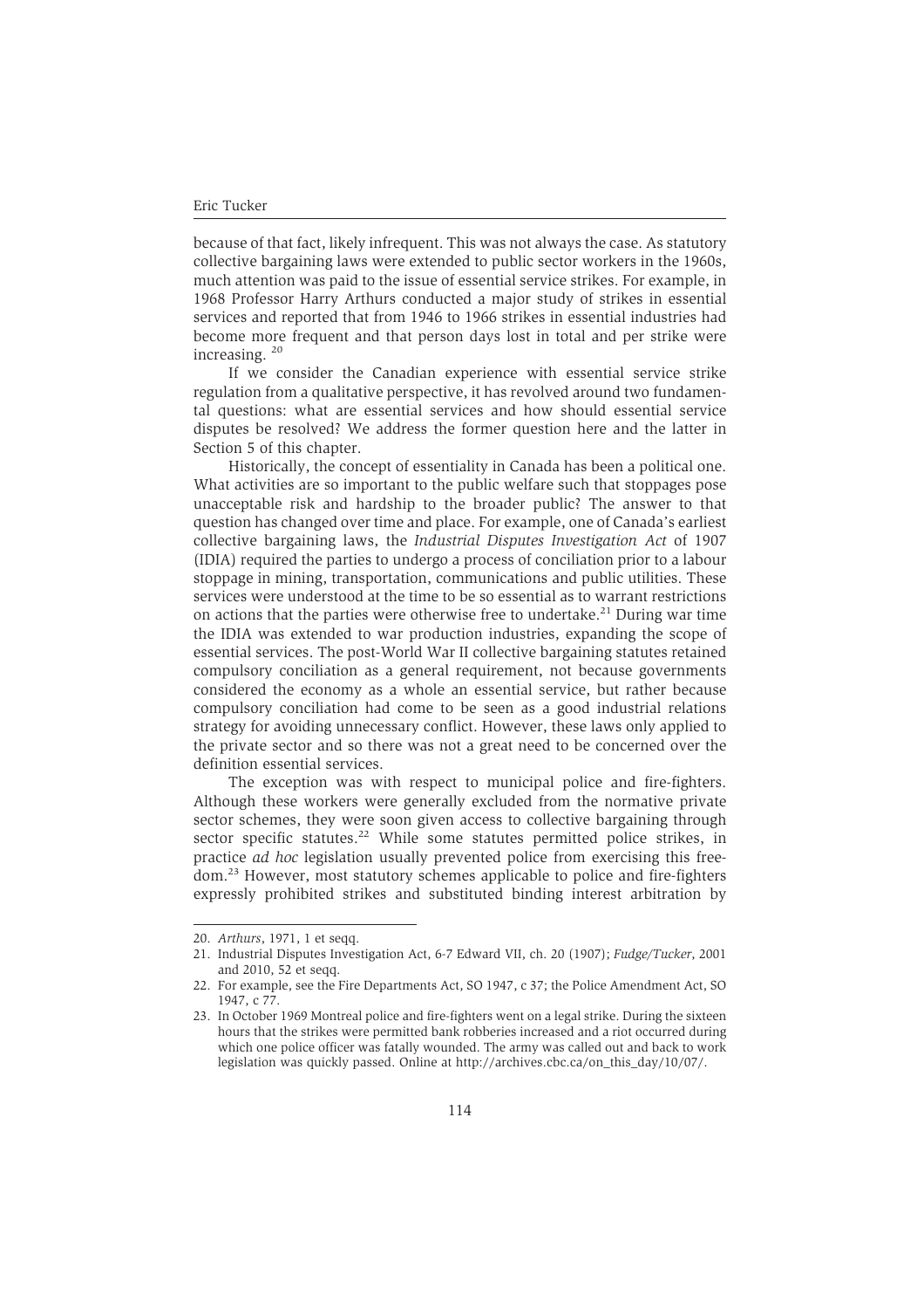because of that fact, likely infrequent. This was not always the case. As statutory collective bargaining laws were extended to public sector workers in the 1960s, much attention was paid to the issue of essential service strikes. For example, in 1968 Professor Harry Arthurs conducted a major study of strikes in essential services and reported that from 1946 to 1966 strikes in essential industries had become more frequent and that person days lost in total and per strike were increasing. [20]

If we consider the Canadian experience with essential service strike regulation from a qualitative perspective, it has revolved around two fundamental questions: what are essential services and how should essential service disputes be resolved? We address the former question here and the latter in Section 5 of this chapter.

Historically, the concept of essentiality in Canada has been a political one. What activities are so important to the public welfare such that stoppages pose unacceptable risk and hardship to the broader public? The answer to that question has changed over time and place. For example, one of Canada's earliest collective bargaining laws, the *Industrial Disputes Investigation Act* of 1907 (IDIA) required the parties to undergo a process of conciliation prior to a labour stoppage in mining, transportation, communications and public utilities. These services were understood at the time to be so essential as to warrant restrictions on actions that the parties were otherwise free to undertake.[21] During war time the IDIA was extended to war production industries, expanding the scope of essential services. The post-World War II collective bargaining statutes retained compulsory conciliation as a general requirement, not because governments considered the economy as a whole an essential service, but rather because compulsory conciliation had come to be seen as a good industrial relations strategy for avoiding unnecessary conflict. However, these laws only applied to the private sector and so there was not a great need to be concerned over the definition essential services.

The exception was with respect to municipal police and fire-fighters. Although these workers were generally excluded from the normative private sector schemes, they were soon given access to collective bargaining through sector specific statutes.[22] While some statutes permitted police strikes, in practice *ad hoc* legislation usually prevented police from exercising this freedom.[23] However, most statutory schemes applicable to police and fire-fighters expressly prohibited strikes and substituted binding interest arbitration by

---

20. *Arthurs*, 1971, 1 et seqq.
21. Industrial Disputes Investigation Act, 6-7 Edward VII, ch. 20 (1907); *Fudge/Tucker*, 2001 and 2010, 52 et seqq.
22. For example, see the Fire Departments Act, SO 1947, c 37; the Police Amendment Act, SO 1947, c 77.
23. In October 1969 Montreal police and fire-fighters went on a legal strike. During the sixteen hours that the strikes were permitted bank robberies increased and a riot occurred during which one police officer was fatally wounded. The army was called out and back to work legislation was quickly passed. Online at http://archives.cbc.ca/on_this_day/10/07/.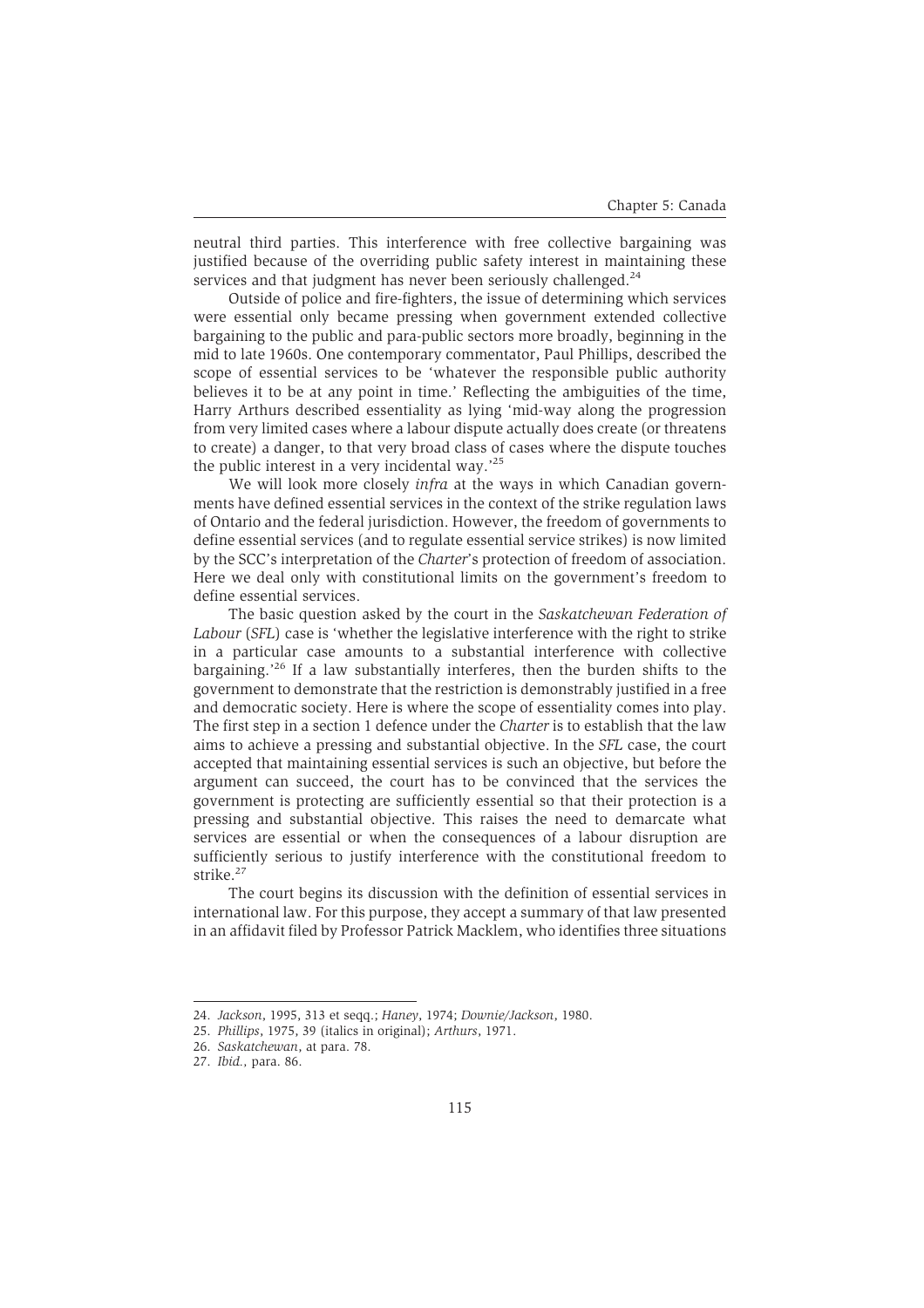neutral third parties. This interference with free collective bargaining was justified because of the overriding public safety interest in maintaining these services and that judgment has never been seriously challenged.[24]

Outside of police and fire-fighters, the issue of determining which services were essential only became pressing when government extended collective bargaining to the public and para-public sectors more broadly, beginning in the mid to late 1960s. One contemporary commentator, Paul Phillips, described the scope of essential services to be 'whatever the responsible public authority believes it to be at any point in time.' Reflecting the ambiguities of the time, Harry Arthurs described essentiality as lying 'mid-way along the progression from very limited cases where a labour dispute actually does create (or threatens to create) a danger, to that very broad class of cases where the dispute touches the public interest in a very incidental way.'[25]

We will look more closely *infra* at the ways in which Canadian governments have defined essential services in the context of the strike regulation laws of Ontario and the federal jurisdiction. However, the freedom of governments to define essential services (and to regulate essential service strikes) is now limited by the SCC's interpretation of the *Charter*'s protection of freedom of association. Here we deal only with constitutional limits on the government's freedom to define essential services.

The basic question asked by the court in the *Saskatchewan Federation of Labour* (*SFL*) case is 'whether the legislative interference with the right to strike in a particular case amounts to a substantial interference with collective bargaining.'[26] If a law substantially interferes, then the burden shifts to the government to demonstrate that the restriction is demonstrably justified in a free and democratic society. Here is where the scope of essentiality comes into play. The first step in a section 1 defence under the *Charter* is to establish that the law aims to achieve a pressing and substantial objective. In the *SFL* case, the court accepted that maintaining essential services is such an objective, but before the argument can succeed, the court has to be convinced that the services the government is protecting are sufficiently essential so that their protection is a pressing and substantial objective. This raises the need to demarcate what services are essential or when the consequences of a labour disruption are sufficiently serious to justify interference with the constitutional freedom to strike.[27]

The court begins its discussion with the definition of essential services in international law. For this purpose, they accept a summary of that law presented in an affidavit filed by Professor Patrick Macklem, who identifies three situations

---

24. *Jackson*, 1995, 313 et seqq.; *Haney*, 1974; *Downie/Jackson*, 1980.
25. *Phillips*, 1975, 39 (italics in original); *Arthurs*, 1971.
26. *Saskatchewan*, at para. 78.
27. *Ibid.*, para. 86.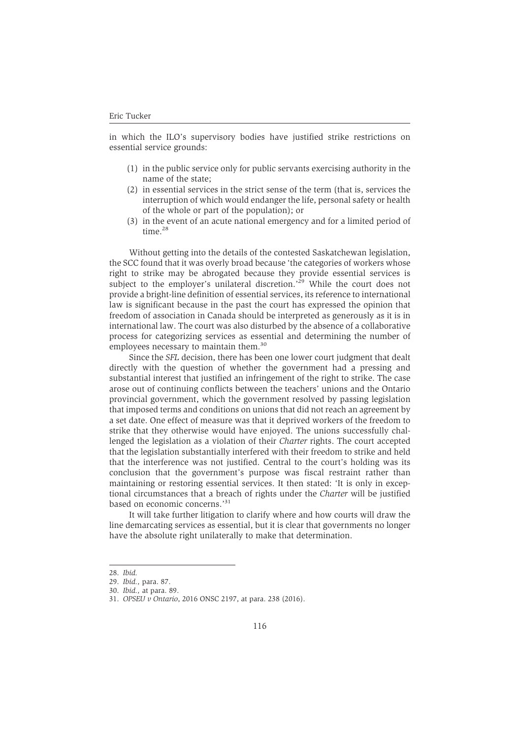in which the ILO's supervisory bodies have justified strike restrictions on essential service grounds:

(1) in the public service only for public servants exercising authority in the name of the state;
(2) in essential services in the strict sense of the term (that is, services the interruption of which would endanger the life, personal safety or health of the whole or part of the population); or
(3) in the event of an acute national emergency and for a limited period of time.[28]

Without getting into the details of the contested Saskatchewan legislation, the SCC found that it was overly broad because 'the categories of workers whose right to strike may be abrogated because they provide essential services is subject to the employer's unilateral discretion.'[29] While the court does not provide a bright-line definition of essential services, its reference to international law is significant because in the past the court has expressed the opinion that freedom of association in Canada should be interpreted as generously as it is in international law. The court was also disturbed by the absence of a collaborative process for categorizing services as essential and determining the number of employees necessary to maintain them.[30]

Since the *SFL* decision, there has been one lower court judgment that dealt directly with the question of whether the government had a pressing and substantial interest that justified an infringement of the right to strike. The case arose out of continuing conflicts between the teachers' unions and the Ontario provincial government, which the government resolved by passing legislation that imposed terms and conditions on unions that did not reach an agreement by a set date. One effect of measure was that it deprived workers of the freedom to strike that they otherwise would have enjoyed. The unions successfully challenged the legislation as a violation of their *Charter* rights. The court accepted that the legislation substantially interfered with their freedom to strike and held that the interference was not justified. Central to the court's holding was its conclusion that the government's purpose was fiscal restraint rather than maintaining or restoring essential services. It then stated: 'It is only in exceptional circumstances that a breach of rights under the *Charter* will be justified based on economic concerns.'[31]

It will take further litigation to clarify where and how courts will draw the line demarcating services as essential, but it is clear that governments no longer have the absolute right unilaterally to make that determination.

---

28. *Ibid.*
29. *Ibid.*, para. 87.
30. *Ibid.*, at para. 89.
31. *OPSEU v Ontario*, 2016 ONSC 2197, at para. 238 (2016).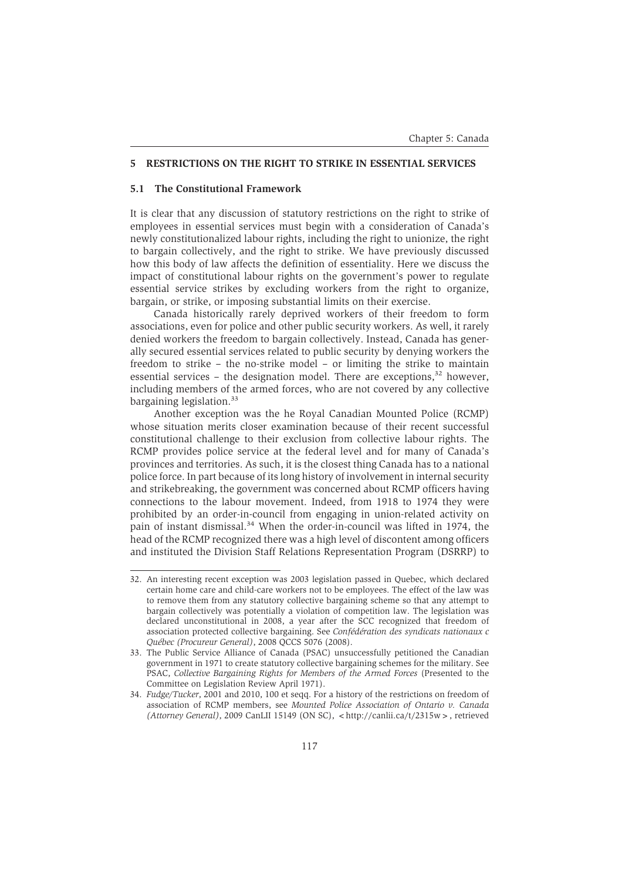## 5 RESTRICTIONS ON THE RIGHT TO STRIKE IN ESSENTIAL SERVICES

### 5.1 The Constitutional Framework

It is clear that any discussion of statutory restrictions on the right to strike of employees in essential services must begin with a consideration of Canada's newly constitutionalized labour rights, including the right to unionize, the right to bargain collectively, and the right to strike. We have previously discussed how this body of law affects the definition of essentiality. Here we discuss the impact of constitutional labour rights on the government's power to regulate essential service strikes by excluding workers from the right to organize, bargain, or strike, or imposing substantial limits on their exercise.

Canada historically rarely deprived workers of their freedom to form associations, even for police and other public security workers. As well, it rarely denied workers the freedom to bargain collectively. Instead, Canada has generally secured essential services related to public security by denying workers the freedom to strike – the no-strike model – or limiting the strike to maintain essential services – the designation model. There are exceptions,[32] however, including members of the armed forces, who are not covered by any collective bargaining legislation.[33]

Another exception was the he Royal Canadian Mounted Police (RCMP) whose situation merits closer examination because of their recent successful constitutional challenge to their exclusion from collective labour rights. The RCMP provides police service at the federal level and for many of Canada's provinces and territories. As such, it is the closest thing Canada has to a national police force. In part because of its long history of involvement in internal security and strikebreaking, the government was concerned about RCMP officers having connections to the labour movement. Indeed, from 1918 to 1974 they were prohibited by an order-in-council from engaging in union-related activity on pain of instant dismissal.[34] When the order-in-council was lifted in 1974, the head of the RCMP recognized there was a high level of discontent among officers and instituted the Division Staff Relations Representation Program (DSRRP) to

---

32. An interesting recent exception was 2003 legislation passed in Quebec, which declared certain home care and child-care workers not to be employees. The effect of the law was to remove them from any statutory collective bargaining scheme so that any attempt to bargain collectively was potentially a violation of competition law. The legislation was declared unconstitutional in 2008, a year after the SCC recognized that freedom of association protected collective bargaining. See *Confédération des syndicats nationaux c Québec (Procureur General)*, 2008 QCCS 5076 (2008).

33. The Public Service Alliance of Canada (PSAC) unsuccessfully petitioned the Canadian government in 1971 to create statutory collective bargaining schemes for the military. See PSAC, *Collective Bargaining Rights for Members of the Armed Forces* (Presented to the Committee on Legislation Review April 1971).

34. *Fudge/Tucker*, 2001 and 2010, 100 et seqq. For a history of the restrictions on freedom of association of RCMP members, see *Mounted Police Association of Ontario v. Canada (Attorney General)*, 2009 CanLII 15149 (ON SC), <http://canlii.ca/t/2315w>, retrieved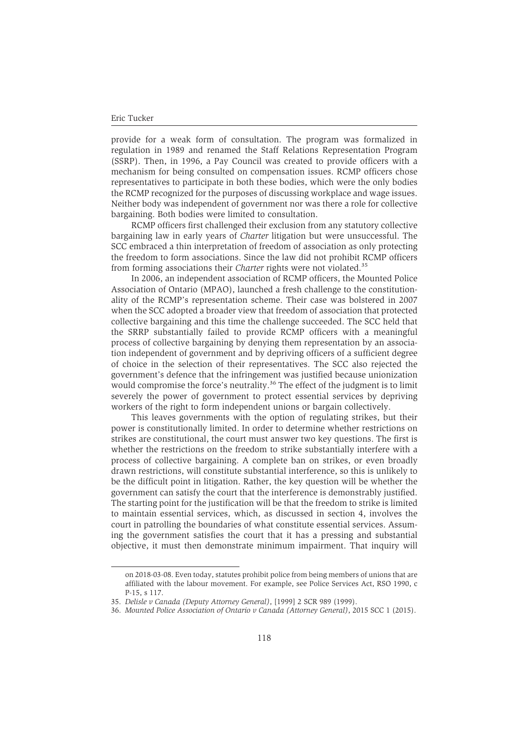provide for a weak form of consultation. The program was formalized in regulation in 1989 and renamed the Staff Relations Representation Program (SSRP). Then, in 1996, a Pay Council was created to provide officers with a mechanism for being consulted on compensation issues. RCMP officers chose representatives to participate in both these bodies, which were the only bodies the RCMP recognized for the purposes of discussing workplace and wage issues. Neither body was independent of government nor was there a role for collective bargaining. Both bodies were limited to consultation.

RCMP officers first challenged their exclusion from any statutory collective bargaining law in early years of *Charter* litigation but were unsuccessful. The SCC embraced a thin interpretation of freedom of association as only protecting the freedom to form associations. Since the law did not prohibit RCMP officers from forming associations their *Charter* rights were not violated.[35]

In 2006, an independent association of RCMP officers, the Mounted Police Association of Ontario (MPAO), launched a fresh challenge to the constitutionality of the RCMP's representation scheme. Their case was bolstered in 2007 when the SCC adopted a broader view that freedom of association that protected collective bargaining and this time the challenge succeeded. The SCC held that the SRRP substantially failed to provide RCMP officers with a meaningful process of collective bargaining by denying them representation by an association independent of government and by depriving officers of a sufficient degree of choice in the selection of their representatives. The SCC also rejected the government's defence that the infringement was justified because unionization would compromise the force's neutrality.[36] The effect of the judgment is to limit severely the power of government to protect essential services by depriving workers of the right to form independent unions or bargain collectively.

This leaves governments with the option of regulating strikes, but their power is constitutionally limited. In order to determine whether restrictions on strikes are constitutional, the court must answer two key questions. The first is whether the restrictions on the freedom to strike substantially interfere with a process of collective bargaining. A complete ban on strikes, or even broadly drawn restrictions, will constitute substantial interference, so this is unlikely to be the difficult point in litigation. Rather, the key question will be whether the government can satisfy the court that the interference is demonstrably justified. The starting point for the justification will be that the freedom to strike is limited to maintain essential services, which, as discussed in section 4, involves the court in patrolling the boundaries of what constitute essential services. Assuming the government satisfies the court that it has a pressing and substantial objective, it must then demonstrate minimum impairment. That inquiry will

---

on 2018-03-08. Even today, statutes prohibit police from being members of unions that are affiliated with the labour movement. For example, see Police Services Act, RSO 1990, c P-15, s 117.

35. *Delisle v Canada (Deputy Attorney General)*, [1999] 2 SCR 989 (1999).

36. *Mounted Police Association of Ontario v Canada (Attorney General)*, 2015 SCC 1 (2015).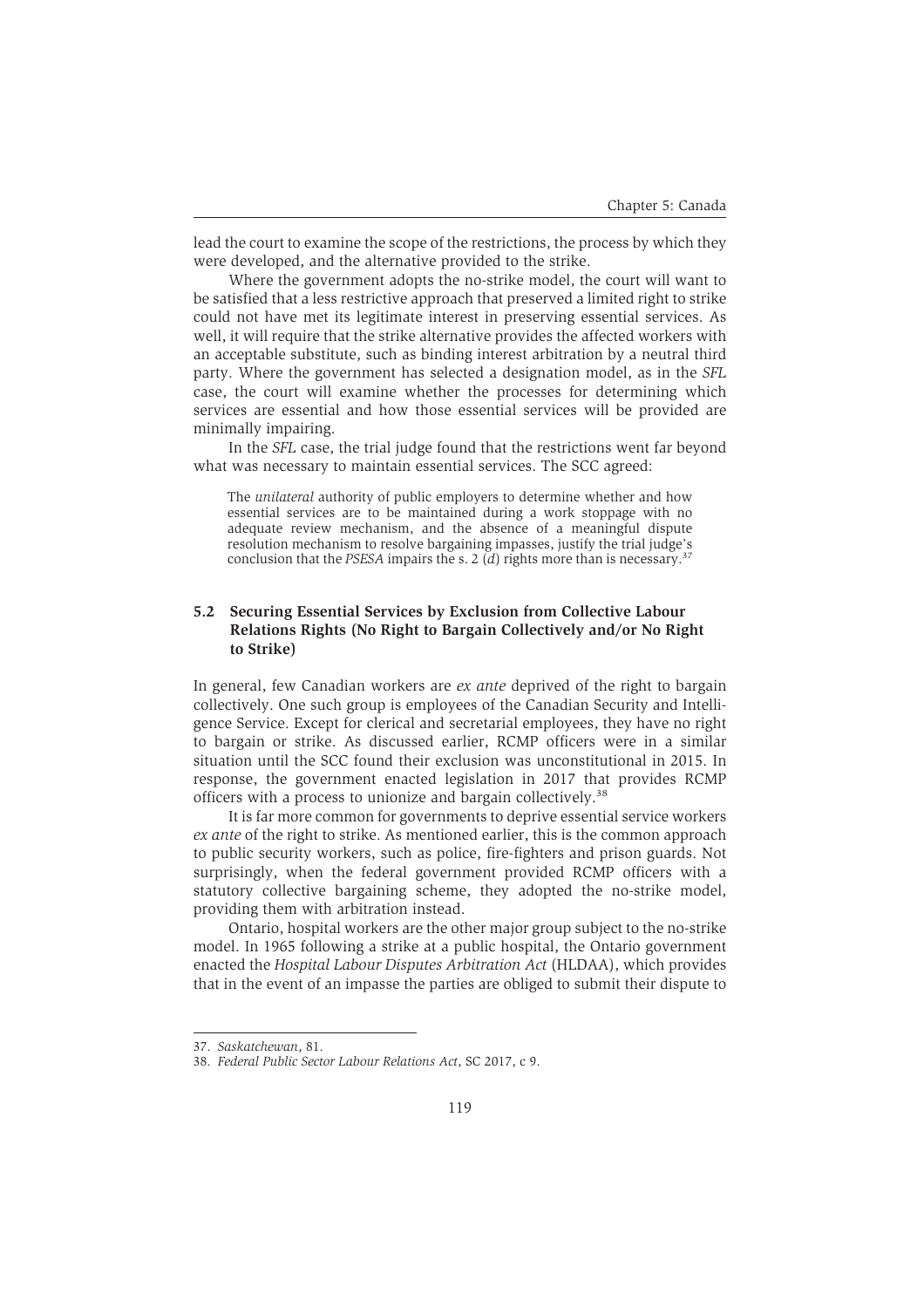lead the court to examine the scope of the restrictions, the process by which they were developed, and the alternative provided to the strike.

Where the government adopts the no-strike model, the court will want to be satisfied that a less restrictive approach that preserved a limited right to strike could not have met its legitimate interest in preserving essential services. As well, it will require that the strike alternative provides the affected workers with an acceptable substitute, such as binding interest arbitration by a neutral third party. Where the government has selected a designation model, as in the *SFL* case, the court will examine whether the processes for determining which services are essential and how those essential services will be provided are minimally impairing.

In the *SFL* case, the trial judge found that the restrictions went far beyond what was necessary to maintain essential services. The SCC agreed:

> The *unilateral* authority of public employers to determine whether and how essential services are to be maintained during a work stoppage with no adequate review mechanism, and the absence of a meaningful dispute resolution mechanism to resolve bargaining impasses, justify the trial judge's conclusion that the *PSESA* impairs the s. 2 (*d*) rights more than is necessary.[37]

### 5.2 Securing Essential Services by Exclusion from Collective Labour Relations Rights (No Right to Bargain Collectively and/or No Right to Strike)

In general, few Canadian workers are *ex ante* deprived of the right to bargain collectively. One such group is employees of the Canadian Security and Intelligence Service. Except for clerical and secretarial employees, they have no right to bargain or strike. As discussed earlier, RCMP officers were in a similar situation until the SCC found their exclusion was unconstitutional in 2015. In response, the government enacted legislation in 2017 that provides RCMP officers with a process to unionize and bargain collectively.[38]

It is far more common for governments to deprive essential service workers *ex ante* of the right to strike. As mentioned earlier, this is the common approach to public security workers, such as police, fire-fighters and prison guards. Not surprisingly, when the federal government provided RCMP officers with a statutory collective bargaining scheme, they adopted the no-strike model, providing them with arbitration instead.

Ontario, hospital workers are the other major group subject to the no-strike model. In 1965 following a strike at a public hospital, the Ontario government enacted the *Hospital Labour Disputes Arbitration Act* (HLDAA), which provides that in the event of an impasse the parties are obliged to submit their dispute to

---

37. *Saskatchewan*, 81.

38. *Federal Public Sector Labour Relations Act*, SC 2017, c 9.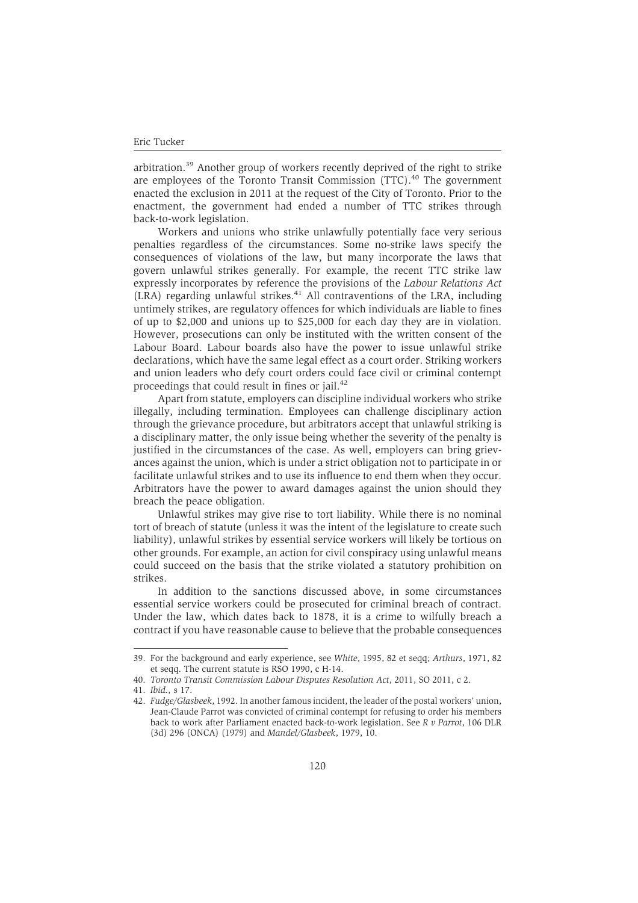arbitration.[39] Another group of workers recently deprived of the right to strike are employees of the Toronto Transit Commission (TTC).[40] The government enacted the exclusion in 2011 at the request of the City of Toronto. Prior to the enactment, the government had ended a number of TTC strikes through back-to-work legislation.

Workers and unions who strike unlawfully potentially face very serious penalties regardless of the circumstances. Some no-strike laws specify the consequences of violations of the law, but many incorporate the laws that govern unlawful strikes generally. For example, the recent TTC strike law expressly incorporates by reference the provisions of the *Labour Relations Act* (LRA) regarding unlawful strikes.[41] All contraventions of the LRA, including untimely strikes, are regulatory offences for which individuals are liable to fines of up to $2,000 and unions up to $25,000 for each day they are in violation. However, prosecutions can only be instituted with the written consent of the Labour Board. Labour boards also have the power to issue unlawful strike declarations, which have the same legal effect as a court order. Striking workers and union leaders who defy court orders could face civil or criminal contempt proceedings that could result in fines or jail.[42]

Apart from statute, employers can discipline individual workers who strike illegally, including termination. Employees can challenge disciplinary action through the grievance procedure, but arbitrators accept that unlawful striking is a disciplinary matter, the only issue being whether the severity of the penalty is justified in the circumstances of the case. As well, employers can bring grievances against the union, which is under a strict obligation not to participate in or facilitate unlawful strikes and to use its influence to end them when they occur. Arbitrators have the power to award damages against the union should they breach the peace obligation.

Unlawful strikes may give rise to tort liability. While there is no nominal tort of breach of statute (unless it was the intent of the legislature to create such liability), unlawful strikes by essential service workers will likely be tortious on other grounds. For example, an action for civil conspiracy using unlawful means could succeed on the basis that the strike violated a statutory prohibition on strikes.

In addition to the sanctions discussed above, in some circumstances essential service workers could be prosecuted for criminal breach of contract. Under the law, which dates back to 1878, it is a crime to wilfully breach a contract if you have reasonable cause to believe that the probable consequences

---

39. For the background and early experience, see *White*, 1995, 82 et seqq; *Arthurs*, 1971, 82 et seqq. The current statute is RSO 1990, c H-14.
40. *Toronto Transit Commission Labour Disputes Resolution Act*, 2011, SO 2011, c 2.
41. *Ibid.*, s 17.
42. *Fudge/Glasbeek*, 1992. In another famous incident, the leader of the postal workers' union, Jean-Claude Parrot was convicted of criminal contempt for refusing to order his members back to work after Parliament enacted back-to-work legislation. See *R v Parrot*, 106 DLR (3d) 296 (ONCA) (1979) and *Mandel/Glasbeek*, 1979, 10.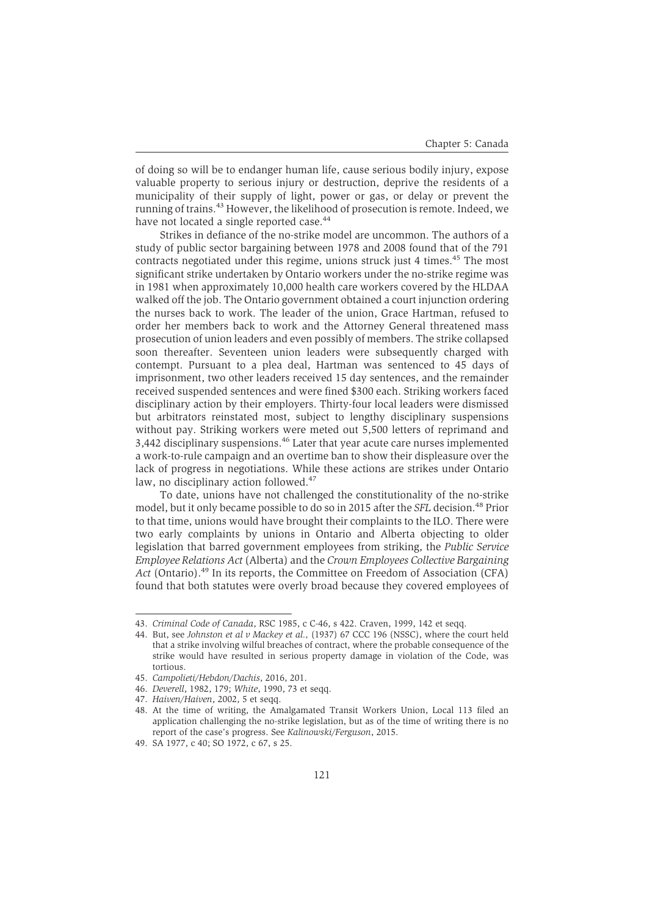of doing so will be to endanger human life, cause serious bodily injury, expose valuable property to serious injury or destruction, deprive the residents of a municipality of their supply of light, power or gas, or delay or prevent the running of trains.[43] However, the likelihood of prosecution is remote. Indeed, we have not located a single reported case.[44]

Strikes in defiance of the no-strike model are uncommon. The authors of a study of public sector bargaining between 1978 and 2008 found that of the 791 contracts negotiated under this regime, unions struck just 4 times.[45] The most significant strike undertaken by Ontario workers under the no-strike regime was in 1981 when approximately 10,000 health care workers covered by the HLDAA walked off the job. The Ontario government obtained a court injunction ordering the nurses back to work. The leader of the union, Grace Hartman, refused to order her members back to work and the Attorney General threatened mass prosecution of union leaders and even possibly of members. The strike collapsed soon thereafter. Seventeen union leaders were subsequently charged with contempt. Pursuant to a plea deal, Hartman was sentenced to 45 days of imprisonment, two other leaders received 15 day sentences, and the remainder received suspended sentences and were fined $300 each. Striking workers faced disciplinary action by their employers. Thirty-four local leaders were dismissed but arbitrators reinstated most, subject to lengthy disciplinary suspensions without pay. Striking workers were meted out 5,500 letters of reprimand and 3,442 disciplinary suspensions.[46] Later that year acute care nurses implemented a work-to-rule campaign and an overtime ban to show their displeasure over the lack of progress in negotiations. While these actions are strikes under Ontario law, no disciplinary action followed.[47]

To date, unions have not challenged the constitutionality of the no-strike model, but it only became possible to do so in 2015 after the *SFL* decision.[48] Prior to that time, unions would have brought their complaints to the ILO. There were two early complaints by unions in Ontario and Alberta objecting to older legislation that barred government employees from striking, the *Public Service Employee Relations Act* (Alberta) and the *Crown Employees Collective Bargaining Act* (Ontario).[49] In its reports, the Committee on Freedom of Association (CFA) found that both statutes were overly broad because they covered employees of

---

43. *Criminal Code of Canada*, RSC 1985, c C-46, s 422. Craven, 1999, 142 et seqq.
44. But, see *Johnston et al v Mackey et al.,* (1937) 67 CCC 196 (NSSC), where the court held that a strike involving wilful breaches of contract, where the probable consequence of the strike would have resulted in serious property damage in violation of the Code, was tortious.
45. *Campolieti/Hebdon/Dachis*, 2016, 201.
46. *Deverell*, 1982, 179; *White*, 1990, 73 et seqq.
47. *Haiven/Haiven*, 2002, 5 et seqq.
48. At the time of writing, the Amalgamated Transit Workers Union, Local 113 filed an application challenging the no-strike legislation, but as of the time of writing there is no report of the case's progress. See *Kalinowski/Ferguson*, 2015.
49. SA 1977, c 40; SO 1972, c 67, s 25.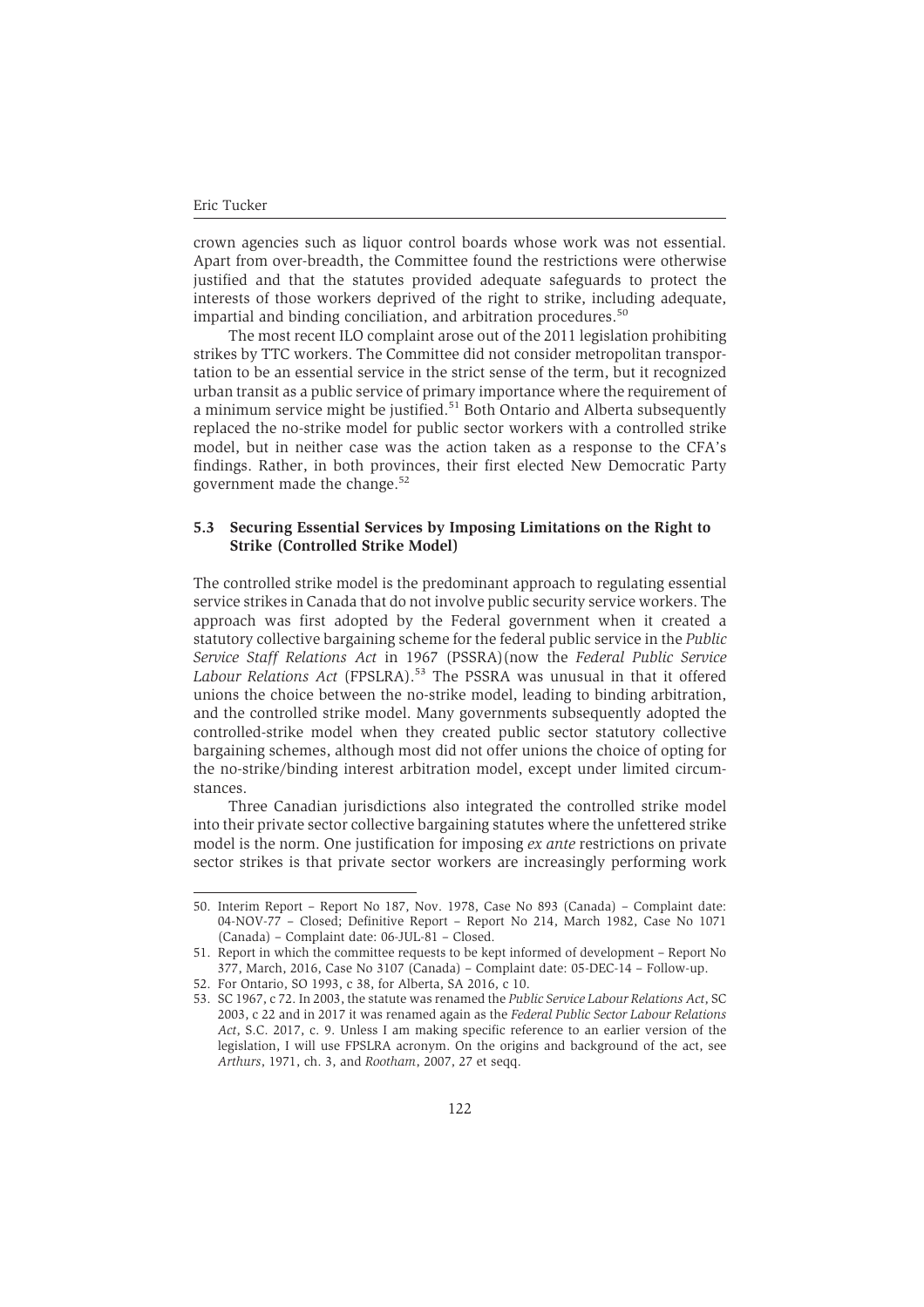crown agencies such as liquor control boards whose work was not essential. Apart from over-breadth, the Committee found the restrictions were otherwise justified and that the statutes provided adequate safeguards to protect the interests of those workers deprived of the right to strike, including adequate, impartial and binding conciliation, and arbitration procedures.[50]

The most recent ILO complaint arose out of the 2011 legislation prohibiting strikes by TTC workers. The Committee did not consider metropolitan transportation to be an essential service in the strict sense of the term, but it recognized urban transit as a public service of primary importance where the requirement of a minimum service might be justified.[51] Both Ontario and Alberta subsequently replaced the no-strike model for public sector workers with a controlled strike model, but in neither case was the action taken as a response to the CFA's findings. Rather, in both provinces, their first elected New Democratic Party government made the change.[52]

### 5.3 Securing Essential Services by Imposing Limitations on the Right to Strike (Controlled Strike Model)

The controlled strike model is the predominant approach to regulating essential service strikes in Canada that do not involve public security service workers. The approach was first adopted by the Federal government when it created a statutory collective bargaining scheme for the federal public service in the *Public Service Staff Relations Act* in 1967 (PSSRA)(now the *Federal Public Service Labour Relations Act* (FPSLRA).[53] The PSSRA was unusual in that it offered unions the choice between the no-strike model, leading to binding arbitration, and the controlled strike model. Many governments subsequently adopted the controlled-strike model when they created public sector statutory collective bargaining schemes, although most did not offer unions the choice of opting for the no-strike/binding interest arbitration model, except under limited circumstances.

Three Canadian jurisdictions also integrated the controlled strike model into their private sector collective bargaining statutes where the unfettered strike model is the norm. One justification for imposing *ex ante* restrictions on private sector strikes is that private sector workers are increasingly performing work

---

50. Interim Report – Report No 187, Nov. 1978, Case No 893 (Canada) – Complaint date: 04-NOV-77 – Closed; Definitive Report – Report No 214, March 1982, Case No 1071 (Canada) – Complaint date: 06-JUL-81 – Closed.

51. Report in which the committee requests to be kept informed of development – Report No 377, March, 2016, Case No 3107 (Canada) – Complaint date: 05-DEC-14 – Follow-up.

52. For Ontario, SO 1993, c 38, for Alberta, SA 2016, c 10.

53. SC 1967, c 72. In 2003, the statute was renamed the *Public Service Labour Relations Act*, SC 2003, c 22 and in 2017 it was renamed again as the *Federal Public Sector Labour Relations Act*, S.C. 2017, c. 9. Unless I am making specific reference to an earlier version of the legislation, I will use FPSLRA acronym. On the origins and background of the act, see *Arthurs*, 1971, ch. 3, and *Rootham*, 2007, 27 et seqq.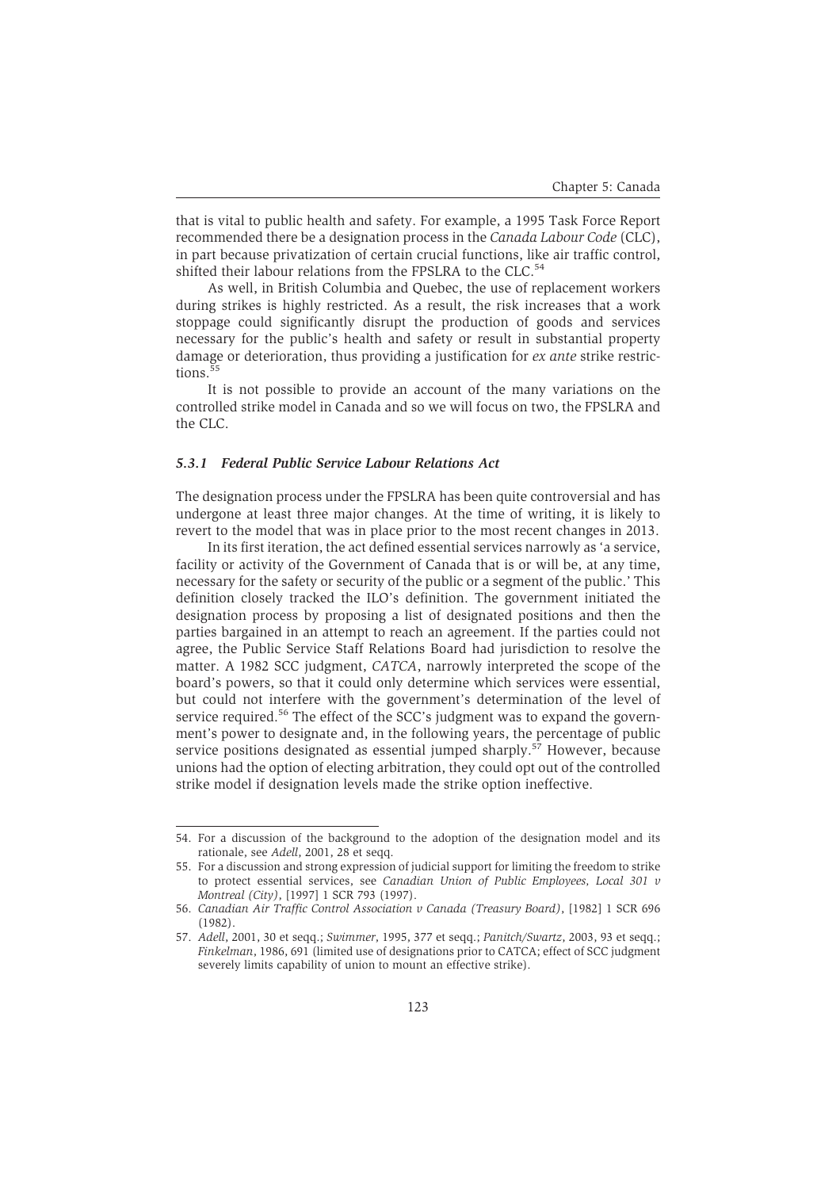that is vital to public health and safety. For example, a 1995 Task Force Report recommended there be a designation process in the *Canada Labour Code* (CLC), in part because privatization of certain crucial functions, like air traffic control, shifted their labour relations from the FPSLRA to the CLC.[54]

As well, in British Columbia and Quebec, the use of replacement workers during strikes is highly restricted. As a result, the risk increases that a work stoppage could significantly disrupt the production of goods and services necessary for the public's health and safety or result in substantial property damage or deterioration, thus providing a justification for *ex ante* strike restrictions.[55]

It is not possible to provide an account of the many variations on the controlled strike model in Canada and so we will focus on two, the FPSLRA and the CLC.

### *5.3.1 Federal Public Service Labour Relations Act*

The designation process under the FPSLRA has been quite controversial and has undergone at least three major changes. At the time of writing, it is likely to revert to the model that was in place prior to the most recent changes in 2013.

In its first iteration, the act defined essential services narrowly as 'a service, facility or activity of the Government of Canada that is or will be, at any time, necessary for the safety or security of the public or a segment of the public.' This definition closely tracked the ILO's definition. The government initiated the designation process by proposing a list of designated positions and then the parties bargained in an attempt to reach an agreement. If the parties could not agree, the Public Service Staff Relations Board had jurisdiction to resolve the matter. A 1982 SCC judgment, *CATCA*, narrowly interpreted the scope of the board's powers, so that it could only determine which services were essential, but could not interfere with the government's determination of the level of service required.[56] The effect of the SCC's judgment was to expand the government's power to designate and, in the following years, the percentage of public service positions designated as essential jumped sharply.[57] However, because unions had the option of electing arbitration, they could opt out of the controlled strike model if designation levels made the strike option ineffective.

---

54. For a discussion of the background to the adoption of the designation model and its rationale, see *Adell*, 2001, 28 et seqq.

55. For a discussion and strong expression of judicial support for limiting the freedom to strike to protect essential services, see *Canadian Union of Public Employees, Local 301 v Montreal (City)*, [1997] 1 SCR 793 (1997).

56. *Canadian Air Traffic Control Association v Canada (Treasury Board)*, [1982] 1 SCR 696 (1982).

57. *Adell*, 2001, 30 et seqq.; *Swimmer*, 1995, 377 et seqq.; *Panitch/Swartz*, 2003, 93 et seqq.; *Finkelman*, 1986, 691 (limited use of designations prior to CATCA; effect of SCC judgment severely limits capability of union to mount an effective strike).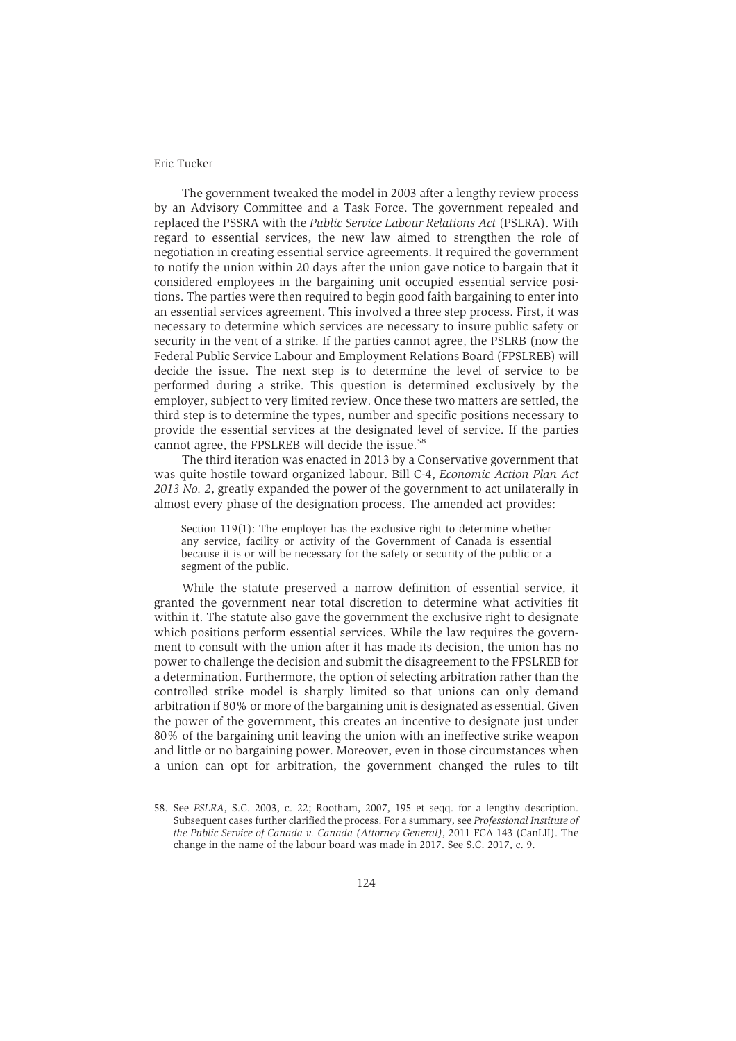The government tweaked the model in 2003 after a lengthy review process by an Advisory Committee and a Task Force. The government repealed and replaced the PSSRA with the *Public Service Labour Relations Act* (PSLRA). With regard to essential services, the new law aimed to strengthen the role of negotiation in creating essential service agreements. It required the government to notify the union within 20 days after the union gave notice to bargain that it considered employees in the bargaining unit occupied essential service positions. The parties were then required to begin good faith bargaining to enter into an essential services agreement. This involved a three step process. First, it was necessary to determine which services are necessary to insure public safety or security in the vent of a strike. If the parties cannot agree, the PSLRB (now the Federal Public Service Labour and Employment Relations Board (FPSLREB) will decide the issue. The next step is to determine the level of service to be performed during a strike. This question is determined exclusively by the employer, subject to very limited review. Once these two matters are settled, the third step is to determine the types, number and specific positions necessary to provide the essential services at the designated level of service. If the parties cannot agree, the FPSLREB will decide the issue.[58]

The third iteration was enacted in 2013 by a Conservative government that was quite hostile toward organized labour. Bill C-4, *Economic Action Plan Act 2013 No. 2*, greatly expanded the power of the government to act unilaterally in almost every phase of the designation process. The amended act provides:

> Section 119(1): The employer has the exclusive right to determine whether any service, facility or activity of the Government of Canada is essential because it is or will be necessary for the safety or security of the public or a segment of the public.

While the statute preserved a narrow definition of essential service, it granted the government near total discretion to determine what activities fit within it. The statute also gave the government the exclusive right to designate which positions perform essential services. While the law requires the government to consult with the union after it has made its decision, the union has no power to challenge the decision and submit the disagreement to the FPSLREB for a determination. Furthermore, the option of selecting arbitration rather than the controlled strike model is sharply limited so that unions can only demand arbitration if 80% or more of the bargaining unit is designated as essential. Given the power of the government, this creates an incentive to designate just under 80% of the bargaining unit leaving the union with an ineffective strike weapon and little or no bargaining power. Moreover, even in those circumstances when a union can opt for arbitration, the government changed the rules to tilt

58. See *PSLRA*, S.C. 2003, c. 22; Rootham, 2007, 195 et seqq. for a lengthy description. Subsequent cases further clarified the process. For a summary, see *Professional Institute of the Public Service of Canada v. Canada (Attorney General)*, 2011 FCA 143 (CanLII). The change in the name of the labour board was made in 2017. See S.C. 2017, c. 9.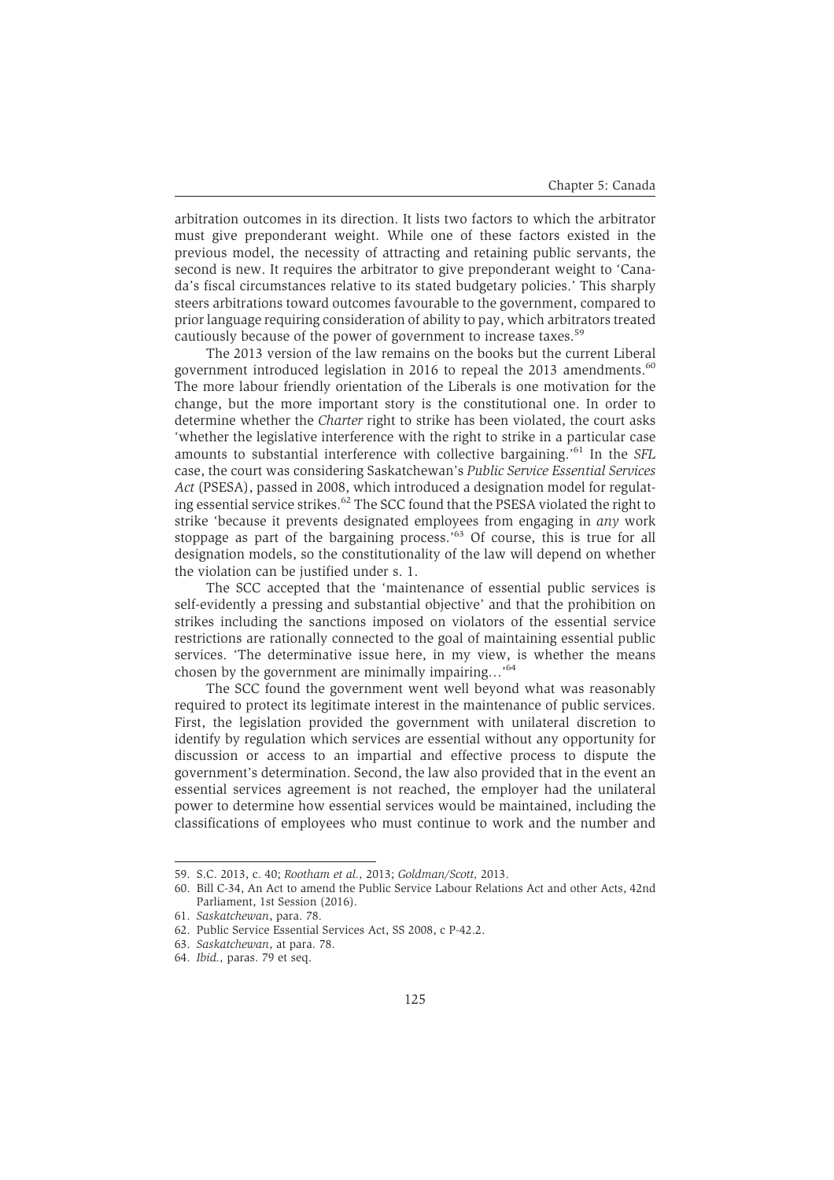arbitration outcomes in its direction. It lists two factors to which the arbitrator must give preponderant weight. While one of these factors existed in the previous model, the necessity of attracting and retaining public servants, the second is new. It requires the arbitrator to give preponderant weight to 'Canada's fiscal circumstances relative to its stated budgetary policies.' This sharply steers arbitrations toward outcomes favourable to the government, compared to prior language requiring consideration of ability to pay, which arbitrators treated cautiously because of the power of government to increase taxes.[59]

The 2013 version of the law remains on the books but the current Liberal government introduced legislation in 2016 to repeal the 2013 amendments.[60] The more labour friendly orientation of the Liberals is one motivation for the change, but the more important story is the constitutional one. In order to determine whether the *Charter* right to strike has been violated, the court asks 'whether the legislative interference with the right to strike in a particular case amounts to substantial interference with collective bargaining.'[61] In the *SFL* case, the court was considering Saskatchewan's *Public Service Essential Services Act* (PSESA), passed in 2008, which introduced a designation model for regulating essential service strikes.[62] The SCC found that the PSESA violated the right to strike 'because it prevents designated employees from engaging in *any* work stoppage as part of the bargaining process.'[63] Of course, this is true for all designation models, so the constitutionality of the law will depend on whether the violation can be justified under s. 1.

The SCC accepted that the 'maintenance of essential public services is self-evidently a pressing and substantial objective' and that the prohibition on strikes including the sanctions imposed on violators of the essential service restrictions are rationally connected to the goal of maintaining essential public services. 'The determinative issue here, in my view, is whether the means chosen by the government are minimally impairing…'[64]

The SCC found the government went well beyond what was reasonably required to protect its legitimate interest in the maintenance of public services. First, the legislation provided the government with unilateral discretion to identify by regulation which services are essential without any opportunity for discussion or access to an impartial and effective process to dispute the government's determination. Second, the law also provided that in the event an essential services agreement is not reached, the employer had the unilateral power to determine how essential services would be maintained, including the classifications of employees who must continue to work and the number and

---

59. S.C. 2013, c. 40; *Rootham et al.*, 2013; *Goldman/Scott*, 2013.
60. Bill C-34, An Act to amend the Public Service Labour Relations Act and other Acts, 42nd Parliament, 1st Session (2016).
61. *Saskatchewan*, para. 78.
62. Public Service Essential Services Act, SS 2008, c P-42.2.
63. *Saskatchewan*, at para. 78.
64. *Ibid.*, paras. 79 et seq.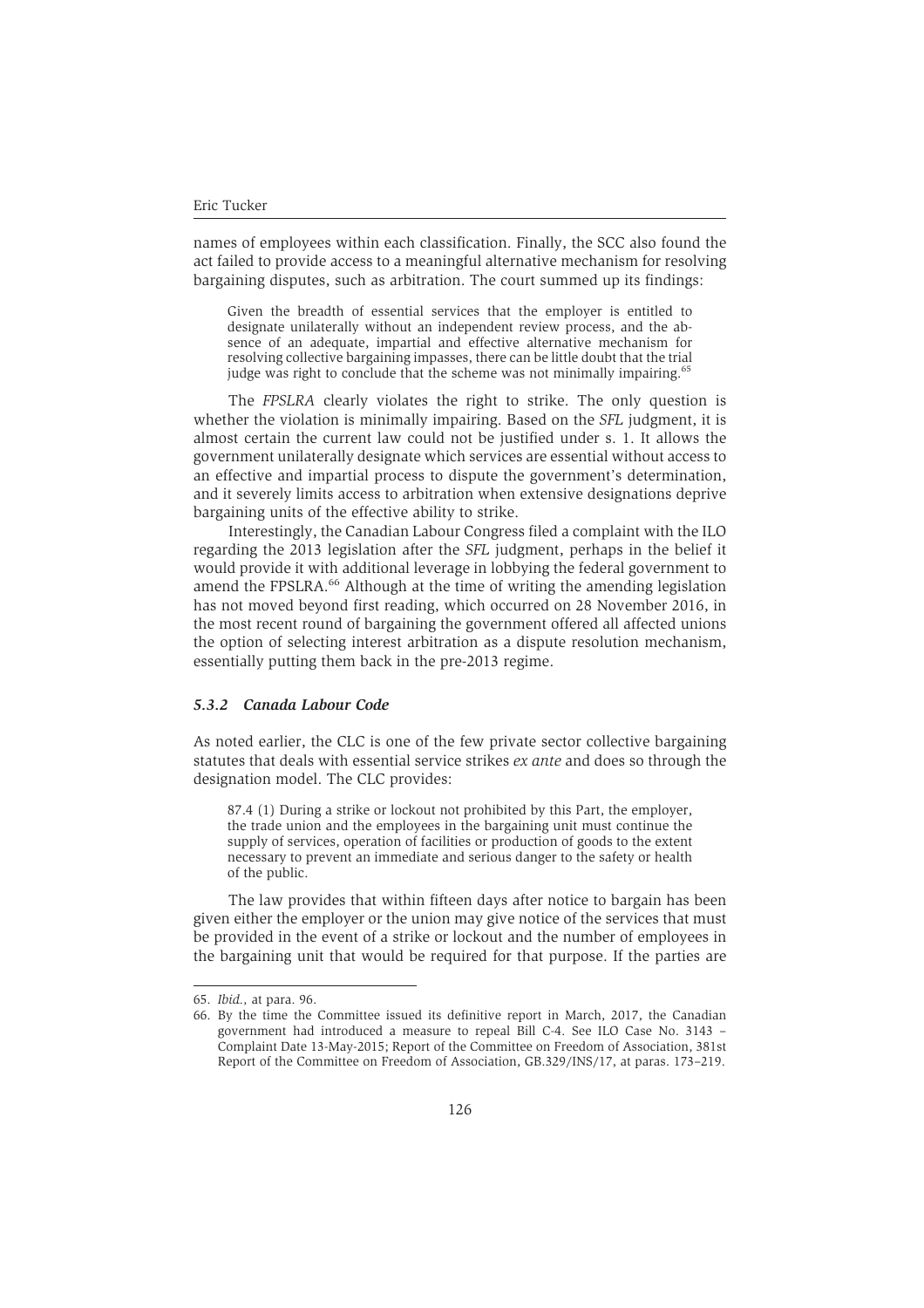names of employees within each classification. Finally, the SCC also found the act failed to provide access to a meaningful alternative mechanism for resolving bargaining disputes, such as arbitration. The court summed up its findings:

> Given the breadth of essential services that the employer is entitled to designate unilaterally without an independent review process, and the absence of an adequate, impartial and effective alternative mechanism for resolving collective bargaining impasses, there can be little doubt that the trial judge was right to conclude that the scheme was not minimally impairing.[65]

The *FPSLRA* clearly violates the right to strike. The only question is whether the violation is minimally impairing. Based on the *SFL* judgment, it is almost certain the current law could not be justified under s. 1. It allows the government unilaterally designate which services are essential without access to an effective and impartial process to dispute the government's determination, and it severely limits access to arbitration when extensive designations deprive bargaining units of the effective ability to strike.

Interestingly, the Canadian Labour Congress filed a complaint with the ILO regarding the 2013 legislation after the *SFL* judgment, perhaps in the belief it would provide it with additional leverage in lobbying the federal government to amend the FPSLRA.[66] Although at the time of writing the amending legislation has not moved beyond first reading, which occurred on 28 November 2016, in the most recent round of bargaining the government offered all affected unions the option of selecting interest arbitration as a dispute resolution mechanism, essentially putting them back in the pre-2013 regime.

### *5.3.2 Canada Labour Code*

As noted earlier, the CLC is one of the few private sector collective bargaining statutes that deals with essential service strikes *ex ante* and does so through the designation model. The CLC provides:

> 87.4 (1) During a strike or lockout not prohibited by this Part, the employer, the trade union and the employees in the bargaining unit must continue the supply of services, operation of facilities or production of goods to the extent necessary to prevent an immediate and serious danger to the safety or health of the public.

The law provides that within fifteen days after notice to bargain has been given either the employer or the union may give notice of the services that must be provided in the event of a strike or lockout and the number of employees in the bargaining unit that would be required for that purpose. If the parties are

---

65. *Ibid.*, at para. 96.

66. By the time the Committee issued its definitive report in March, 2017, the Canadian government had introduced a measure to repeal Bill C-4. See ILO Case No. 3143 – Complaint Date 13-May-2015; Report of the Committee on Freedom of Association, 381st Report of the Committee on Freedom of Association, GB.329/INS/17, at paras. 173–219.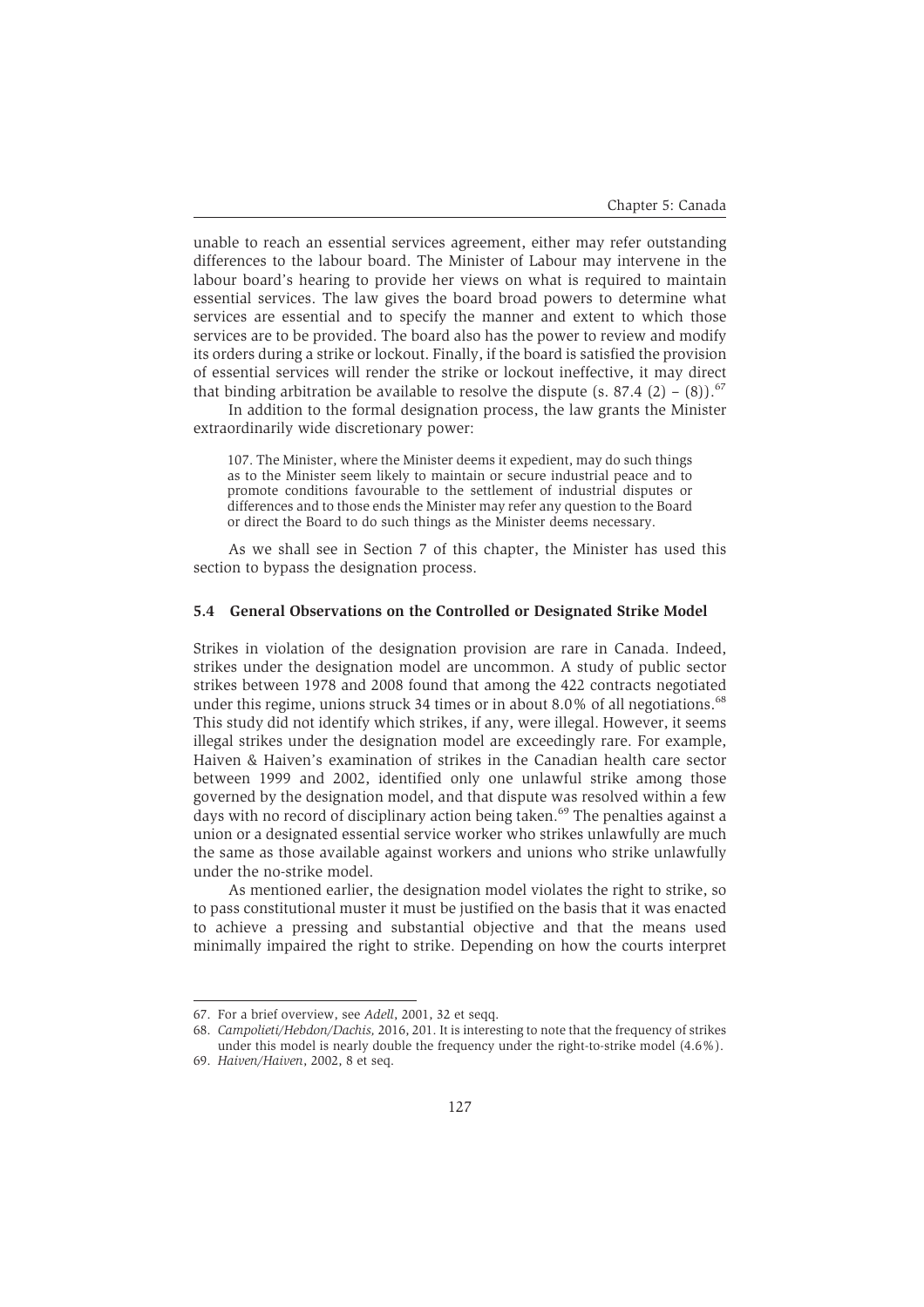unable to reach an essential services agreement, either may refer outstanding differences to the labour board. The Minister of Labour may intervene in the labour board's hearing to provide her views on what is required to maintain essential services. The law gives the board broad powers to determine what services are essential and to specify the manner and extent to which those services are to be provided. The board also has the power to review and modify its orders during a strike or lockout. Finally, if the board is satisfied the provision of essential services will render the strike or lockout ineffective, it may direct that binding arbitration be available to resolve the dispute (s. 87.4 (2) – (8)).[67]

In addition to the formal designation process, the law grants the Minister extraordinarily wide discretionary power:

> 107. The Minister, where the Minister deems it expedient, may do such things as to the Minister seem likely to maintain or secure industrial peace and to promote conditions favourable to the settlement of industrial disputes or differences and to those ends the Minister may refer any question to the Board or direct the Board to do such things as the Minister deems necessary.

As we shall see in Section 7 of this chapter, the Minister has used this section to bypass the designation process.

### 5.4 General Observations on the Controlled or Designated Strike Model

Strikes in violation of the designation provision are rare in Canada. Indeed, strikes under the designation model are uncommon. A study of public sector strikes between 1978 and 2008 found that among the 422 contracts negotiated under this regime, unions struck 34 times or in about 8.0% of all negotiations.[68] This study did not identify which strikes, if any, were illegal. However, it seems illegal strikes under the designation model are exceedingly rare. For example, Haiven & Haiven's examination of strikes in the Canadian health care sector between 1999 and 2002, identified only one unlawful strike among those governed by the designation model, and that dispute was resolved within a few days with no record of disciplinary action being taken.[69] The penalties against a union or a designated essential service worker who strikes unlawfully are much the same as those available against workers and unions who strike unlawfully under the no-strike model.

As mentioned earlier, the designation model violates the right to strike, so to pass constitutional muster it must be justified on the basis that it was enacted to achieve a pressing and substantial objective and that the means used minimally impaired the right to strike. Depending on how the courts interpret

---

67. For a brief overview, see *Adell*, 2001, 32 et seqq.

68. *Campolieti/Hebdon/Dachis,* 2016, 201. It is interesting to note that the frequency of strikes under this model is nearly double the frequency under the right-to-strike model (4.6%).

69. *Haiven/Haiven*, 2002, 8 et seq.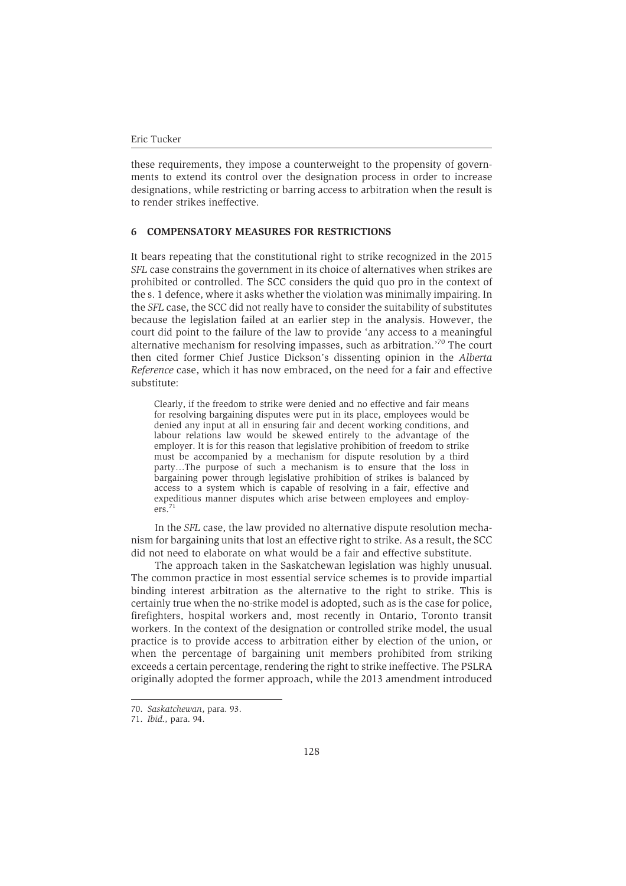these requirements, they impose a counterweight to the propensity of governments to extend its control over the designation process in order to increase designations, while restricting or barring access to arbitration when the result is to render strikes ineffective.

## 6 COMPENSATORY MEASURES FOR RESTRICTIONS

It bears repeating that the constitutional right to strike recognized in the 2015 *SFL* case constrains the government in its choice of alternatives when strikes are prohibited or controlled. The SCC considers the quid quo pro in the context of the s. 1 defence, where it asks whether the violation was minimally impairing. In the *SFL* case, the SCC did not really have to consider the suitability of substitutes because the legislation failed at an earlier step in the analysis. However, the court did point to the failure of the law to provide 'any access to a meaningful alternative mechanism for resolving impasses, such as arbitration.'[70] The court then cited former Chief Justice Dickson's dissenting opinion in the *Alberta Reference* case, which it has now embraced, on the need for a fair and effective substitute:

> Clearly, if the freedom to strike were denied and no effective and fair means for resolving bargaining disputes were put in its place, employees would be denied any input at all in ensuring fair and decent working conditions, and labour relations law would be skewed entirely to the advantage of the employer. It is for this reason that legislative prohibition of freedom to strike must be accompanied by a mechanism for dispute resolution by a third party…The purpose of such a mechanism is to ensure that the loss in bargaining power through legislative prohibition of strikes is balanced by access to a system which is capable of resolving in a fair, effective and expeditious manner disputes which arise between employees and employers.[71]

In the *SFL* case, the law provided no alternative dispute resolution mechanism for bargaining units that lost an effective right to strike. As a result, the SCC did not need to elaborate on what would be a fair and effective substitute.

The approach taken in the Saskatchewan legislation was highly unusual. The common practice in most essential service schemes is to provide impartial binding interest arbitration as the alternative to the right to strike. This is certainly true when the no-strike model is adopted, such as is the case for police, firefighters, hospital workers and, most recently in Ontario, Toronto transit workers. In the context of the designation or controlled strike model, the usual practice is to provide access to arbitration either by election of the union, or when the percentage of bargaining unit members prohibited from striking exceeds a certain percentage, rendering the right to strike ineffective. The PSLRA originally adopted the former approach, while the 2013 amendment introduced

70. *Saskatchewan*, para. 93.

71. *Ibid.,* para. 94.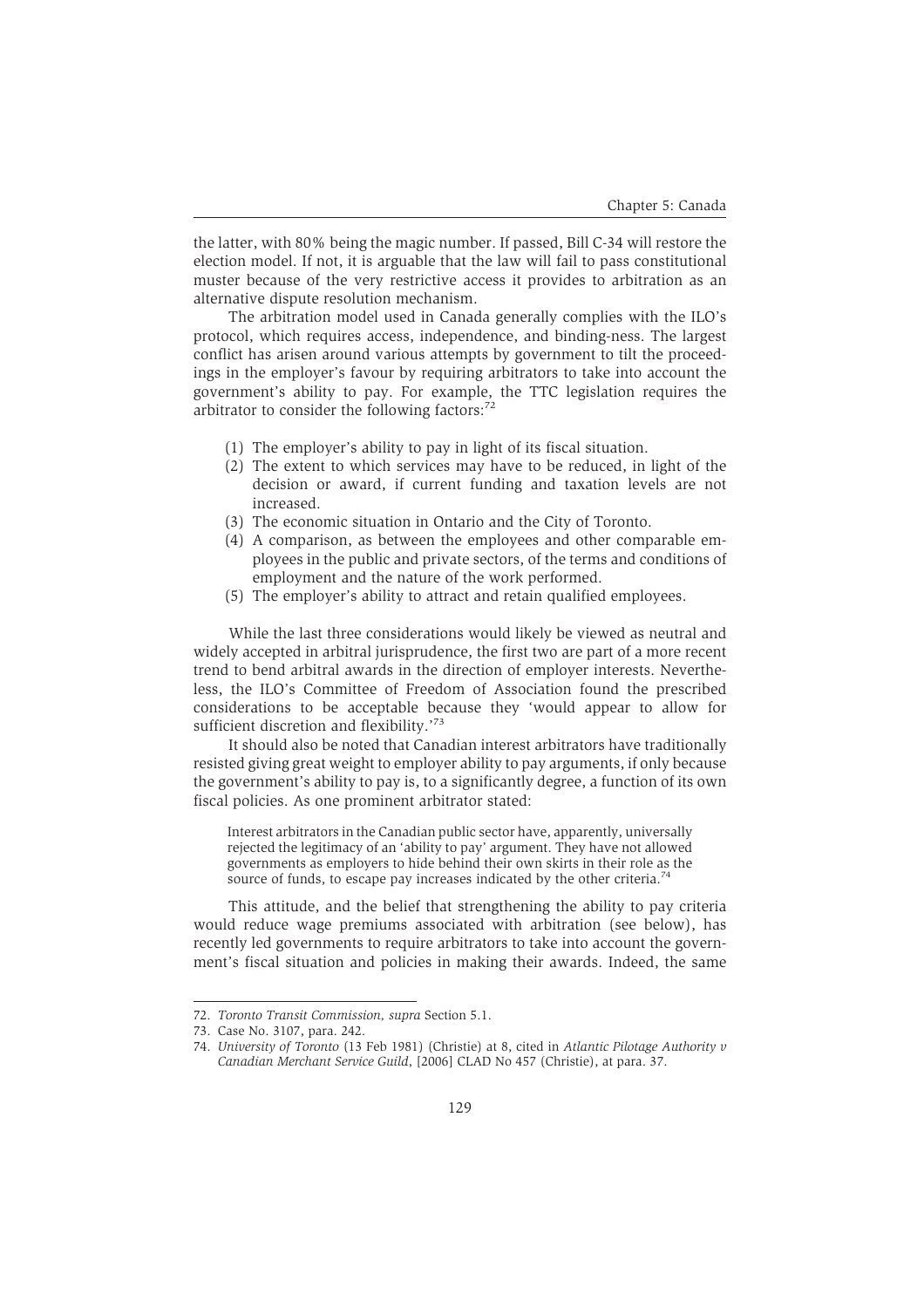the latter, with 80% being the magic number. If passed, Bill C-34 will restore the election model. If not, it is arguable that the law will fail to pass constitutional muster because of the very restrictive access it provides to arbitration as an alternative dispute resolution mechanism.

The arbitration model used in Canada generally complies with the ILO's protocol, which requires access, independence, and binding-ness. The largest conflict has arisen around various attempts by government to tilt the proceedings in the employer's favour by requiring arbitrators to take into account the government's ability to pay. For example, the TTC legislation requires the arbitrator to consider the following factors:[72]

(1) The employer's ability to pay in light of its fiscal situation.
(2) The extent to which services may have to be reduced, in light of the decision or award, if current funding and taxation levels are not increased.
(3) The economic situation in Ontario and the City of Toronto.
(4) A comparison, as between the employees and other comparable employees in the public and private sectors, of the terms and conditions of employment and the nature of the work performed.
(5) The employer's ability to attract and retain qualified employees.

While the last three considerations would likely be viewed as neutral and widely accepted in arbitral jurisprudence, the first two are part of a more recent trend to bend arbitral awards in the direction of employer interests. Nevertheless, the ILO's Committee of Freedom of Association found the prescribed considerations to be acceptable because they 'would appear to allow for sufficient discretion and flexibility.'[73]

It should also be noted that Canadian interest arbitrators have traditionally resisted giving great weight to employer ability to pay arguments, if only because the government's ability to pay is, to a significantly degree, a function of its own fiscal policies. As one prominent arbitrator stated:

> Interest arbitrators in the Canadian public sector have, apparently, universally rejected the legitimacy of an 'ability to pay' argument. They have not allowed governments as employers to hide behind their own skirts in their role as the source of funds, to escape pay increases indicated by the other criteria.[74]

This attitude, and the belief that strengthening the ability to pay criteria would reduce wage premiums associated with arbitration (see below), has recently led governments to require arbitrators to take into account the government's fiscal situation and policies in making their awards. Indeed, the same

---

72. *Toronto Transit Commission, supra* Section 5.1.
73. Case No. 3107, para. 242.
74. *University of Toronto* (13 Feb 1981) (Christie) at 8, cited in *Atlantic Pilotage Authority v Canadian Merchant Service Guild*, [2006] CLAD No 457 (Christie), at para. 37.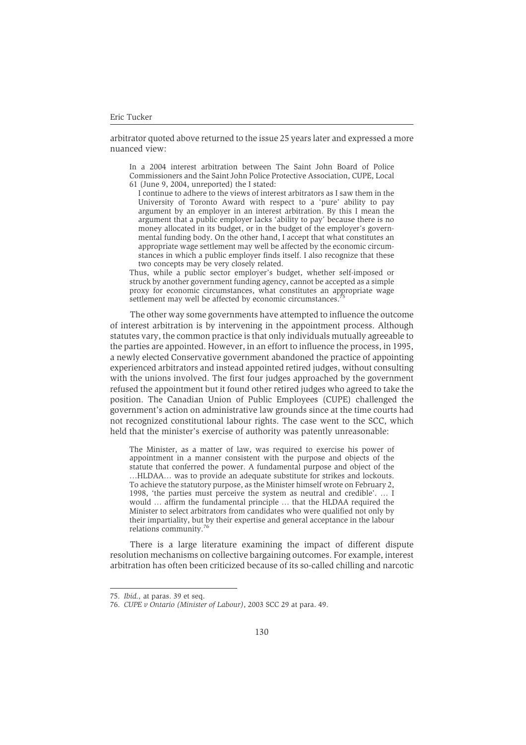arbitrator quoted above returned to the issue 25 years later and expressed a more nuanced view:

> In a 2004 interest arbitration between The Saint John Board of Police Commissioners and the Saint John Police Protective Association, CUPE, Local 61 (June 9, 2004, unreported) the I stated:
>
> > I continue to adhere to the views of interest arbitrators as I saw them in the University of Toronto Award with respect to a 'pure' ability to pay argument by an employer in an interest arbitration. By this I mean the argument that a public employer lacks 'ability to pay' because there is no money allocated in its budget, or in the budget of the employer's governmental funding body. On the other hand, I accept that what constitutes an appropriate wage settlement may well be affected by the economic circumstances in which a public employer finds itself. I also recognize that these two concepts may be very closely related.
>
> Thus, while a public sector employer's budget, whether self-imposed or struck by another government funding agency, cannot be accepted as a simple proxy for economic circumstances, what constitutes an appropriate wage settlement may well be affected by economic circumstances.[75]

The other way some governments have attempted to influence the outcome of interest arbitration is by intervening in the appointment process. Although statutes vary, the common practice is that only individuals mutually agreeable to the parties are appointed. However, in an effort to influence the process, in 1995, a newly elected Conservative government abandoned the practice of appointing experienced arbitrators and instead appointed retired judges, without consulting with the unions involved. The first four judges approached by the government refused the appointment but it found other retired judges who agreed to take the position. The Canadian Union of Public Employees (CUPE) challenged the government's action on administrative law grounds since at the time courts had not recognized constitutional labour rights. The case went to the SCC, which held that the minister's exercise of authority was patently unreasonable:

> The Minister, as a matter of law, was required to exercise his power of appointment in a manner consistent with the purpose and objects of the statute that conferred the power. A fundamental purpose and object of the …HLDAA… was to provide an adequate substitute for strikes and lockouts. To achieve the statutory purpose, as the Minister himself wrote on February 2, 1998, 'the parties must perceive the system as neutral and credible'. … I would … affirm the fundamental principle … that the HLDAA required the Minister to select arbitrators from candidates who were qualified not only by their impartiality, but by their expertise and general acceptance in the labour relations community.[76]

There is a large literature examining the impact of different dispute resolution mechanisms on collective bargaining outcomes. For example, interest arbitration has often been criticized because of its so-called chilling and narcotic

---

75. *Ibid.*, at paras. 39 et seq.

76. *CUPE v Ontario (Minister of Labour)*, 2003 SCC 29 at para. 49.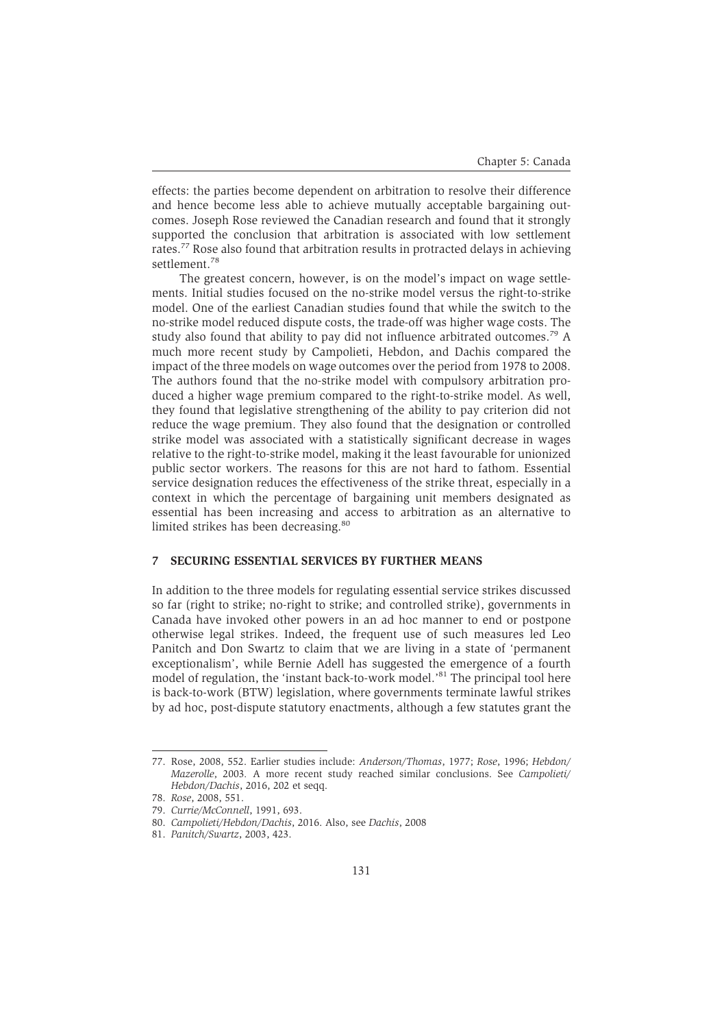effects: the parties become dependent on arbitration to resolve their difference and hence become less able to achieve mutually acceptable bargaining outcomes. Joseph Rose reviewed the Canadian research and found that it strongly supported the conclusion that arbitration is associated with low settlement rates.[77] Rose also found that arbitration results in protracted delays in achieving settlement.[78]

The greatest concern, however, is on the model's impact on wage settlements. Initial studies focused on the no-strike model versus the right-to-strike model. One of the earliest Canadian studies found that while the switch to the no-strike model reduced dispute costs, the trade-off was higher wage costs. The study also found that ability to pay did not influence arbitrated outcomes.[79] A much more recent study by Campolieti, Hebdon, and Dachis compared the impact of the three models on wage outcomes over the period from 1978 to 2008. The authors found that the no-strike model with compulsory arbitration produced a higher wage premium compared to the right-to-strike model. As well, they found that legislative strengthening of the ability to pay criterion did not reduce the wage premium. They also found that the designation or controlled strike model was associated with a statistically significant decrease in wages relative to the right-to-strike model, making it the least favourable for unionized public sector workers. The reasons for this are not hard to fathom. Essential service designation reduces the effectiveness of the strike threat, especially in a context in which the percentage of bargaining unit members designated as essential has been increasing and access to arbitration as an alternative to limited strikes has been decreasing.[80]

## 7 SECURING ESSENTIAL SERVICES BY FURTHER MEANS

In addition to the three models for regulating essential service strikes discussed so far (right to strike; no-right to strike; and controlled strike), governments in Canada have invoked other powers in an ad hoc manner to end or postpone otherwise legal strikes. Indeed, the frequent use of such measures led Leo Panitch and Don Swartz to claim that we are living in a state of 'permanent exceptionalism', while Bernie Adell has suggested the emergence of a fourth model of regulation, the 'instant back-to-work model.'[81] The principal tool here is back-to-work (BTW) legislation, where governments terminate lawful strikes by ad hoc, post-dispute statutory enactments, although a few statutes grant the

---

77. Rose, 2008, 552. Earlier studies include: *Anderson/Thomas*, 1977; *Rose*, 1996; *Hebdon/Mazerolle*, 2003. A more recent study reached similar conclusions. See *Campolieti/Hebdon/Dachis*, 2016, 202 et seqq.
78. *Rose*, 2008, 551.
79. *Currie/McConnell*, 1991, 693.
80. *Campolieti/Hebdon/Dachis*, 2016. Also, see *Dachis*, 2008
81. *Panitch/Swartz*, 2003, 423.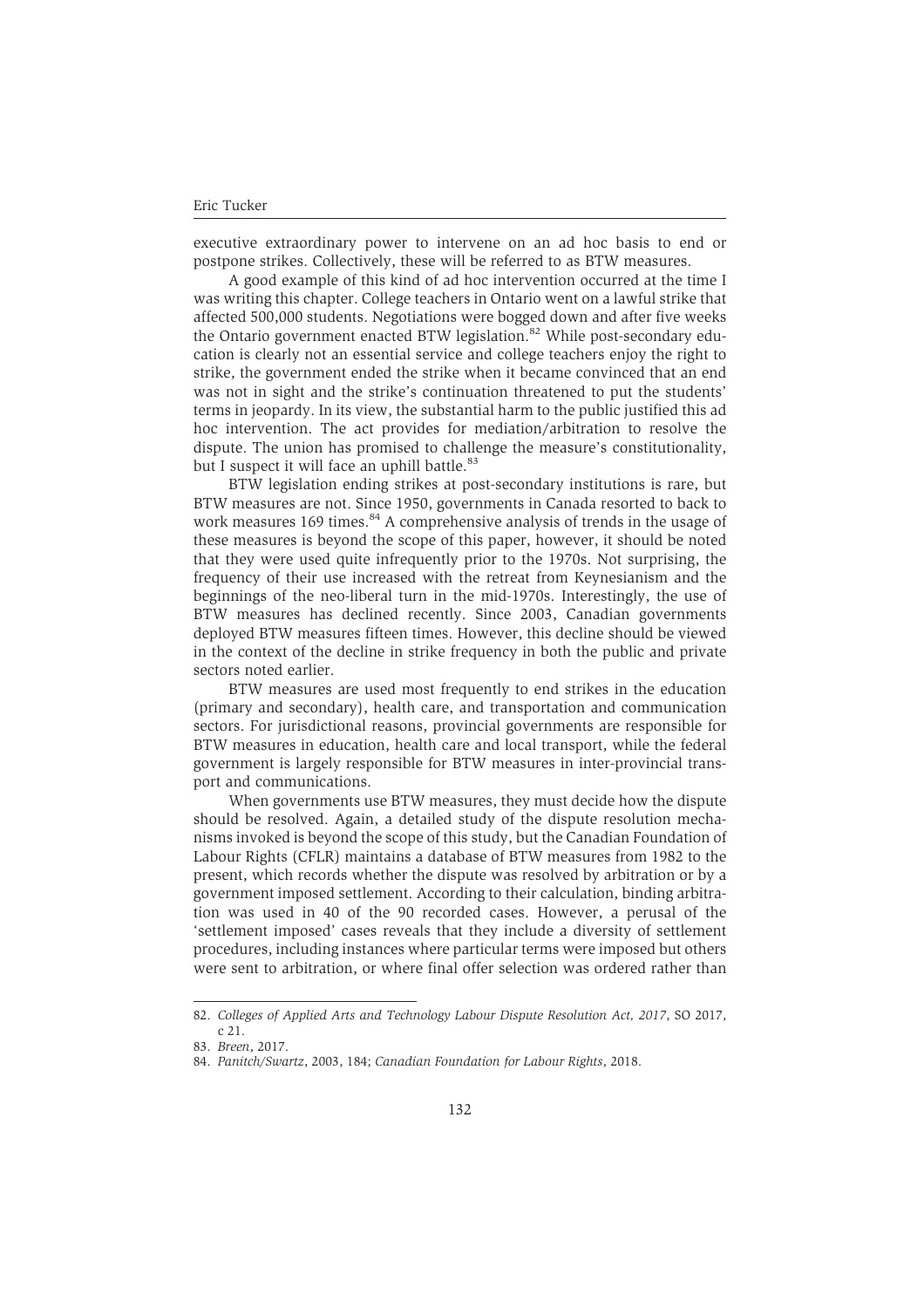executive extraordinary power to intervene on an ad hoc basis to end or postpone strikes. Collectively, these will be referred to as BTW measures.

A good example of this kind of ad hoc intervention occurred at the time I was writing this chapter. College teachers in Ontario went on a lawful strike that affected 500,000 students. Negotiations were bogged down and after five weeks the Ontario government enacted BTW legislation.[82] While post-secondary education is clearly not an essential service and college teachers enjoy the right to strike, the government ended the strike when it became convinced that an end was not in sight and the strike's continuation threatened to put the students' terms in jeopardy. In its view, the substantial harm to the public justified this ad hoc intervention. The act provides for mediation/arbitration to resolve the dispute. The union has promised to challenge the measure's constitutionality, but I suspect it will face an uphill battle.[83]

BTW legislation ending strikes at post-secondary institutions is rare, but BTW measures are not. Since 1950, governments in Canada resorted to back to work measures 169 times.[84] A comprehensive analysis of trends in the usage of these measures is beyond the scope of this paper, however, it should be noted that they were used quite infrequently prior to the 1970s. Not surprising, the frequency of their use increased with the retreat from Keynesianism and the beginnings of the neo-liberal turn in the mid-1970s. Interestingly, the use of BTW measures has declined recently. Since 2003, Canadian governments deployed BTW measures fifteen times. However, this decline should be viewed in the context of the decline in strike frequency in both the public and private sectors noted earlier.

BTW measures are used most frequently to end strikes in the education (primary and secondary), health care, and transportation and communication sectors. For jurisdictional reasons, provincial governments are responsible for BTW measures in education, health care and local transport, while the federal government is largely responsible for BTW measures in inter-provincial transport and communications.

When governments use BTW measures, they must decide how the dispute should be resolved. Again, a detailed study of the dispute resolution mechanisms invoked is beyond the scope of this study, but the Canadian Foundation of Labour Rights (CFLR) maintains a database of BTW measures from 1982 to the present, which records whether the dispute was resolved by arbitration or by a government imposed settlement. According to their calculation, binding arbitration was used in 40 of the 90 recorded cases. However, a perusal of the 'settlement imposed' cases reveals that they include a diversity of settlement procedures, including instances where particular terms were imposed but others were sent to arbitration, or where final offer selection was ordered rather than

---

82. *Colleges of Applied Arts and Technology Labour Dispute Resolution Act, 2017*, SO 2017, c 21.

83. *Breen*, 2017.

84. *Panitch/Swartz*, 2003, 184; *Canadian Foundation for Labour Rights*, 2018.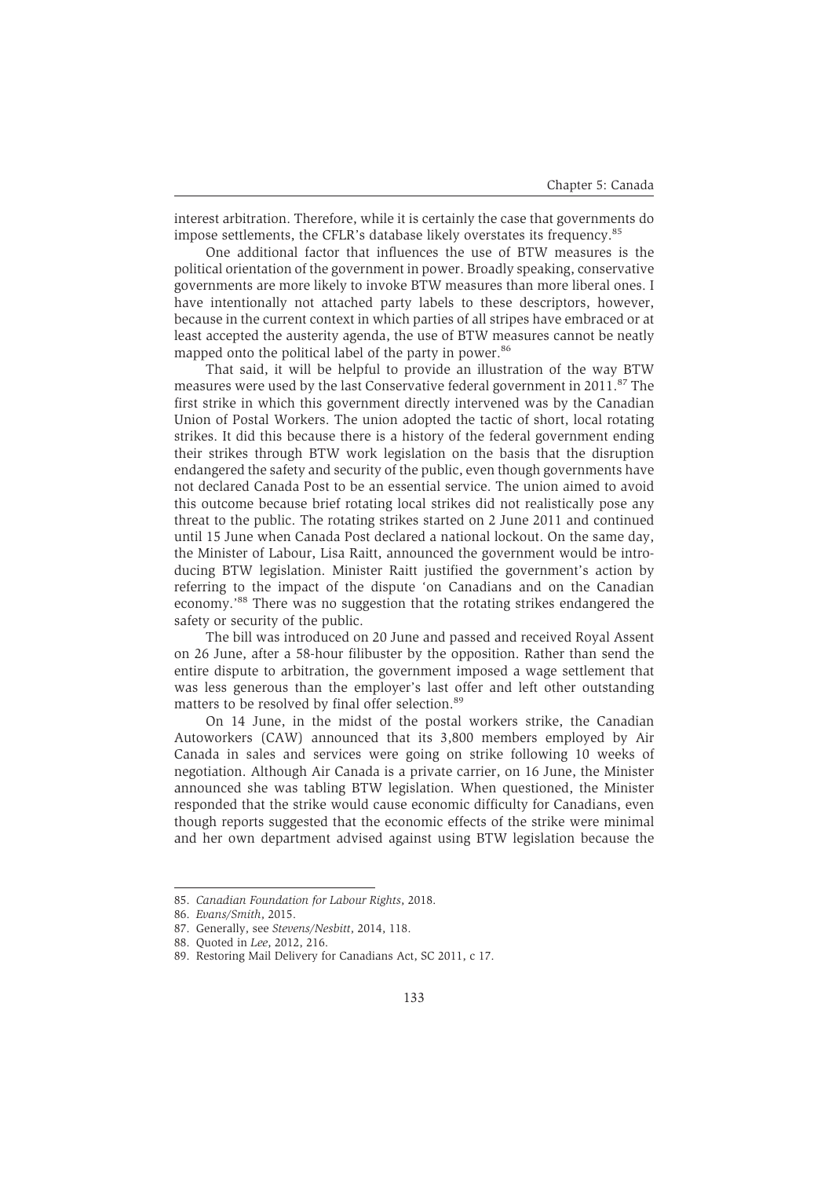interest arbitration. Therefore, while it is certainly the case that governments do impose settlements, the CFLR's database likely overstates its frequency.[85]

One additional factor that influences the use of BTW measures is the political orientation of the government in power. Broadly speaking, conservative governments are more likely to invoke BTW measures than more liberal ones. I have intentionally not attached party labels to these descriptors, however, because in the current context in which parties of all stripes have embraced or at least accepted the austerity agenda, the use of BTW measures cannot be neatly mapped onto the political label of the party in power.[86]

That said, it will be helpful to provide an illustration of the way BTW measures were used by the last Conservative federal government in 2011.[87] The first strike in which this government directly intervened was by the Canadian Union of Postal Workers. The union adopted the tactic of short, local rotating strikes. It did this because there is a history of the federal government ending their strikes through BTW work legislation on the basis that the disruption endangered the safety and security of the public, even though governments have not declared Canada Post to be an essential service. The union aimed to avoid this outcome because brief rotating local strikes did not realistically pose any threat to the public. The rotating strikes started on 2 June 2011 and continued until 15 June when Canada Post declared a national lockout. On the same day, the Minister of Labour, Lisa Raitt, announced the government would be introducing BTW legislation. Minister Raitt justified the government's action by referring to the impact of the dispute 'on Canadians and on the Canadian economy.'[88] There was no suggestion that the rotating strikes endangered the safety or security of the public.

The bill was introduced on 20 June and passed and received Royal Assent on 26 June, after a 58-hour filibuster by the opposition. Rather than send the entire dispute to arbitration, the government imposed a wage settlement that was less generous than the employer's last offer and left other outstanding matters to be resolved by final offer selection.[89]

On 14 June, in the midst of the postal workers strike, the Canadian Autoworkers (CAW) announced that its 3,800 members employed by Air Canada in sales and services were going on strike following 10 weeks of negotiation. Although Air Canada is a private carrier, on 16 June, the Minister announced she was tabling BTW legislation. When questioned, the Minister responded that the strike would cause economic difficulty for Canadians, even though reports suggested that the economic effects of the strike were minimal and her own department advised against using BTW legislation because the

---

85. *Canadian Foundation for Labour Rights*, 2018.
86. *Evans/Smith*, 2015.
87. Generally, see *Stevens/Nesbitt*, 2014, 118.
88. Quoted in *Lee*, 2012, 216.
89. Restoring Mail Delivery for Canadians Act, SC 2011, c 17.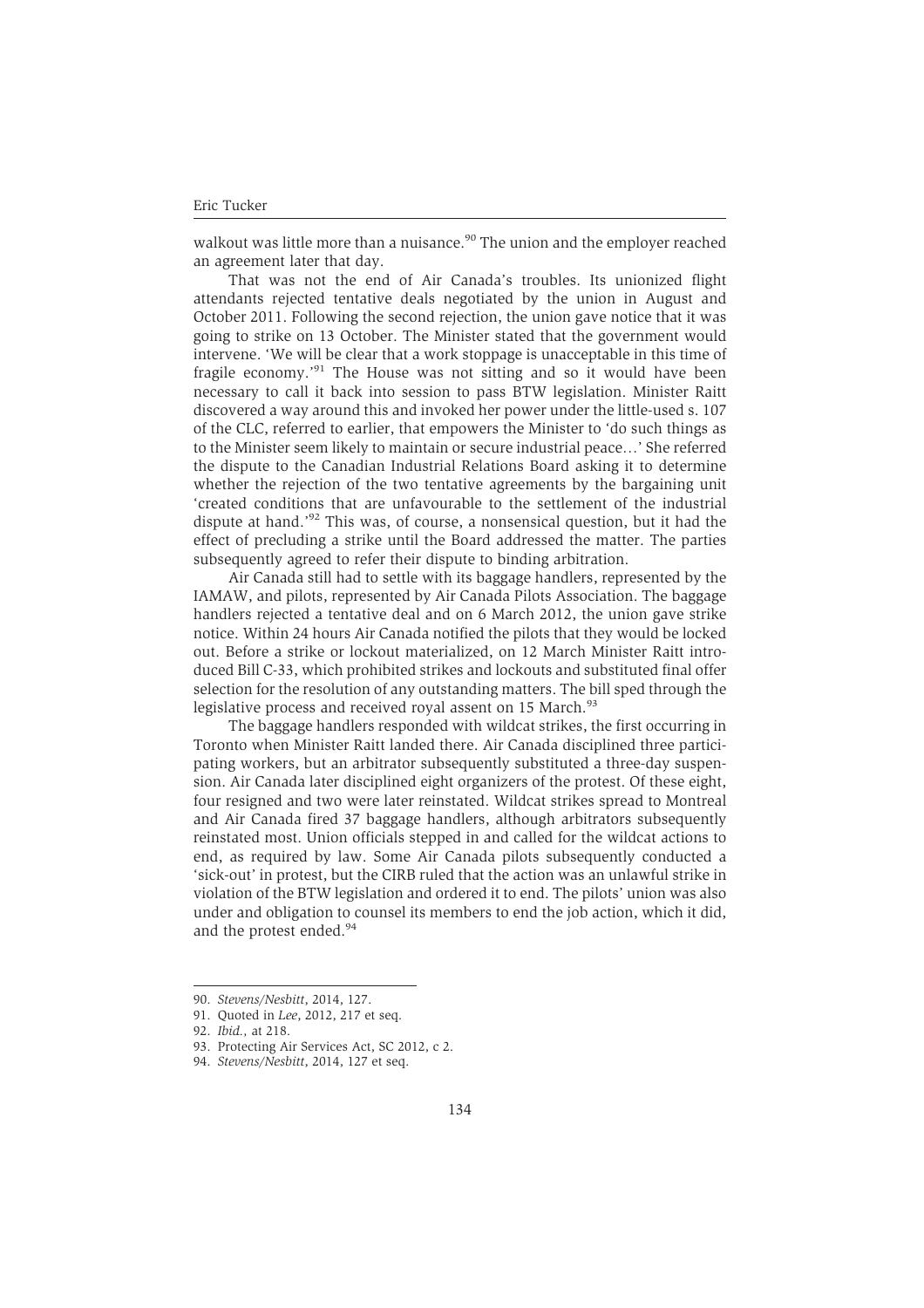walkout was little more than a nuisance.[90] The union and the employer reached an agreement later that day.

That was not the end of Air Canada's troubles. Its unionized flight attendants rejected tentative deals negotiated by the union in August and October 2011. Following the second rejection, the union gave notice that it was going to strike on 13 October. The Minister stated that the government would intervene. 'We will be clear that a work stoppage is unacceptable in this time of fragile economy.'[91] The House was not sitting and so it would have been necessary to call it back into session to pass BTW legislation. Minister Raitt discovered a way around this and invoked her power under the little-used s. 107 of the CLC, referred to earlier, that empowers the Minister to 'do such things as to the Minister seem likely to maintain or secure industrial peace…' She referred the dispute to the Canadian Industrial Relations Board asking it to determine whether the rejection of the two tentative agreements by the bargaining unit 'created conditions that are unfavourable to the settlement of the industrial dispute at hand.'[92] This was, of course, a nonsensical question, but it had the effect of precluding a strike until the Board addressed the matter. The parties subsequently agreed to refer their dispute to binding arbitration.

Air Canada still had to settle with its baggage handlers, represented by the IAMAW, and pilots, represented by Air Canada Pilots Association. The baggage handlers rejected a tentative deal and on 6 March 2012, the union gave strike notice. Within 24 hours Air Canada notified the pilots that they would be locked out. Before a strike or lockout materialized, on 12 March Minister Raitt introduced Bill C-33, which prohibited strikes and lockouts and substituted final offer selection for the resolution of any outstanding matters. The bill sped through the legislative process and received royal assent on 15 March.[93]

The baggage handlers responded with wildcat strikes, the first occurring in Toronto when Minister Raitt landed there. Air Canada disciplined three participating workers, but an arbitrator subsequently substituted a three-day suspension. Air Canada later disciplined eight organizers of the protest. Of these eight, four resigned and two were later reinstated. Wildcat strikes spread to Montreal and Air Canada fired 37 baggage handlers, although arbitrators subsequently reinstated most. Union officials stepped in and called for the wildcat actions to end, as required by law. Some Air Canada pilots subsequently conducted a 'sick-out' in protest, but the CIRB ruled that the action was an unlawful strike in violation of the BTW legislation and ordered it to end. The pilots' union was also under and obligation to counsel its members to end the job action, which it did, and the protest ended.[94]

---

90. *Stevens/Nesbitt*, 2014, 127.

91. Quoted in *Lee*, 2012, 217 et seq.

92. *Ibid.*, at 218.

93. Protecting Air Services Act, SC 2012, c 2.

94. *Stevens/Nesbitt*, 2014, 127 et seq.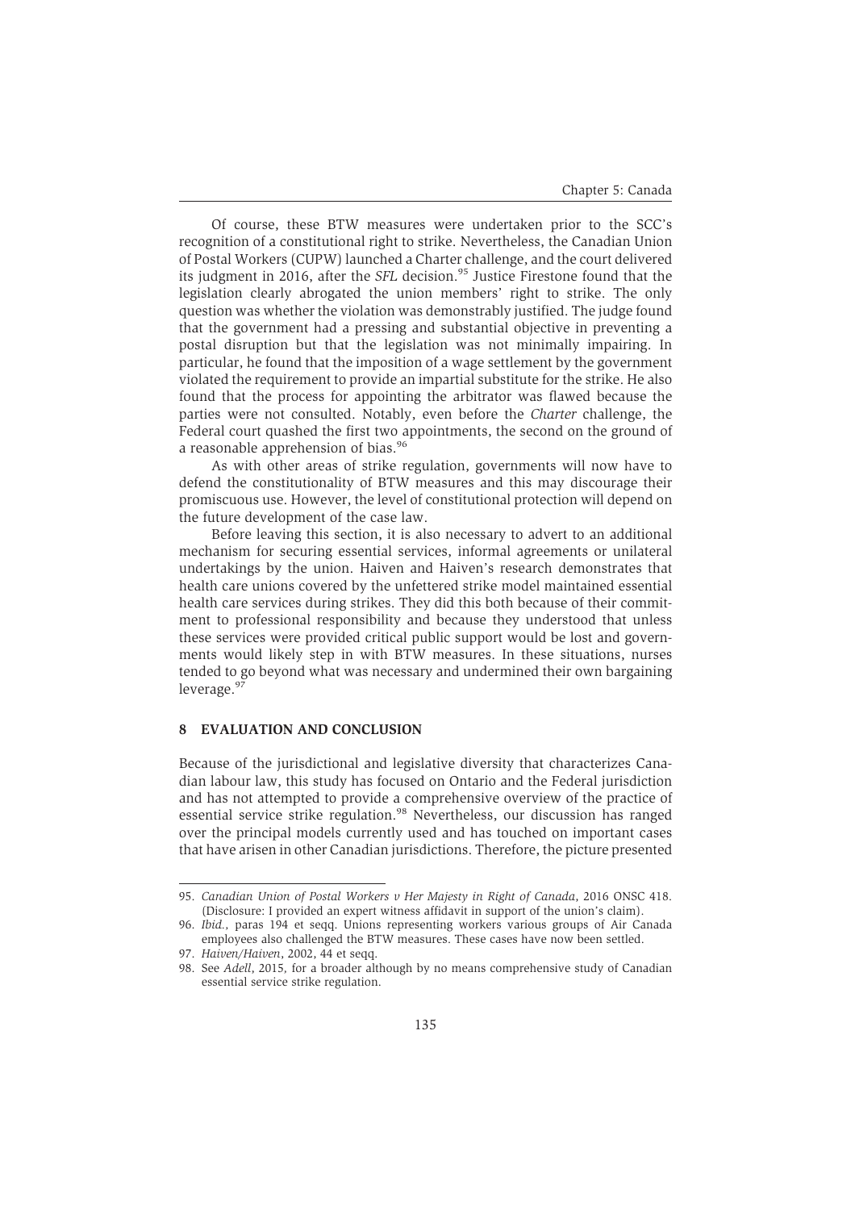Of course, these BTW measures were undertaken prior to the SCC's recognition of a constitutional right to strike. Nevertheless, the Canadian Union of Postal Workers (CUPW) launched a Charter challenge, and the court delivered its judgment in 2016, after the *SFL* decision.[95] Justice Firestone found that the legislation clearly abrogated the union members' right to strike. The only question was whether the violation was demonstrably justified. The judge found that the government had a pressing and substantial objective in preventing a postal disruption but that the legislation was not minimally impairing. In particular, he found that the imposition of a wage settlement by the government violated the requirement to provide an impartial substitute for the strike. He also found that the process for appointing the arbitrator was flawed because the parties were not consulted. Notably, even before the *Charter* challenge, the Federal court quashed the first two appointments, the second on the ground of a reasonable apprehension of bias.[96]

As with other areas of strike regulation, governments will now have to defend the constitutionality of BTW measures and this may discourage their promiscuous use. However, the level of constitutional protection will depend on the future development of the case law.

Before leaving this section, it is also necessary to advert to an additional mechanism for securing essential services, informal agreements or unilateral undertakings by the union. Haiven and Haiven's research demonstrates that health care unions covered by the unfettered strike model maintained essential health care services during strikes. They did this both because of their commitment to professional responsibility and because they understood that unless these services were provided critical public support would be lost and governments would likely step in with BTW measures. In these situations, nurses tended to go beyond what was necessary and undermined their own bargaining leverage.[97]

## 8 EVALUATION AND CONCLUSION

Because of the jurisdictional and legislative diversity that characterizes Canadian labour law, this study has focused on Ontario and the Federal jurisdiction and has not attempted to provide a comprehensive overview of the practice of essential service strike regulation.[98] Nevertheless, our discussion has ranged over the principal models currently used and has touched on important cases that have arisen in other Canadian jurisdictions. Therefore, the picture presented

---

95. *Canadian Union of Postal Workers v Her Majesty in Right of Canada*, 2016 ONSC 418. (Disclosure: I provided an expert witness affidavit in support of the union's claim).

96. *Ibid.*, paras 194 et seqq. Unions representing workers various groups of Air Canada employees also challenged the BTW measures. These cases have now been settled.

97. *Haiven/Haiven*, 2002, 44 et seqq.

98. See *Adell*, 2015, for a broader although by no means comprehensive study of Canadian essential service strike regulation.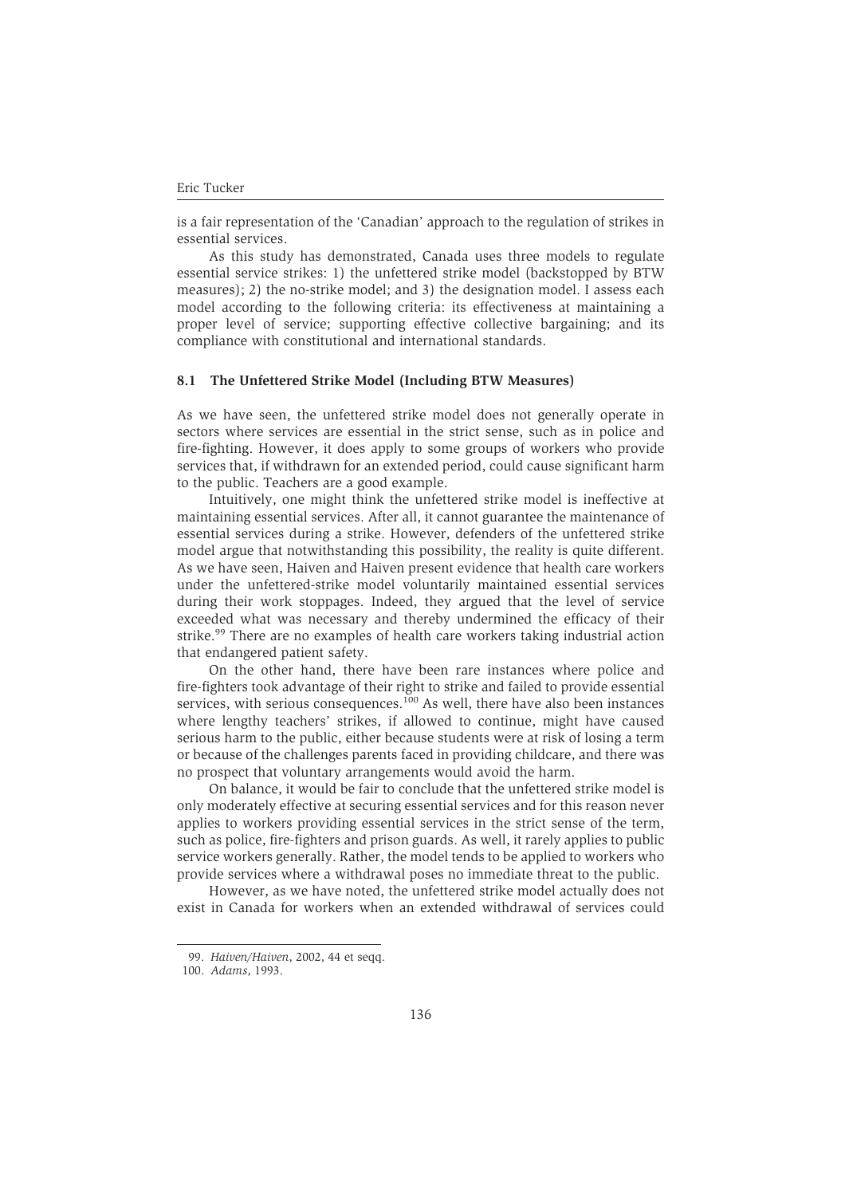is a fair representation of the 'Canadian' approach to the regulation of strikes in essential services.

As this study has demonstrated, Canada uses three models to regulate essential service strikes: 1) the unfettered strike model (backstopped by BTW measures); 2) the no-strike model; and 3) the designation model. I assess each model according to the following criteria: its effectiveness at maintaining a proper level of service; supporting effective collective bargaining; and its compliance with constitutional and international standards.

### 8.1 The Unfettered Strike Model (Including BTW Measures)

As we have seen, the unfettered strike model does not generally operate in sectors where services are essential in the strict sense, such as in police and fire-fighting. However, it does apply to some groups of workers who provide services that, if withdrawn for an extended period, could cause significant harm to the public. Teachers are a good example.

Intuitively, one might think the unfettered strike model is ineffective at maintaining essential services. After all, it cannot guarantee the maintenance of essential services during a strike. However, defenders of the unfettered strike model argue that notwithstanding this possibility, the reality is quite different. As we have seen, Haiven and Haiven present evidence that health care workers under the unfettered-strike model voluntarily maintained essential services during their work stoppages. Indeed, they argued that the level of service exceeded what was necessary and thereby undermined the efficacy of their strike.[99] There are no examples of health care workers taking industrial action that endangered patient safety.

On the other hand, there have been rare instances where police and fire-fighters took advantage of their right to strike and failed to provide essential services, with serious consequences.[100] As well, there have also been instances where lengthy teachers' strikes, if allowed to continue, might have caused serious harm to the public, either because students were at risk of losing a term or because of the challenges parents faced in providing childcare, and there was no prospect that voluntary arrangements would avoid the harm.

On balance, it would be fair to conclude that the unfettered strike model is only moderately effective at securing essential services and for this reason never applies to workers providing essential services in the strict sense of the term, such as police, fire-fighters and prison guards. As well, it rarely applies to public service workers generally. Rather, the model tends to be applied to workers who provide services where a withdrawal poses no immediate threat to the public.

However, as we have noted, the unfettered strike model actually does not exist in Canada for workers when an extended withdrawal of services could

---

99. *Haiven/Haiven*, 2002, 44 et seqq.

100. *Adams*, 1993.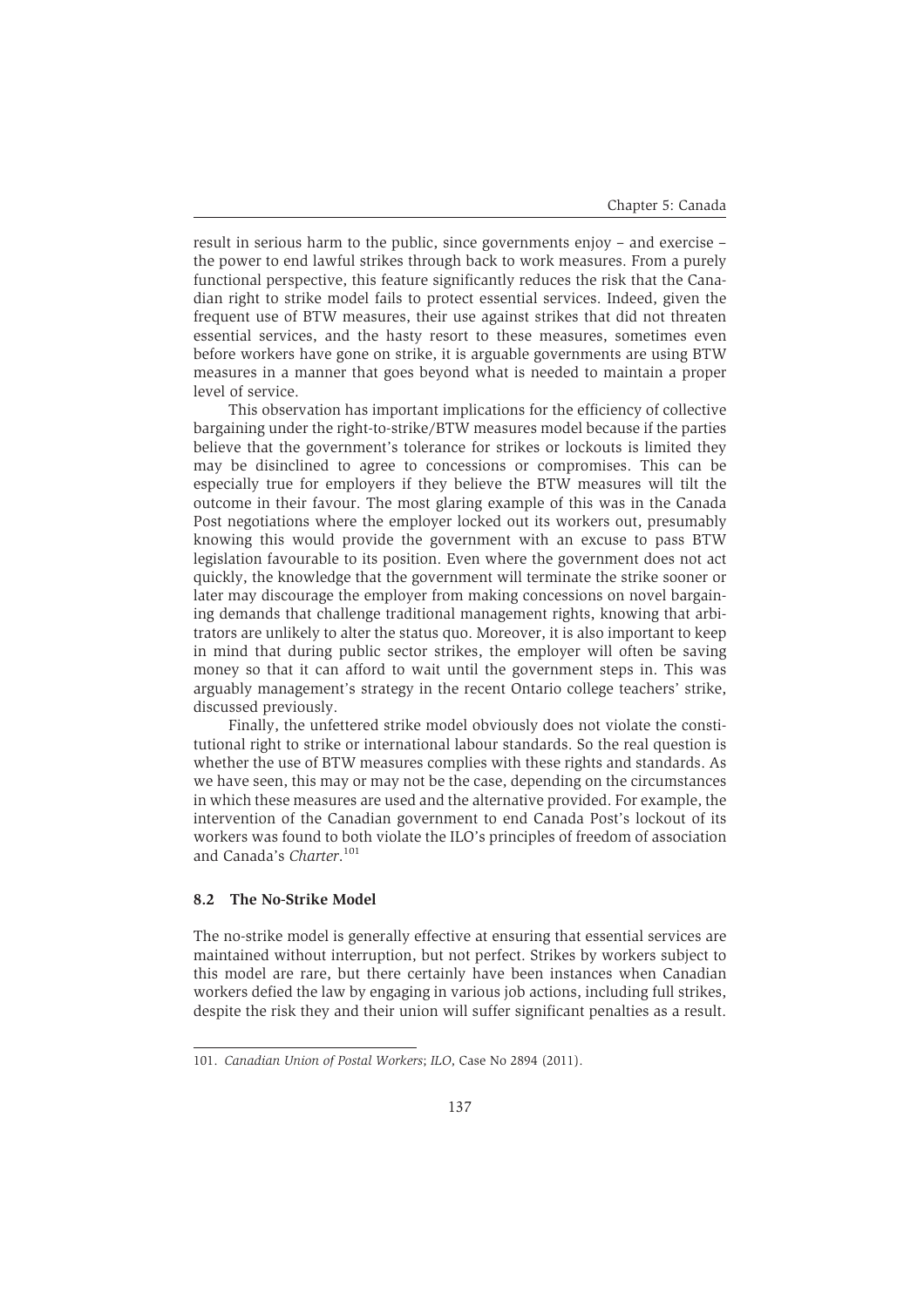result in serious harm to the public, since governments enjoy – and exercise – the power to end lawful strikes through back to work measures. From a purely functional perspective, this feature significantly reduces the risk that the Canadian right to strike model fails to protect essential services. Indeed, given the frequent use of BTW measures, their use against strikes that did not threaten essential services, and the hasty resort to these measures, sometimes even before workers have gone on strike, it is arguable governments are using BTW measures in a manner that goes beyond what is needed to maintain a proper level of service.

This observation has important implications for the efficiency of collective bargaining under the right-to-strike/BTW measures model because if the parties believe that the government's tolerance for strikes or lockouts is limited they may be disinclined to agree to concessions or compromises. This can be especially true for employers if they believe the BTW measures will tilt the outcome in their favour. The most glaring example of this was in the Canada Post negotiations where the employer locked out its workers out, presumably knowing this would provide the government with an excuse to pass BTW legislation favourable to its position. Even where the government does not act quickly, the knowledge that the government will terminate the strike sooner or later may discourage the employer from making concessions on novel bargaining demands that challenge traditional management rights, knowing that arbitrators are unlikely to alter the status quo. Moreover, it is also important to keep in mind that during public sector strikes, the employer will often be saving money so that it can afford to wait until the government steps in. This was arguably management's strategy in the recent Ontario college teachers' strike, discussed previously.

Finally, the unfettered strike model obviously does not violate the constitutional right to strike or international labour standards. So the real question is whether the use of BTW measures complies with these rights and standards. As we have seen, this may or may not be the case, depending on the circumstances in which these measures are used and the alternative provided. For example, the intervention of the Canadian government to end Canada Post's lockout of its workers was found to both violate the ILO's principles of freedom of association and Canada's *Charter*.[101]

### 8.2 The No-Strike Model

The no-strike model is generally effective at ensuring that essential services are maintained without interruption, but not perfect. Strikes by workers subject to this model are rare, but there certainly have been instances when Canadian workers defied the law by engaging in various job actions, including full strikes, despite the risk they and their union will suffer significant penalties as a result.

---

101. *Canadian Union of Postal Workers*; *ILO*, Case No 2894 (2011).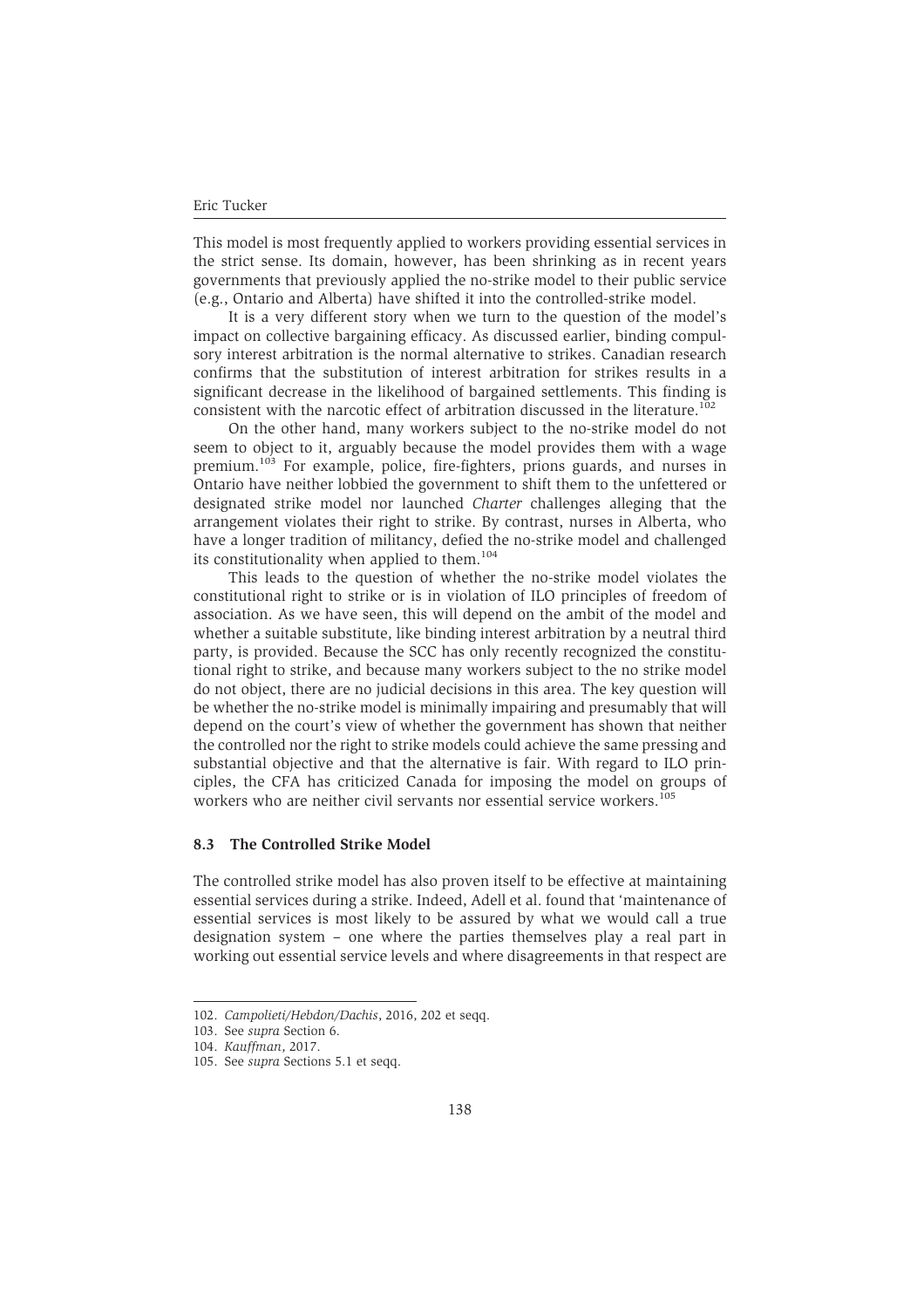This model is most frequently applied to workers providing essential services in the strict sense. Its domain, however, has been shrinking as in recent years governments that previously applied the no-strike model to their public service (e.g., Ontario and Alberta) have shifted it into the controlled-strike model.

It is a very different story when we turn to the question of the model's impact on collective bargaining efficacy. As discussed earlier, binding compulsory interest arbitration is the normal alternative to strikes. Canadian research confirms that the substitution of interest arbitration for strikes results in a significant decrease in the likelihood of bargained settlements. This finding is consistent with the narcotic effect of arbitration discussed in the literature.[102]

On the other hand, many workers subject to the no-strike model do not seem to object to it, arguably because the model provides them with a wage premium.[103] For example, police, fire-fighters, prions guards, and nurses in Ontario have neither lobbied the government to shift them to the unfettered or designated strike model nor launched *Charter* challenges alleging that the arrangement violates their right to strike. By contrast, nurses in Alberta, who have a longer tradition of militancy, defied the no-strike model and challenged its constitutionality when applied to them.[104]

This leads to the question of whether the no-strike model violates the constitutional right to strike or is in violation of ILO principles of freedom of association. As we have seen, this will depend on the ambit of the model and whether a suitable substitute, like binding interest arbitration by a neutral third party, is provided. Because the SCC has only recently recognized the constitutional right to strike, and because many workers subject to the no strike model do not object, there are no judicial decisions in this area. The key question will be whether the no-strike model is minimally impairing and presumably that will depend on the court's view of whether the government has shown that neither the controlled nor the right to strike models could achieve the same pressing and substantial objective and that the alternative is fair. With regard to ILO principles, the CFA has criticized Canada for imposing the model on groups of workers who are neither civil servants nor essential service workers.[105]

### 8.3 The Controlled Strike Model

The controlled strike model has also proven itself to be effective at maintaining essential services during a strike. Indeed, Adell et al. found that 'maintenance of essential services is most likely to be assured by what we would call a true designation system – one where the parties themselves play a real part in working out essential service levels and where disagreements in that respect are

---

102. *Campolieti/Hebdon/Dachis*, 2016, 202 et seqq.

103. See *supra* Section 6.

104. *Kauffman*, 2017.

105. See *supra* Sections 5.1 et seqq.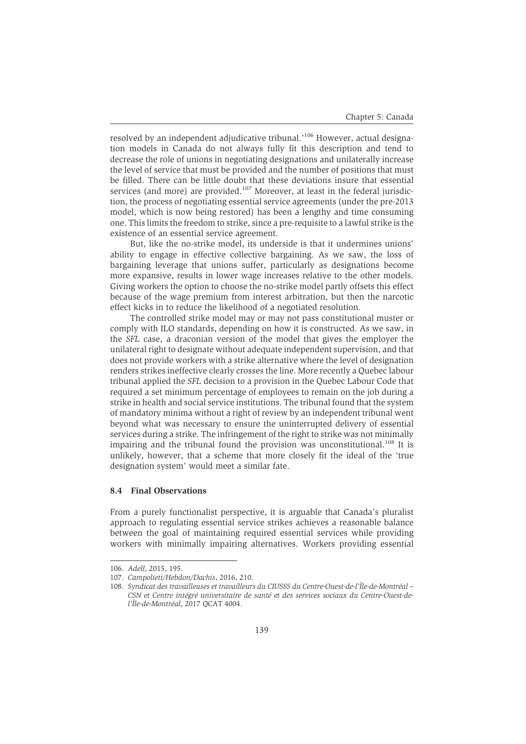resolved by an independent adjudicative tribunal.'[106] However, actual designation models in Canada do not always fully fit this description and tend to decrease the role of unions in negotiating designations and unilaterally increase the level of service that must be provided and the number of positions that must be filled. There can be little doubt that these deviations insure that essential services (and more) are provided.[107] Moreover, at least in the federal jurisdiction, the process of negotiating essential service agreements (under the pre-2013 model, which is now being restored) has been a lengthy and time consuming one. This limits the freedom to strike, since a pre-requisite to a lawful strike is the existence of an essential service agreement.

But, like the no-strike model, its underside is that it undermines unions' ability to engage in effective collective bargaining. As we saw, the loss of bargaining leverage that unions suffer, particularly as designations become more expansive, results in lower wage increases relative to the other models. Giving workers the option to choose the no-strike model partly offsets this effect because of the wage premium from interest arbitration, but then the narcotic effect kicks in to reduce the likelihood of a negotiated resolution.

The controlled strike model may or may not pass constitutional muster or comply with ILO standards, depending on how it is constructed. As we saw, in the *SFL* case, a draconian version of the model that gives the employer the unilateral right to designate without adequate independent supervision, and that does not provide workers with a strike alternative where the level of designation renders strikes ineffective clearly crosses the line. More recently a Quebec labour tribunal applied the *SFL* decision to a provision in the Quebec Labour Code that required a set minimum percentage of employees to remain on the job during a strike in health and social service institutions. The tribunal found that the system of mandatory minima without a right of review by an independent tribunal went beyond what was necessary to ensure the uninterrupted delivery of essential services during a strike. The infringement of the right to strike was not minimally impairing and the tribunal found the provision was unconstitutional.[108] It is unlikely, however, that a scheme that more closely fit the ideal of the 'true designation system' would meet a similar fate.

### 8.4 Final Observations

From a purely functionalist perspective, it is arguable that Canada's pluralist approach to regulating essential service strikes achieves a reasonable balance between the goal of maintaining required essential services while providing workers with minimally impairing alternatives. Workers providing essential

---

106. *Adell*, 2015, 195.

107. *Campolieti/Hebdon/Dachis*, 2016, 210.

108. *Syndicat des travailleuses et travailleurs du CIUSSS du Centre-Ouest-de-l'Île-de-Montréal – CSN et Centre intégré universitaire de santé et des services sociaux du Centre-Ouest-de-l'Île-de-Montréal*, 2017 QCAT 4004.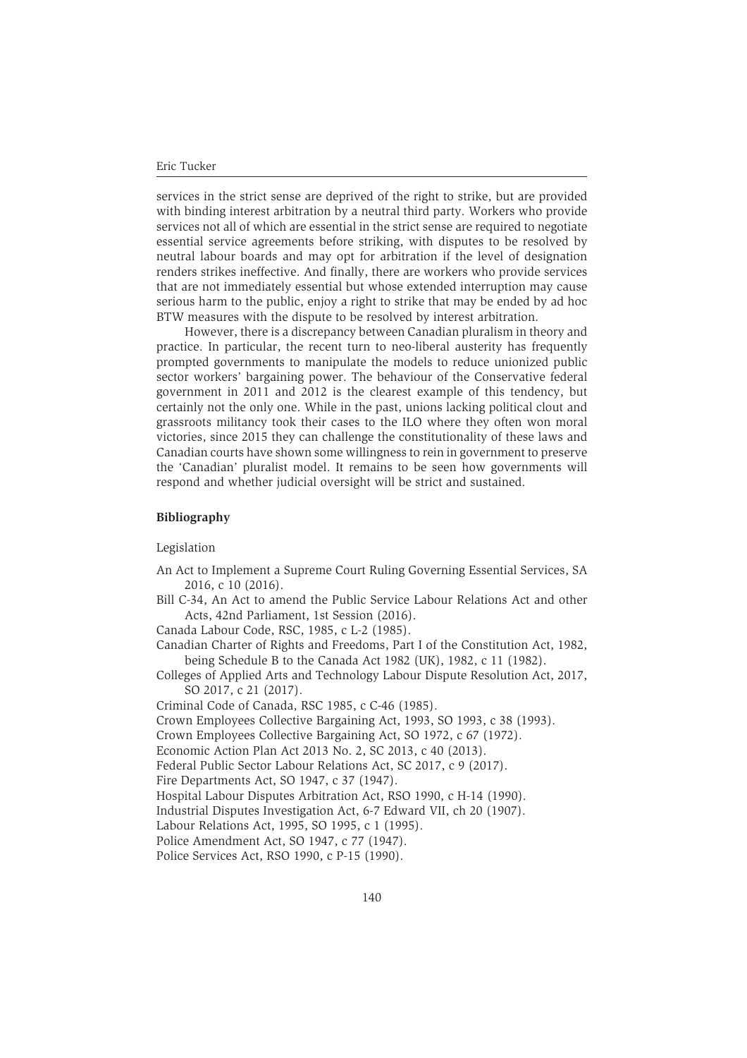services in the strict sense are deprived of the right to strike, but are provided with binding interest arbitration by a neutral third party. Workers who provide services not all of which are essential in the strict sense are required to negotiate essential service agreements before striking, with disputes to be resolved by neutral labour boards and may opt for arbitration if the level of designation renders strikes ineffective. And finally, there are workers who provide services that are not immediately essential but whose extended interruption may cause serious harm to the public, enjoy a right to strike that may be ended by ad hoc BTW measures with the dispute to be resolved by interest arbitration.

However, there is a discrepancy between Canadian pluralism in theory and practice. In particular, the recent turn to neo-liberal austerity has frequently prompted governments to manipulate the models to reduce unionized public sector workers' bargaining power. The behaviour of the Conservative federal government in 2011 and 2012 is the clearest example of this tendency, but certainly not the only one. While in the past, unions lacking political clout and grassroots militancy took their cases to the ILO where they often won moral victories, since 2015 they can challenge the constitutionality of these laws and Canadian courts have shown some willingness to rein in government to preserve the 'Canadian' pluralist model. It remains to be seen how governments will respond and whether judicial oversight will be strict and sustained.

## Bibliography

Legislation

An Act to Implement a Supreme Court Ruling Governing Essential Services, SA 2016, c 10 (2016).

Bill C-34, An Act to amend the Public Service Labour Relations Act and other Acts, 42nd Parliament, 1st Session (2016).

Canada Labour Code, RSC, 1985, c L-2 (1985).

Canadian Charter of Rights and Freedoms, Part I of the Constitution Act, 1982, being Schedule B to the Canada Act 1982 (UK), 1982, c 11 (1982).

Colleges of Applied Arts and Technology Labour Dispute Resolution Act, 2017, SO 2017, c 21 (2017).

Criminal Code of Canada, RSC 1985, c C-46 (1985).

Crown Employees Collective Bargaining Act, 1993, SO 1993, c 38 (1993).

Crown Employees Collective Bargaining Act, SO 1972, c 67 (1972).

Economic Action Plan Act 2013 No. 2, SC 2013, c 40 (2013).

Federal Public Sector Labour Relations Act, SC 2017, c 9 (2017).

Fire Departments Act, SO 1947, c 37 (1947).

Hospital Labour Disputes Arbitration Act, RSO 1990, c H-14 (1990).

Industrial Disputes Investigation Act, 6-7 Edward VII, ch 20 (1907).

Labour Relations Act, 1995, SO 1995, c 1 (1995).

Police Amendment Act, SO 1947, c 77 (1947).

Police Services Act, RSO 1990, c P-15 (1990).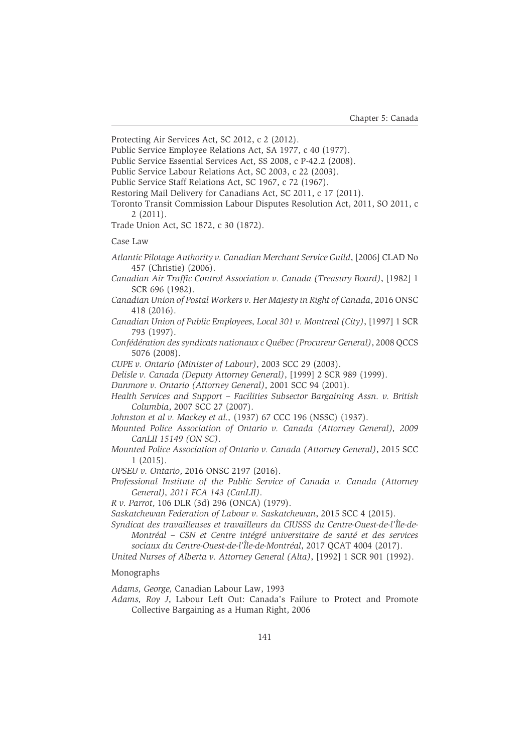Protecting Air Services Act, SC 2012, c 2 (2012).

Public Service Employee Relations Act, SA 1977, c 40 (1977).

Public Service Essential Services Act, SS 2008, c P-42.2 (2008).

Public Service Labour Relations Act, SC 2003, c 22 (2003).

Public Service Staff Relations Act, SC 1967, c 72 (1967).

Restoring Mail Delivery for Canadians Act, SC 2011, c 17 (2011).

Toronto Transit Commission Labour Disputes Resolution Act, 2011, SO 2011, c 2 (2011).

Trade Union Act, SC 1872, c 30 (1872).

Case Law

*Atlantic Pilotage Authority v. Canadian Merchant Service Guild*, [2006] CLAD No 457 (Christie) (2006).

*Canadian Air Traffic Control Association v. Canada (Treasury Board)*, [1982] 1 SCR 696 (1982).

*Canadian Union of Postal Workers v. Her Majesty in Right of Canada*, 2016 ONSC 418 (2016).

*Canadian Union of Public Employees, Local 301 v. Montreal (City)*, [1997] 1 SCR 793 (1997).

*Confédération des syndicats nationaux c Québec (Procureur General)*, 2008 QCCS 5076 (2008).

*CUPE v. Ontario (Minister of Labour)*, 2003 SCC 29 (2003).

*Delisle v. Canada (Deputy Attorney General)*, [1999] 2 SCR 989 (1999).

*Dunmore v. Ontario (Attorney General)*, 2001 SCC 94 (2001).

*Health Services and Support – Facilities Subsector Bargaining Assn. v. British Columbia*, 2007 SCC 27 (2007).

*Johnston et al v. Mackey et al.,* (1937) 67 CCC 196 (NSSC) (1937).

*Mounted Police Association of Ontario v. Canada (Attorney General), 2009 CanLII 15149 (ON SC)*.

*Mounted Police Association of Ontario v. Canada (Attorney General)*, 2015 SCC 1 (2015).

*OPSEU v. Ontario*, 2016 ONSC 2197 (2016).

*Professional Institute of the Public Service of Canada v. Canada (Attorney General), 2011 FCA 143 (CanLII)*.

*R v. Parrot*, 106 DLR (3d) 296 (ONCA) (1979).

*Saskatchewan Federation of Labour v. Saskatchewan*, 2015 SCC 4 (2015).

*Syndicat des travailleuses et travailleurs du CIUSSS du Centre-Ouest-de-l'Île-de-Montréal – CSN et Centre intégré universitaire de santé et des services sociaux du Centre-Ouest-de-l'Île-de-Montréal*, 2017 QCAT 4004 (2017).

*United Nurses of Alberta v. Attorney General (Alta)*, [1992] 1 SCR 901 (1992).

Monographs

*Adams, George,* Canadian Labour Law, 1993

*Adams, Roy J*, Labour Left Out: Canada's Failure to Protect and Promote Collective Bargaining as a Human Right, 2006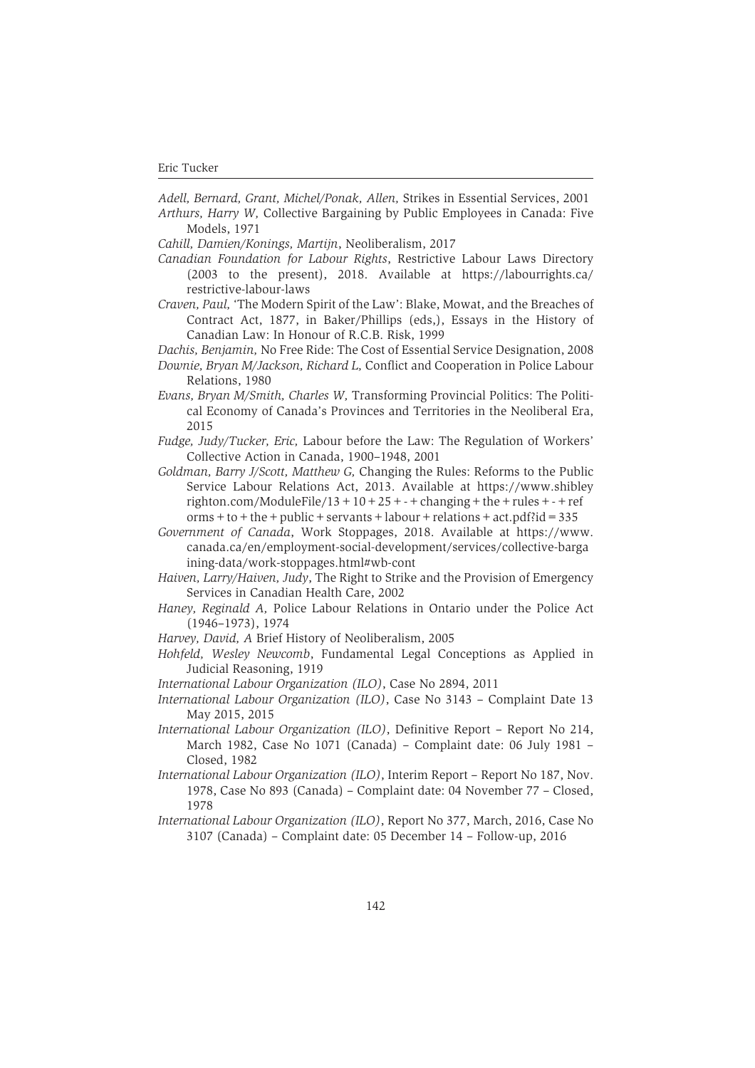*Adell, Bernard, Grant, Michel/Ponak, Allen,* Strikes in Essential Services, 2001

*Arthurs, Harry W,* Collective Bargaining by Public Employees in Canada: Five Models, 1971

*Cahill, Damien/Konings, Martijn*, Neoliberalism, 2017

*Canadian Foundation for Labour Rights*, Restrictive Labour Laws Directory (2003 to the present), 2018. Available at https://labourrights.ca/restrictive-labour-laws

*Craven, Paul,* 'The Modern Spirit of the Law': Blake, Mowat, and the Breaches of Contract Act, 1877, in Baker/Phillips (eds,), Essays in the History of Canadian Law: In Honour of R.C.B. Risk, 1999

*Dachis, Benjamin,* No Free Ride: The Cost of Essential Service Designation, 2008

*Downie, Bryan M/Jackson, Richard L,* Conflict and Cooperation in Police Labour Relations, 1980

*Evans, Bryan M/Smith, Charles W,* Transforming Provincial Politics: The Political Economy of Canada's Provinces and Territories in the Neoliberal Era, 2015

*Fudge, Judy/Tucker, Eric,* Labour before the Law: The Regulation of Workers' Collective Action in Canada, 1900–1948, 2001

*Goldman, Barry J/Scott, Matthew G,* Changing the Rules: Reforms to the Public Service Labour Relations Act, 2013. Available at https://www.shibleyrighton.com/ModuleFile/13 + 10 + 25 + - + changing + the + rules + - + reforms + to + the + public + servants + labour + relations + act.pdf?id = 335

*Government of Canada*, Work Stoppages, 2018. Available at https://www.canada.ca/en/employment-social-development/services/collective-bargaining-data/work-stoppages.html#wb-cont

*Haiven, Larry/Haiven, Judy*, The Right to Strike and the Provision of Emergency Services in Canadian Health Care, 2002

*Haney, Reginald A,* Police Labour Relations in Ontario under the Police Act (1946–1973), 1974

*Harvey, David, A* Brief History of Neoliberalism, 2005

*Hohfeld, Wesley Newcomb*, Fundamental Legal Conceptions as Applied in Judicial Reasoning, 1919

*International Labour Organization (ILO)*, Case No 2894, 2011

*International Labour Organization (ILO)*, Case No 3143 – Complaint Date 13 May 2015, 2015

*International Labour Organization (ILO)*, Definitive Report – Report No 214, March 1982, Case No 1071 (Canada) – Complaint date: 06 July 1981 – Closed, 1982

*International Labour Organization (ILO)*, Interim Report – Report No 187, Nov. 1978, Case No 893 (Canada) – Complaint date: 04 November 77 – Closed, 1978

*International Labour Organization (ILO)*, Report No 377, March, 2016, Case No 3107 (Canada) – Complaint date: 05 December 14 – Follow-up, 2016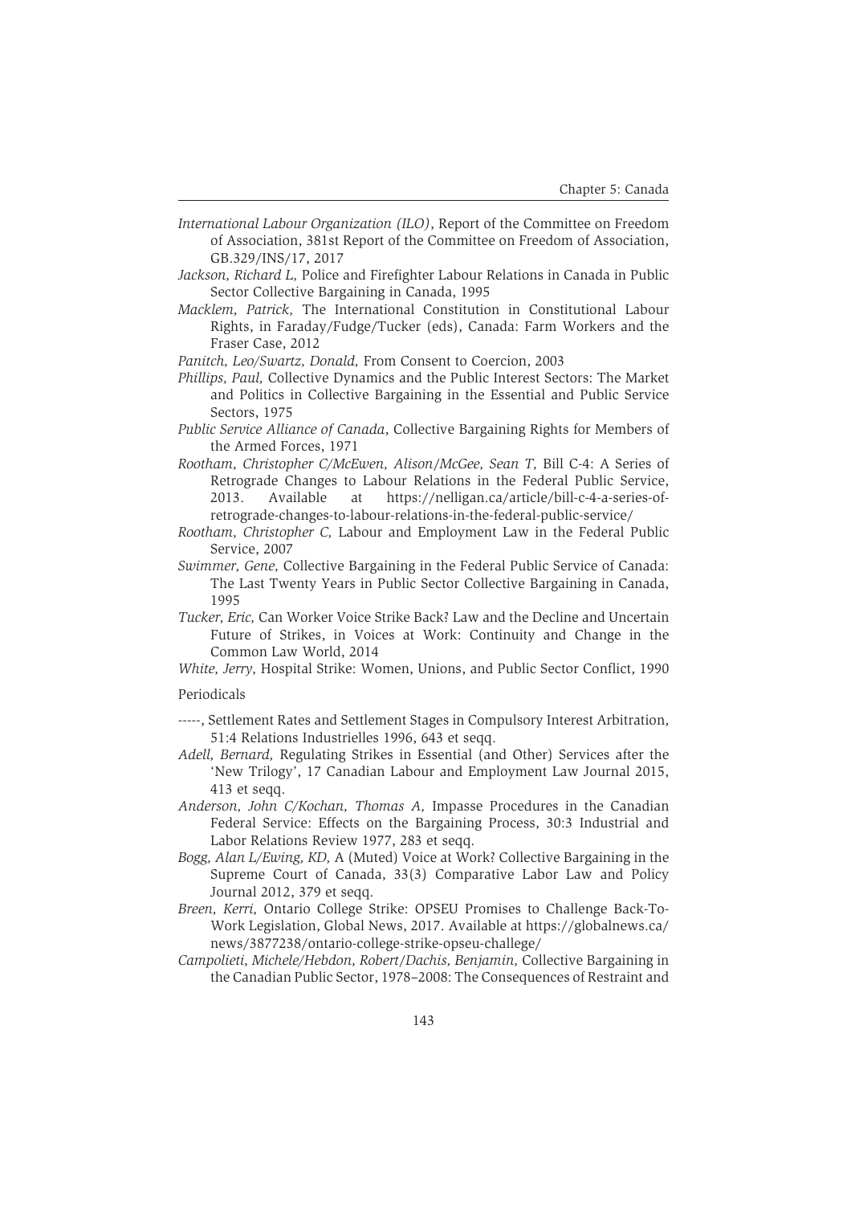*International Labour Organization (ILO)*, Report of the Committee on Freedom of Association, 381st Report of the Committee on Freedom of Association, GB.329/INS/17, 2017

*Jackson, Richard L,* Police and Firefighter Labour Relations in Canada in Public Sector Collective Bargaining in Canada, 1995

*Macklem, Patrick,* The International Constitution in Constitutional Labour Rights, in Faraday/Fudge/Tucker (eds), Canada: Farm Workers and the Fraser Case, 2012

*Panitch, Leo/Swartz, Donald,* From Consent to Coercion, 2003

*Phillips, Paul,* Collective Dynamics and the Public Interest Sectors: The Market and Politics in Collective Bargaining in the Essential and Public Service Sectors, 1975

*Public Service Alliance of Canada*, Collective Bargaining Rights for Members of the Armed Forces, 1971

*Rootham, Christopher C/McEwen, Alison/McGee, Sean T,* Bill C-4: A Series of Retrograde Changes to Labour Relations in the Federal Public Service, 2013. Available at https://nelligan.ca/article/bill-c-4-a-series-of-retrograde-changes-to-labour-relations-in-the-federal-public-service/

*Rootham, Christopher C,* Labour and Employment Law in the Federal Public Service, 2007

*Swimmer, Gene,* Collective Bargaining in the Federal Public Service of Canada: The Last Twenty Years in Public Sector Collective Bargaining in Canada, 1995

*Tucker, Eric,* Can Worker Voice Strike Back? Law and the Decline and Uncertain Future of Strikes, in Voices at Work: Continuity and Change in the Common Law World, 2014

*White, Jerry,* Hospital Strike: Women, Unions, and Public Sector Conflict, 1990

Periodicals

-----, Settlement Rates and Settlement Stages in Compulsory Interest Arbitration, 51:4 Relations Industrielles 1996, 643 et seqq.

*Adell, Bernard,* Regulating Strikes in Essential (and Other) Services after the 'New Trilogy', 17 Canadian Labour and Employment Law Journal 2015, 413 et seqq.

*Anderson, John C/Kochan, Thomas A,* Impasse Procedures in the Canadian Federal Service: Effects on the Bargaining Process, 30:3 Industrial and Labor Relations Review 1977, 283 et seqq.

*Bogg, Alan L/Ewing, KD,* A (Muted) Voice at Work? Collective Bargaining in the Supreme Court of Canada, 33(3) Comparative Labor Law and Policy Journal 2012, 379 et seqq.

*Breen, Kerri,* Ontario College Strike: OPSEU Promises to Challenge Back-To-Work Legislation, Global News, 2017. Available at https://globalnews.ca/news/3877238/ontario-college-strike-opseu-challege/

*Campolieti, Michele/Hebdon, Robert/Dachis, Benjamin,* Collective Bargaining in the Canadian Public Sector, 1978–2008: The Consequences of Restraint and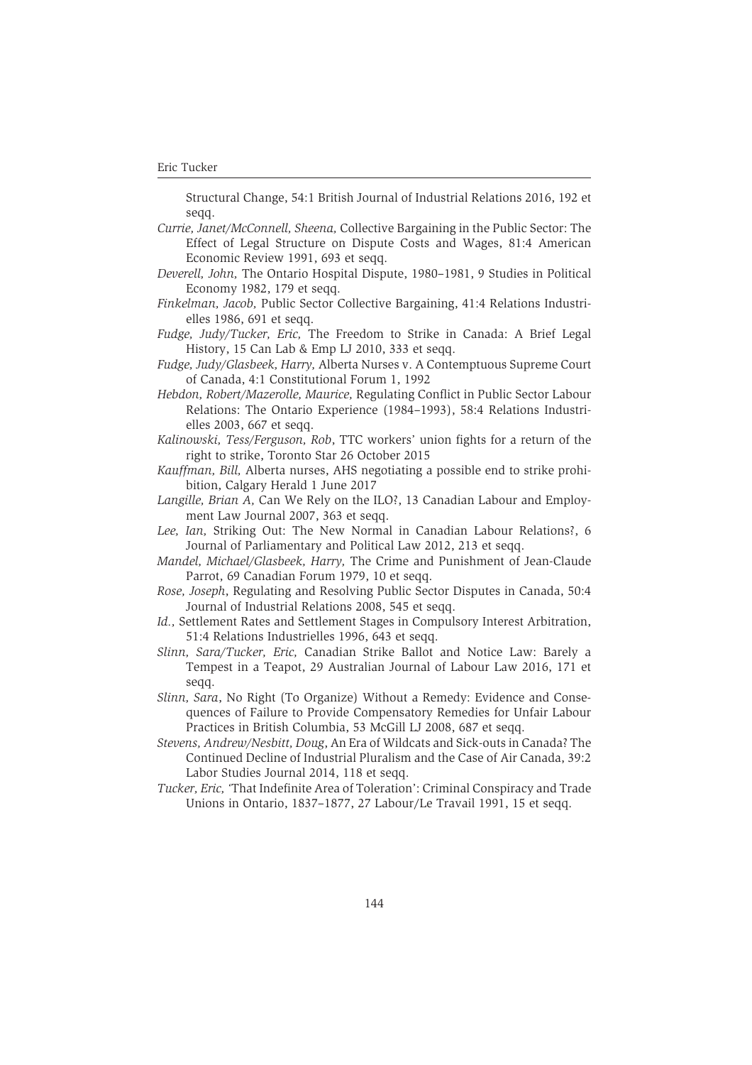Structural Change, 54:1 British Journal of Industrial Relations 2016, 192 et seqq.

*Currie, Janet/McConnell, Sheena,* Collective Bargaining in the Public Sector: The Effect of Legal Structure on Dispute Costs and Wages, 81:4 American Economic Review 1991, 693 et seqq.

*Deverell, John,* The Ontario Hospital Dispute, 1980–1981, 9 Studies in Political Economy 1982, 179 et seqq.

*Finkelman, Jacob,* Public Sector Collective Bargaining, 41:4 Relations Industrielles 1986, 691 et seqq.

*Fudge, Judy/Tucker, Eric,* The Freedom to Strike in Canada: A Brief Legal History, 15 Can Lab & Emp LJ 2010, 333 et seqq.

*Fudge, Judy/Glasbeek, Harry,* Alberta Nurses v. A Contemptuous Supreme Court of Canada, 4:1 Constitutional Forum 1, 1992

*Hebdon, Robert/Mazerolle, Maurice,* Regulating Conflict in Public Sector Labour Relations: The Ontario Experience (1984–1993), 58:4 Relations Industrielles 2003, 667 et seqq.

*Kalinowski, Tess/Ferguson, Rob*, TTC workers' union fights for a return of the right to strike, Toronto Star 26 October 2015

*Kauffman, Bill,* Alberta nurses, AHS negotiating a possible end to strike prohibition, Calgary Herald 1 June 2017

*Langille, Brian A,* Can We Rely on the ILO?, 13 Canadian Labour and Employment Law Journal 2007, 363 et seqq.

*Lee, Ian,* Striking Out: The New Normal in Canadian Labour Relations?, 6 Journal of Parliamentary and Political Law 2012, 213 et seqq.

*Mandel, Michael/Glasbeek, Harry,* The Crime and Punishment of Jean-Claude Parrot, 69 Canadian Forum 1979, 10 et seqq.

*Rose, Joseph*, Regulating and Resolving Public Sector Disputes in Canada, 50:4 Journal of Industrial Relations 2008, 545 et seqq.

*Id.,* Settlement Rates and Settlement Stages in Compulsory Interest Arbitration, 51:4 Relations Industrielles 1996, 643 et seqq.

*Slinn, Sara/Tucker, Eric,* Canadian Strike Ballot and Notice Law: Barely a Tempest in a Teapot, 29 Australian Journal of Labour Law 2016, 171 et seqq.

*Slinn, Sara*, No Right (To Organize) Without a Remedy: Evidence and Consequences of Failure to Provide Compensatory Remedies for Unfair Labour Practices in British Columbia, 53 McGill LJ 2008, 687 et seqq.

*Stevens, Andrew/Nesbitt, Doug*, An Era of Wildcats and Sick-outs in Canada? The Continued Decline of Industrial Pluralism and the Case of Air Canada, 39:2 Labor Studies Journal 2014, 118 et seqq.

*Tucker, Eric,* 'That Indefinite Area of Toleration': Criminal Conspiracy and Trade Unions in Ontario, 1837–1877, 27 Labour/Le Travail 1991, 15 et seqq.